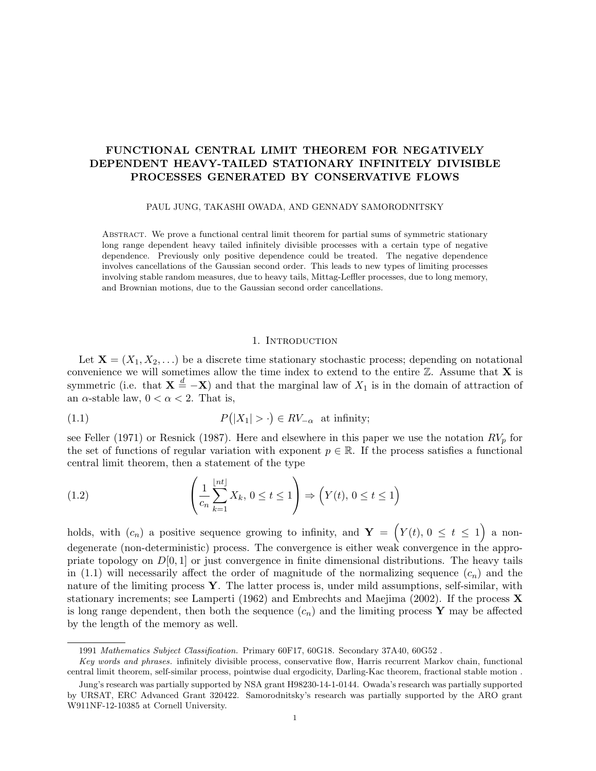# FUNCTIONAL CENTRAL LIMIT THEOREM FOR NEGATIVELY DEPENDENT HEAVY-TAILED STATIONARY INFINITELY DIVISIBLE PROCESSES GENERATED BY CONSERVATIVE FLOWS

PAUL JUNG, TAKASHI OWADA, AND GENNADY SAMORODNITSKY

Abstract. We prove a functional central limit theorem for partial sums of symmetric stationary long range dependent heavy tailed infinitely divisible processes with a certain type of negative dependence. Previously only positive dependence could be treated. The negative dependence involves cancellations of the Gaussian second order. This leads to new types of limiting processes involving stable random measures, due to heavy tails, Mittag-Leffler processes, due to long memory, and Brownian motions, due to the Gaussian second order cancellations.

## 1. Introduction

Let $\mathbf{X} = (X_1, X_2, \dots)$ be a discrete time stationary stochastic process; depending on notational convenience we will sometimes allow the time index to extend to the entire $\mathbb{Z}$. Assume that $\mathbf{X}$ is symmetric (i.e. that $\mathbf{X} \stackrel{d}{=} -\mathbf{X}$) and that the marginal law of $X_1$ is in the domain of attraction of an $\alpha$-stable law, $0 < \alpha < 2$. That is,

$$P\big(|X_1| > \cdot\big) \in RV_{-\alpha} \ \text{ at infinity;} \tag{1.1}$$

see Feller (1971) or Resnick (1987). Here and elsewhere in this paper we use the notation $RV_p$ for the set of functions of regular variation with exponent $p \in \mathbb{R}$. If the process satisfies a functional central limit theorem, then a statement of the type

$$\left( \frac{1}{c_n} \sum_{k=1}^{\lfloor nt \rfloor} X_k, \, 0 \le t \le 1 \right) \Rightarrow \Big( Y(t), \, 0 \le t \le 1 \Big) \tag{1.2}$$

holds, with $(c_n)$ a positive sequence growing to infinity, and $\mathbf{Y} = \Big(Y(t), \, 0 \le t \le 1\Big)$ a non-degenerate (non-deterministic) process. The convergence is either weak convergence in the appropriate topology on $D[0,1]$ or just convergence in finite dimensional distributions. The heavy tails in (1.1) will necessarily affect the order of magnitude of the normalizing sequence $(c_n)$ and the nature of the limiting process $\mathbf{Y}$. The latter process is, under mild assumptions, self-similar, with stationary increments; see Lamperti (1962) and Embrechts and Maejima (2002). If the process $\mathbf{X}$ is long range dependent, then both the sequence $(c_n)$ and the limiting process $\mathbf{Y}$ may be affected by the length of the memory as well.

1991 *Mathematics Subject Classification.* Primary 60F17, 60G18. Secondary 37A40, 60G52 .

*Key words and phrases.* infinitely divisible process, conservative flow, Harris recurrent Markov chain, functional central limit theorem, self-similar process, pointwise dual ergodicity, Darling-Kac theorem, fractional stable motion .

Jung's research was partially supported by NSA grant H98230-14-1-0144. Owada's research was partially supported by URSAT, ERC Advanced Grant 320422. Samorodnitsky's research was partially supported by the ARO grant W911NF-12-10385 at Cornell University.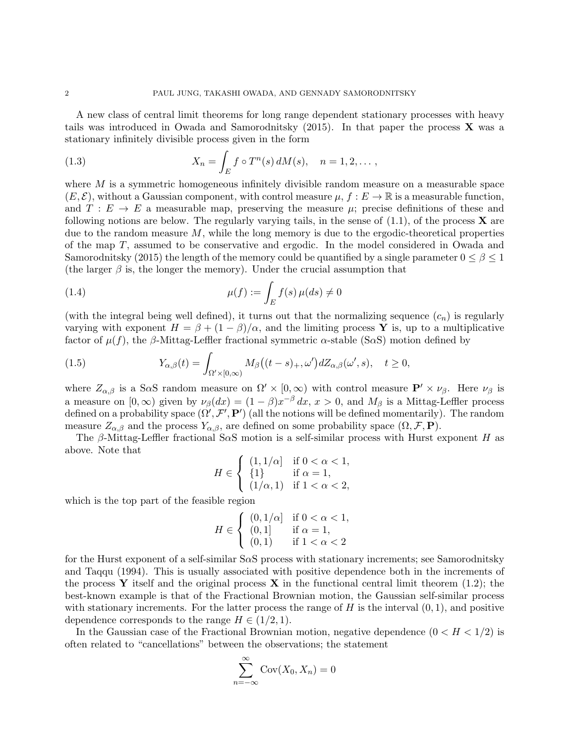A new class of central limit theorems for long range dependent stationary processes with heavy tails was introduced in Owada and Samorodnitsky (2015). In that paper the process $\mathbf{X}$ was a stationary infinitely divisible process given in the form

$$X_n = \int_E f \circ T^n(s)\, dM(s), \quad n = 1, 2, \dots , \tag{1.3}$$

where $M$ is a symmetric homogeneous infinitely divisible random measure on a measurable space $(E, \mathcal{E})$, without a Gaussian component, with control measure $\mu$, $f : E \to \mathbb{R}$ is a measurable function, and $T : E \to E$ a measurable map, preserving the measure $\mu$; precise definitions of these and following notions are below. The regularly varying tails, in the sense of (1.1), of the process $\mathbf{X}$ are due to the random measure $M$, while the long memory is due to the ergodic-theoretical properties of the map $T$, assumed to be conservative and ergodic. In the model considered in Owada and Samorodnitsky (2015) the length of the memory could be quantified by a single parameter $0 \le \beta \le 1$ (the larger $\beta$ is, the longer the memory). Under the crucial assumption that

$$\mu(f) := \int_E f(s)\, \mu(ds) \neq 0 \tag{1.4}$$

(with the integral being well defined), it turns out that the normalizing sequence $(c_n)$ is regularly varying with exponent $H = \beta + (1 - \beta)/\alpha$, and the limiting process $\mathbf{Y}$ is, up to a multiplicative factor of $\mu(f)$, the $\beta$-Mittag-Leffler fractional symmetric $\alpha$-stable (S$\alpha$S) motion defined by

$$Y_{\alpha,\beta}(t) = \int_{\Omega' \times [0,\infty)} M_\beta\big((t - s)_+, \omega'\big) dZ_{\alpha,\beta}(\omega', s), \quad t \ge 0, \tag{1.5}$$

where $Z_{\alpha,\beta}$ is a S$\alpha$S random measure on $\Omega' \times [0, \infty)$ with control measure $\mathbf{P}' \times \nu_\beta$. Here $\nu_\beta$ is a measure on $[0, \infty)$ given by $\nu_\beta(dx) = (1 - \beta)x^{-\beta}\, dx$, $x > 0$, and $M_\beta$ is a Mittag-Leffler process defined on a probability space $(\Omega', \mathcal{F}', \mathbf{P}')$ (all the notions will be defined momentarily). The random measure $Z_{\alpha,\beta}$ and the process $Y_{\alpha,\beta}$, are defined on some probability space $(\Omega, \mathcal{F}, \mathbf{P})$.

The $\beta$-Mittag-Leffler fractional S$\alpha$S motion is a self-similar process with Hurst exponent $H$ as above. Note that

$$H \in \begin{cases} (1, 1/\alpha] & \text{if } 0 < \alpha < 1, \\ \{1\} & \text{if } \alpha = 1, \\ (1/\alpha, 1) & \text{if } 1 < \alpha < 2, \end{cases}$$

which is the top part of the feasible region

$$H \in \begin{cases} (0, 1/\alpha] & \text{if } 0 < \alpha < 1, \\ (0, 1] & \text{if } \alpha = 1, \\ (0, 1) & \text{if } 1 < \alpha < 2 \end{cases}$$

for the Hurst exponent of a self-similar S$\alpha$S process with stationary increments; see Samorodnitsky and Taqqu (1994). This is usually associated with positive dependence both in the increments of the process $\mathbf{Y}$ itself and the original process $\mathbf{X}$ in the functional central limit theorem (1.2); the best-known example is that of the Fractional Brownian motion, the Gaussian self-similar process with stationary increments. For the latter process the range of $H$ is the interval $(0, 1)$, and positive dependence corresponds to the range $H \in (1/2, 1)$.

In the Gaussian case of the Fractional Brownian motion, negative dependence ($0 < H < 1/2$) is often related to "cancellations" between the observations; the statement

$$\sum_{n=-\infty}^{\infty} \mathrm{Cov}(X_0, X_n) = 0$$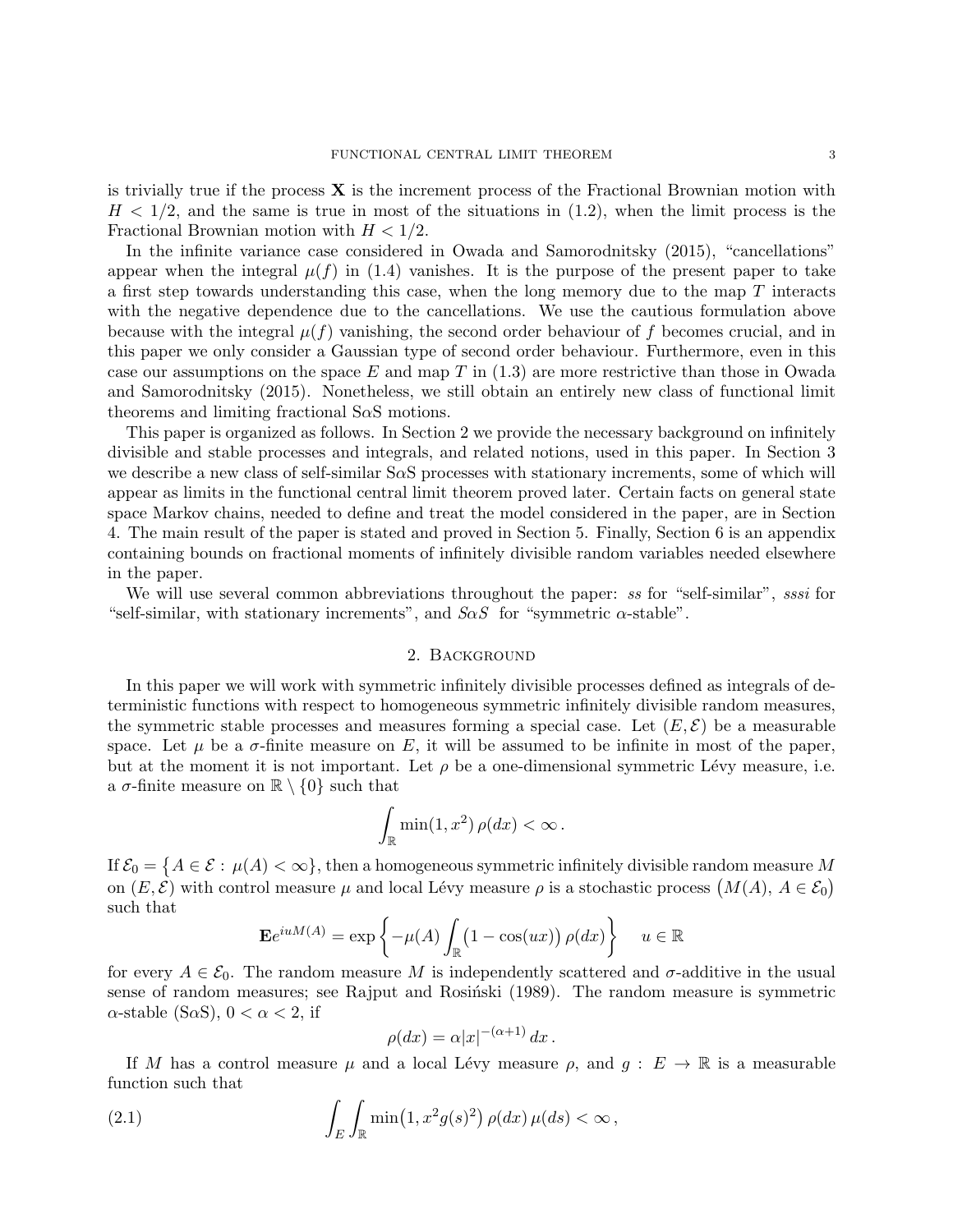is trivially true if the process $\mathbf{X}$ is the increment process of the Fractional Brownian motion with $H < 1/2$, and the same is true in most of the situations in (1.2), when the limit process is the Fractional Brownian motion with $H < 1/2$.

In the infinite variance case considered in Owada and Samorodnitsky (2015), "cancellations" appear when the integral $\mu(f)$ in (1.4) vanishes. It is the purpose of the present paper to take a first step towards understanding this case, when the long memory due to the map $T$ interacts with the negative dependence due to the cancellations. We use the cautious formulation above because with the integral $\mu(f)$ vanishing, the second order behaviour of $f$ becomes crucial, and in this paper we only consider a Gaussian type of second order behaviour. Furthermore, even in this case our assumptions on the space $E$ and map $T$ in (1.3) are more restrictive than those in Owada and Samorodnitsky (2015). Nonetheless, we still obtain an entirely new class of functional limit theorems and limiting fractional S$\alpha$S motions.

This paper is organized as follows. In Section 2 we provide the necessary background on infinitely divisible and stable processes and integrals, and related notions, used in this paper. In Section 3 we describe a new class of self-similar S$\alpha$S processes with stationary increments, some of which will appear as limits in the functional central limit theorem proved later. Certain facts on general state space Markov chains, needed to define and treat the model considered in the paper, are in Section 4. The main result of the paper is stated and proved in Section 5. Finally, Section 6 is an appendix containing bounds on fractional moments of infinitely divisible random variables needed elsewhere in the paper.

We will use several common abbreviations throughout the paper: *ss* for "self-similar", *sssi* for "self-similar, with stationary increments", and *S$\alpha$S* for "symmetric $\alpha$-stable".

## 2. Background

In this paper we will work with symmetric infinitely divisible processes defined as integrals of deterministic functions with respect to homogeneous symmetric infinitely divisible random measures, the symmetric stable processes and measures forming a special case. Let $(E, \mathcal{E})$ be a measurable space. Let $\mu$ be a $\sigma$-finite measure on $E$, it will be assumed to be infinite in most of the paper, but at the moment it is not important. Let $\rho$ be a one-dimensional symmetric Lévy measure, i.e. a $\sigma$-finite measure on $\mathbb{R} \setminus \{0\}$ such that

$$\int_{\mathbb{R}} \min(1, x^2)\, \rho(dx) < \infty\,.$$

If $\mathcal{E}_0 = \{A \in \mathcal{E} : \mu(A) < \infty\}$, then a homogeneous symmetric infinitely divisible random measure $M$ on $(E, \mathcal{E})$ with control measure $\mu$ and local Lévy measure $\rho$ is a stochastic process $\big(M(A),\, A \in \mathcal{E}_0\big)$ such that

$$\mathbf{E}e^{iuM(A)} = \exp\left\{-\mu(A)\int_{\mathbb{R}}\big(1-\cos(ux)\big)\,\rho(dx)\right\} \quad u \in \mathbb{R}$$

for every $A \in \mathcal{E}_0$. The random measure $M$ is independently scattered and $\sigma$-additive in the usual sense of random measures; see Rajput and Rosiński (1989). The random measure is symmetric $\alpha$-stable (S$\alpha$S), $0 < \alpha < 2$, if

$$\rho(dx) = \alpha|x|^{-(\alpha+1)}\,dx\,.$$

If $M$ has a control measure $\mu$ and a local Lévy measure $\rho$, and $g : E \to \mathbb{R}$ is a measurable function such that

$$\int_E \int_{\mathbb{R}} \min\big(1, x^2 g(s)^2\big)\,\rho(dx)\,\mu(ds) < \infty\,, \tag{2.1}$$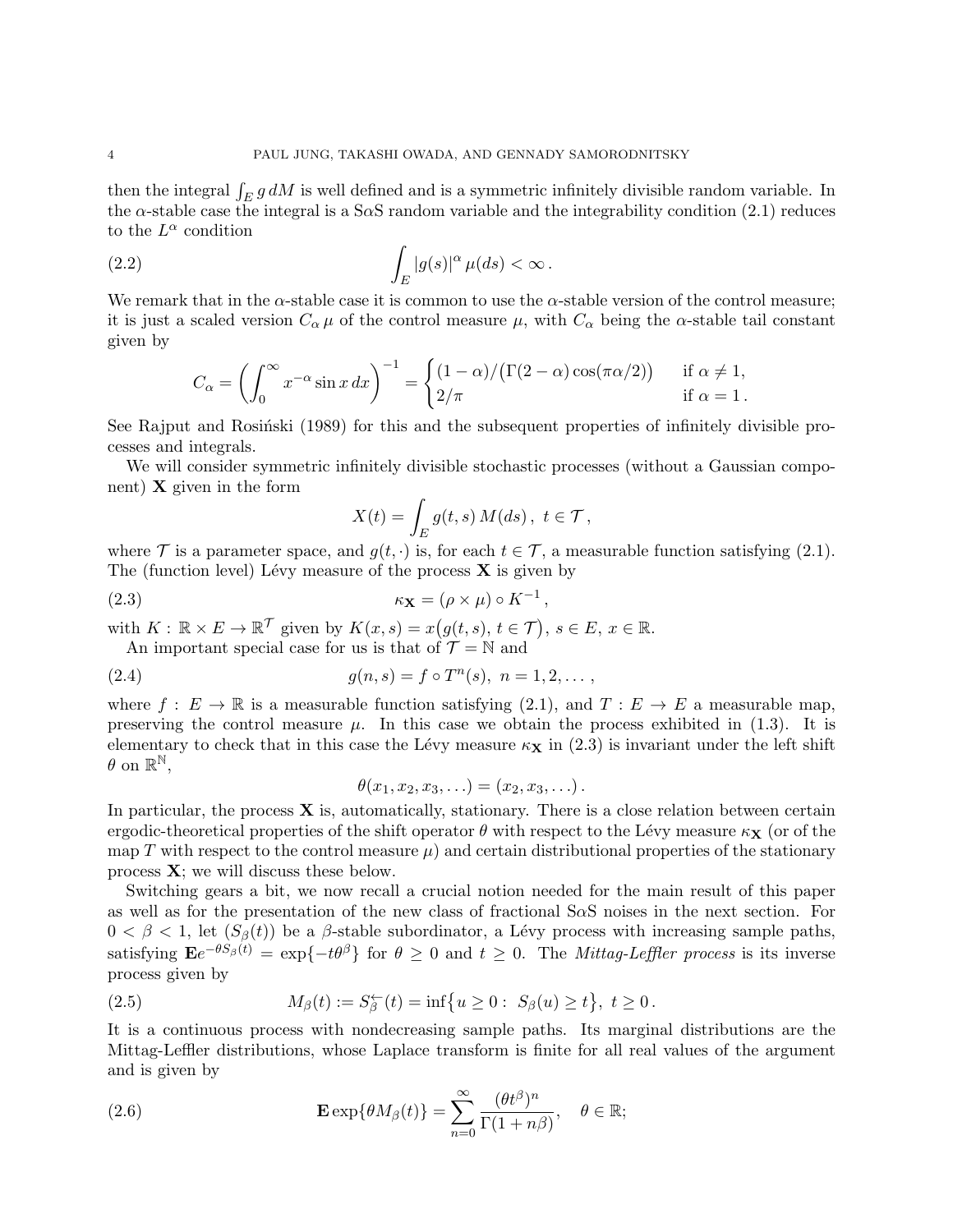then the integral $\int_E g\, dM$ is well defined and is a symmetric infinitely divisible random variable. In the $\alpha$-stable case the integral is a S$\alpha$S random variable and the integrability condition (2.1) reduces to the $L^\alpha$ condition

$$\int_E |g(s)|^\alpha \, \mu(ds) < \infty \,. \tag{2.2}$$

We remark that in the $\alpha$-stable case it is common to use the $\alpha$-stable version of the control measure; it is just a scaled version $C_\alpha \, \mu$ of the control measure $\mu$, with $C_\alpha$ being the $\alpha$-stable tail constant given by

$$C_\alpha = \left( \int_0^\infty x^{-\alpha} \sin x \, dx \right)^{-1} = \begin{cases} (1-\alpha)/\big(\Gamma(2-\alpha)\cos(\pi\alpha/2)\big) & \text{if } \alpha \neq 1, \\ 2/\pi & \text{if } \alpha = 1 \,. \end{cases}$$

See Rajput and Rosiński (1989) for this and the subsequent properties of infinitely divisible processes and integrals.

We will consider symmetric infinitely divisible stochastic processes (without a Gaussian component) $\mathbf{X}$ given in the form

$$X(t) = \int_E g(t,s) \, M(ds) \,, \; t \in \mathcal{T} \,,$$

where $\mathcal{T}$ is a parameter space, and $g(t, \cdot)$ is, for each $t \in \mathcal{T}$, a measurable function satisfying (2.1). The (function level) Lévy measure of the process $\mathbf{X}$ is given by

$$\kappa_{\mathbf{X}} = (\rho \times \mu) \circ K^{-1} \,, \tag{2.3}$$

with $K : \mathbb{R} \times E \to \mathbb{R}^{\mathcal{T}}$ given by $K(x,s) = x\big(g(t,s), \, t \in \mathcal{T}\big)$, $s \in E$, $x \in \mathbb{R}$.

An important special case for us is that of $\mathcal{T} = \mathbb{N}$ and

$$g(n,s) = f \circ T^n(s), \; n = 1, 2, \dots \,, \tag{2.4}$$

where $f : E \to \mathbb{R}$ is a measurable function satisfying (2.1), and $T : E \to E$ a measurable map, preserving the control measure $\mu$. In this case we obtain the process exhibited in (1.3). It is elementary to check that in this case the Lévy measure $\kappa_{\mathbf{X}}$ in (2.3) is invariant under the left shift $\theta$ on $\mathbb{R}^{\mathbb{N}}$,

$$\theta(x_1, x_2, x_3, \dots) = (x_2, x_3, \dots) \,.$$

In particular, the process $\mathbf{X}$ is, automatically, stationary. There is a close relation between certain ergodic-theoretical properties of the shift operator $\theta$ with respect to the Lévy measure $\kappa_{\mathbf{X}}$ (or of the map $T$ with respect to the control measure $\mu$) and certain distributional properties of the stationary process $\mathbf{X}$; we will discuss these below.

Switching gears a bit, we now recall a crucial notion needed for the main result of this paper as well as for the presentation of the new class of fractional S$\alpha$S noises in the next section. For $0 < \beta < 1$, let $(S_\beta(t))$ be a $\beta$-stable subordinator, a Lévy process with increasing sample paths, satisfying $\mathbf{E} e^{-\theta S_\beta(t)} = \exp\{-t\theta^\beta\}$ for $\theta \geq 0$ and $t \geq 0$. The *Mittag-Leffler process* is its inverse process given by

$$M_\beta(t) := S_\beta^{\leftarrow}(t) = \inf\big\{ u \geq 0 : \; S_\beta(u) \geq t \big\}, \; t \geq 0 \,. \tag{2.5}$$

It is a continuous process with nondecreasing sample paths. Its marginal distributions are the Mittag-Leffler distributions, whose Laplace transform is finite for all real values of the argument and is given by

$$\mathbf{E} \exp\{\theta M_\beta(t)\} = \sum_{n=0}^\infty \frac{(\theta t^\beta)^n}{\Gamma(1+n\beta)}, \quad \theta \in \mathbb{R}; \tag{2.6}$$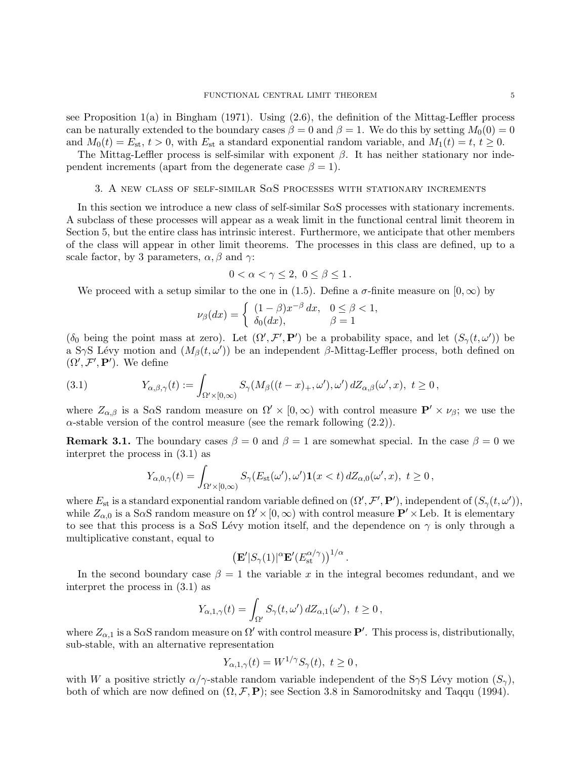see Proposition 1(a) in Bingham (1971). Using (2.6), the definition of the Mittag-Leffler process can be naturally extended to the boundary cases $\beta = 0$ and $\beta = 1$. We do this by setting $M_0(0) = 0$ and $M_0(t) = E_{\rm st}$, $t > 0$, with $E_{\rm st}$ a standard exponential random variable, and $M_1(t) = t$, $t \geq 0$.

The Mittag-Leffler process is self-similar with exponent $\beta$. It has neither stationary nor independent increments (apart from the degenerate case $\beta = 1$).

## 3. A new class of self-similar S$\alpha$S processes with stationary increments

In this section we introduce a new class of self-similar S$\alpha$S processes with stationary increments. A subclass of these processes will appear as a weak limit in the functional central limit theorem in Section 5, but the entire class has intrinsic interest. Furthermore, we anticipate that other members of the class will appear in other limit theorems. The processes in this class are defined, up to a scale factor, by 3 parameters, $\alpha, \beta$ and $\gamma$:

$$0 < \alpha < \gamma \leq 2, \ 0 \leq \beta \leq 1 .$$

We proceed with a setup similar to the one in (1.5). Define a $\sigma$-finite measure on $[0,\infty)$ by

$$\nu_\beta(dx) = \begin{cases} (1-\beta)x^{-\beta}\, dx, & 0 \leq \beta < 1, \\ \delta_0(dx), & \beta = 1 \end{cases}$$

($\delta_0$ being the point mass at zero). Let $(\Omega', \mathcal{F}', \mathbf{P}')$ be a probability space, and let $(S_\gamma(t,\omega'))$ be a S$\gamma$S Lévy motion and $(M_\beta(t,\omega'))$ be an independent $\beta$-Mittag-Leffler process, both defined on $(\Omega', \mathcal{F}', \mathbf{P}')$. We define

$$Y_{\alpha,\beta,\gamma}(t) := \int_{\Omega' \times [0,\infty)} S_\gamma(M_\beta((t-x)_+, \omega'), \omega')\, dZ_{\alpha,\beta}(\omega', x), \ t \geq 0 , \tag{3.1}$$

where $Z_{\alpha,\beta}$ is a S$\alpha$S random measure on $\Omega' \times [0,\infty)$ with control measure $\mathbf{P}' \times \nu_\beta$; we use the $\alpha$-stable version of the control measure (see the remark following (2.2)).

**Remark 3.1.** The boundary cases $\beta = 0$ and $\beta = 1$ are somewhat special. In the case $\beta = 0$ we interpret the process in (3.1) as

$$Y_{\alpha,0,\gamma}(t) = \int_{\Omega' \times [0,\infty)} S_\gamma(E_{\rm st}(\omega'), \omega') \mathbf{1}(x < t)\, dZ_{\alpha,0}(\omega', x), \ t \geq 0 ,$$

where $E_{\rm st}$ is a standard exponential random variable defined on $(\Omega', \mathcal{F}', \mathbf{P}')$, independent of $(S_\gamma(t,\omega'))$, while $Z_{\alpha,0}$ is a S$\alpha$S random measure on $\Omega' \times [0,\infty)$ with control measure $\mathbf{P}' \times \text{Leb}$. It is elementary to see that this process is a S$\alpha$S Lévy motion itself, and the dependence on $\gamma$ is only through a multiplicative constant, equal to

$$\left(\mathbf{E}'|S_\gamma(1)|^\alpha \mathbf{E}'(E_{\rm st}^{\alpha/\gamma})\right)^{1/\alpha} .$$

In the second boundary case $\beta = 1$ the variable $x$ in the integral becomes redundant, and we interpret the process in (3.1) as

$$Y_{\alpha,1,\gamma}(t) = \int_{\Omega'} S_\gamma(t, \omega')\, dZ_{\alpha,1}(\omega'), \ t \geq 0 ,$$

where $Z_{\alpha,1}$ is a S$\alpha$S random measure on $\Omega'$ with control measure $\mathbf{P}'$. This process is, distributionally, sub-stable, with an alternative representation

$$Y_{\alpha,1,\gamma}(t) = W^{1/\gamma} S_\gamma(t), \ t \geq 0 ,$$

with $W$ a positive strictly $\alpha/\gamma$-stable random variable independent of the S$\gamma$S Lévy motion $(S_\gamma)$, both of which are now defined on $(\Omega, \mathcal{F}, \mathbf{P})$; see Section 3.8 in Samorodnitsky and Taqqu (1994).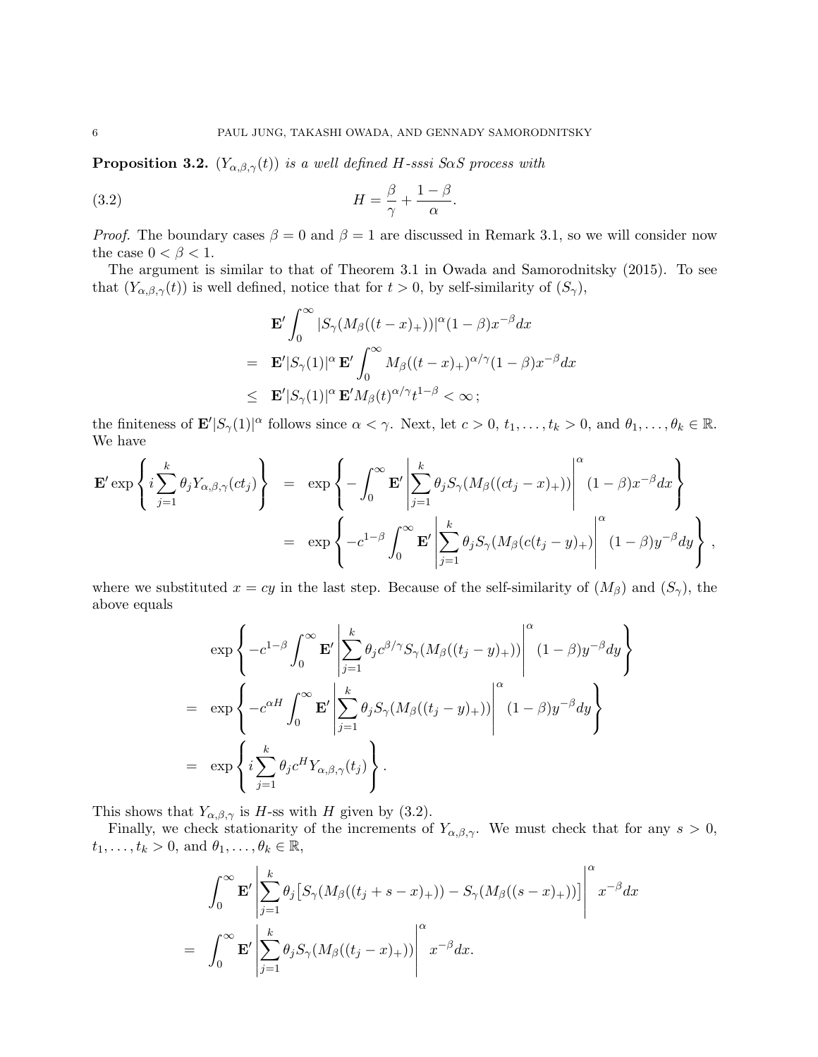**Proposition 3.2.** *$(Y_{\alpha,\beta,\gamma}(t))$ is a well defined $H$-sssi S$\alpha$S process with*

$$H = \frac{\beta}{\gamma} + \frac{1-\beta}{\alpha}. \tag{3.2}$$

*Proof.* The boundary cases $\beta = 0$ and $\beta = 1$ are discussed in Remark 3.1, so we will consider now the case $0 < \beta < 1$.

The argument is similar to that of Theorem 3.1 in Owada and Samorodnitsky (2015). To see that $(Y_{\alpha,\beta,\gamma}(t))$ is well defined, notice that for $t > 0$, by self-similarity of $(S_\gamma)$,

$$\begin{aligned}
& \mathbf{E}' \int_0^\infty |S_\gamma(M_\beta((t-x)_+))|^\alpha (1-\beta) x^{-\beta} dx \\
= \; & \mathbf{E}'|S_\gamma(1)|^\alpha \, \mathbf{E}' \int_0^\infty M_\beta((t-x)_+)^{\alpha/\gamma} (1-\beta) x^{-\beta} dx \\
\leq \; & \mathbf{E}'|S_\gamma(1)|^\alpha \, \mathbf{E}' M_\beta(t)^{\alpha/\gamma} t^{1-\beta} < \infty \, ;
\end{aligned}$$

the finiteness of $\mathbf{E}'|S_\gamma(1)|^\alpha$ follows since $\alpha < \gamma$. Next, let $c > 0$, $t_1, \ldots, t_k > 0$, and $\theta_1, \ldots, \theta_k \in \mathbb{R}$. We have

$$\begin{aligned}
\mathbf{E}' \exp\left\{ i \sum_{j=1}^k \theta_j Y_{\alpha,\beta,\gamma}(ct_j) \right\} &= \exp\left\{ - \int_0^\infty \mathbf{E}' \left| \sum_{j=1}^k \theta_j S_\gamma(M_\beta((ct_j - x)_+)) \right|^\alpha (1-\beta) x^{-\beta} dx \right\} \\
&= \exp\left\{ -c^{1-\beta} \int_0^\infty \mathbf{E}' \left| \sum_{j=1}^k \theta_j S_\gamma(M_\beta(c(t_j - y)_+) \right|^\alpha (1-\beta) y^{-\beta} dy \right\},
\end{aligned}$$

where we substituted $x = cy$ in the last step. Because of the self-similarity of $(M_\beta)$ and $(S_\gamma)$, the above equals

$$\begin{aligned}
& \exp\left\{ -c^{1-\beta} \int_0^\infty \mathbf{E}' \left| \sum_{j=1}^k \theta_j c^{\beta/\gamma} S_\gamma(M_\beta((t_j - y)_+)) \right|^\alpha (1-\beta) y^{-\beta} dy \right\} \\
= \; & \exp\left\{ -c^{\alpha H} \int_0^\infty \mathbf{E}' \left| \sum_{j=1}^k \theta_j S_\gamma(M_\beta((t_j - y)_+)) \right|^\alpha (1-\beta) y^{-\beta} dy \right\} \\
= \; & \exp\left\{ i \sum_{j=1}^k \theta_j c^H Y_{\alpha,\beta,\gamma}(t_j) \right\}.
\end{aligned}$$

This shows that $Y_{\alpha,\beta,\gamma}$ is $H$-ss with $H$ given by (3.2).

Finally, we check stationarity of the increments of $Y_{\alpha,\beta,\gamma}$. We must check that for any $s > 0$, $t_1, \ldots, t_k > 0$, and $\theta_1, \ldots, \theta_k \in \mathbb{R}$,

$$\begin{aligned}
& \int_0^\infty \mathbf{E}' \left| \sum_{j=1}^k \theta_j \big[ S_\gamma(M_\beta((t_j + s - x)_+)) - S_\gamma(M_\beta((s-x)_+)) \big] \right|^\alpha x^{-\beta} dx \\
= \; & \int_0^\infty \mathbf{E}' \left| \sum_{j=1}^k \theta_j S_\gamma(M_\beta((t_j - x)_+)) \right|^\alpha x^{-\beta} dx.
\end{aligned}$$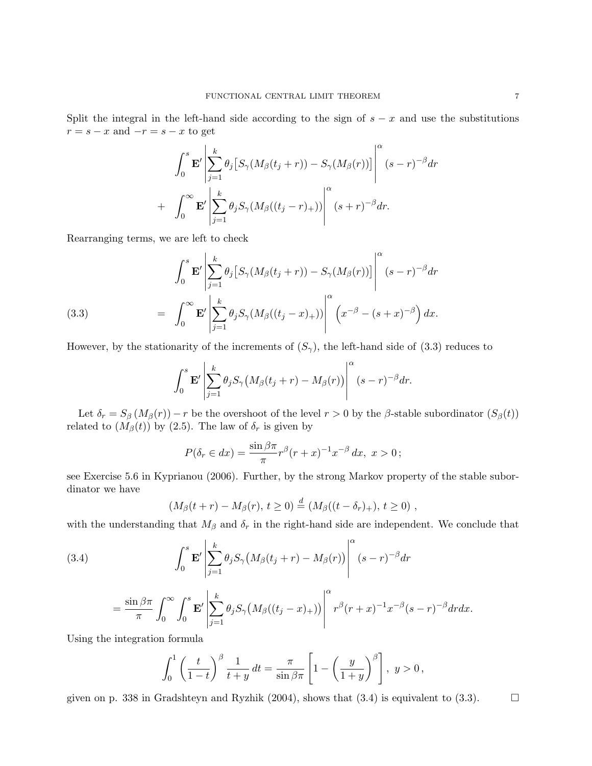Split the integral in the left-hand side according to the sign of $s-x$ and use the substitutions $r=s-x$ and $-r=s-x$ to get

$$
\int_0^s \mathbf{E}' \left| \sum_{j=1}^k \theta_j \big[ S_\gamma(M_\beta(t_j+r)) - S_\gamma(M_\beta(r)) \big] \right|^\alpha (s-r)^{-\beta} dr
$$

$$
+ \quad \int_0^\infty \mathbf{E}' \left| \sum_{j=1}^k \theta_j S_\gamma(M_\beta((t_j-r)_+)) \right|^\alpha (s+r)^{-\beta} dr.
$$

Rearranging terms, we are left to check

$$
\int_0^s \mathbf{E}' \left| \sum_{j=1}^k \theta_j \big[ S_\gamma(M_\beta(t_j+r)) - S_\gamma(M_\beta(r)) \big] \right|^\alpha (s-r)^{-\beta} dr
$$

$$
= \quad \int_0^\infty \mathbf{E}' \left| \sum_{j=1}^k \theta_j S_\gamma(M_\beta((t_j-x)_+)) \right|^\alpha \left( x^{-\beta} - (s+x)^{-\beta} \right) dx. \tag{3.3}
$$

However, by the stationarity of the increments of $(S_\gamma)$, the left-hand side of (3.3) reduces to

$$
\int_0^s \mathbf{E}' \left| \sum_{j=1}^k \theta_j S_\gamma\big( M_\beta(t_j+r) - M_\beta(r) \big) \right|^\alpha (s-r)^{-\beta} dr.
$$

Let $\delta_r = S_\beta\left(M_\beta(r)\right) - r$ be the overshoot of the level $r>0$ by the $\beta$-stable subordinator $(S_\beta(t))$ related to $(M_\beta(t))$ by (2.5). The law of $\delta_r$ is given by

$$
P(\delta_r \in dx) = \frac{\sin \beta\pi}{\pi} r^\beta (r+x)^{-1} x^{-\beta}\, dx, \ x>0\,;
$$

see Exercise 5.6 in Kyprianou (2006). Further, by the strong Markov property of the stable subordinator we have

$$
(M_\beta(t+r) - M_\beta(r),\, t\geq 0) \overset{d}{=} (M_\beta((t-\delta_r)_+),\, t \geq 0)\ ,
$$

with the understanding that $M_\beta$ and $\delta_r$ in the right-hand side are independent. We conclude that

$$
\int_0^s \mathbf{E}' \left| \sum_{j=1}^k \theta_j S_\gamma\big( M_\beta(t_j+r) - M_\beta(r) \big) \right|^\alpha (s-r)^{-\beta} dr \tag{3.4}
$$

$$
= \frac{\sin\beta\pi}{\pi} \int_0^\infty \int_0^s \mathbf{E}' \left| \sum_{j=1}^k \theta_j S_\gamma\big( M_\beta((t_j-x)_+) \big) \right|^\alpha r^\beta (r+x)^{-1} x^{-\beta} (s-r)^{-\beta} dr dx.
$$

Using the integration formula

$$
\int_0^1 \left( \frac{t}{1-t} \right)^\beta \frac{1}{t+y}\, dt = \frac{\pi}{\sin\beta\pi} \left[ 1 - \left( \frac{y}{1+y} \right)^\beta \right],\ y>0\,,
$$

given on p. 338 in Gradshteyn and Ryzhik (2004), shows that (3.4) is equivalent to (3.3). $\square$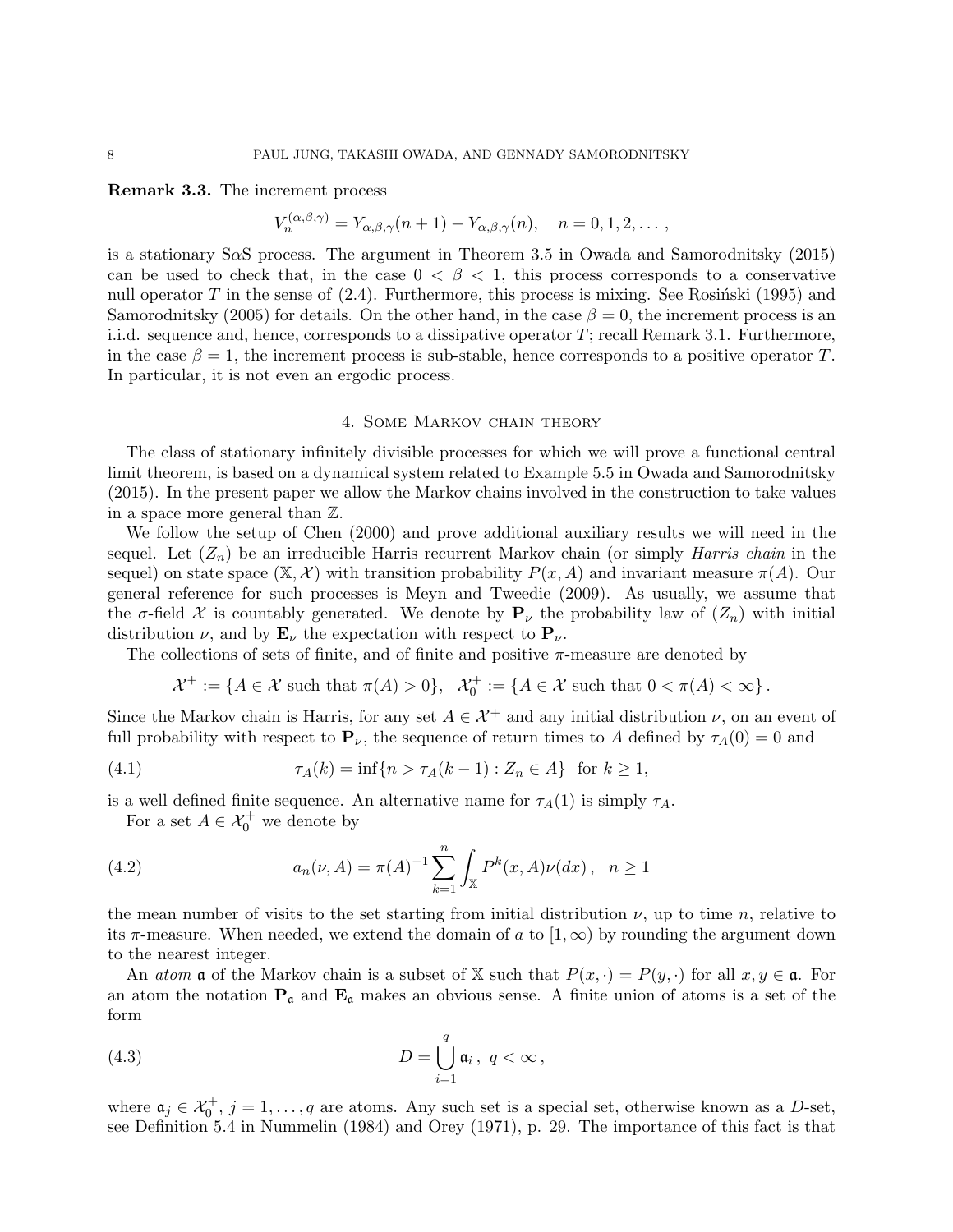**Remark 3.3.** The increment process

$$V_n^{(\alpha,\beta,\gamma)} = Y_{\alpha,\beta,\gamma}(n+1) - Y_{\alpha,\beta,\gamma}(n), \quad n = 0, 1, 2, \dots,$$

is a stationary S$\alpha$S process. The argument in Theorem 3.5 in Owada and Samorodnitsky (2015) can be used to check that, in the case $0 < \beta < 1$, this process corresponds to a conservative null operator $T$ in the sense of (2.4). Furthermore, this process is mixing. See Rosiński (1995) and Samorodnitsky (2005) for details. On the other hand, in the case $\beta = 0$, the increment process is an i.i.d. sequence and, hence, corresponds to a dissipative operator $T$; recall Remark 3.1. Furthermore, in the case $\beta = 1$, the increment process is sub-stable, hence corresponds to a positive operator $T$. In particular, it is not even an ergodic process.

## 4. Some Markov chain theory

The class of stationary infinitely divisible processes for which we will prove a functional central limit theorem, is based on a dynamical system related to Example 5.5 in Owada and Samorodnitsky (2015). In the present paper we allow the Markov chains involved in the construction to take values in a space more general than $\mathbb{Z}$.

We follow the setup of Chen (2000) and prove additional auxiliary results we will need in the sequel. Let $(Z_n)$ be an irreducible Harris recurrent Markov chain (or simply *Harris chain* in the sequel) on state space $(\mathbb{X}, \mathcal{X})$ with transition probability $P(x, A)$ and invariant measure $\pi(A)$. Our general reference for such processes is Meyn and Tweedie (2009). As usually, we assume that the $\sigma$-field $\mathcal{X}$ is countably generated. We denote by $\mathbf{P}_\nu$ the probability law of $(Z_n)$ with initial distribution $\nu$, and by $\mathbf{E}_\nu$ the expectation with respect to $\mathbf{P}_\nu$.

The collections of sets of finite, and of finite and positive $\pi$-measure are denoted by

$$\mathcal{X}^+ := \{A \in \mathcal{X} \text{ such that } \pi(A) > 0\}, \quad \mathcal{X}_0^+ := \{A \in \mathcal{X} \text{ such that } 0 < \pi(A) < \infty\}.$$

Since the Markov chain is Harris, for any set $A \in \mathcal{X}^+$ and any initial distribution $\nu$, on an event of full probability with respect to $\mathbf{P}_\nu$, the sequence of return times to $A$ defined by $\tau_A(0) = 0$ and

$$\tau_A(k) = \inf\{n > \tau_A(k-1) : Z_n \in A\} \;\; \text{for } k \geq 1, \tag{4.1}$$

is a well defined finite sequence. An alternative name for $\tau_A(1)$ is simply $\tau_A$.

For a set $A \in \mathcal{X}_0^+$ we denote by

$$a_n(\nu, A) = \pi(A)^{-1} \sum_{k=1}^{n} \int_{\mathbb{X}} P^k(x, A)\nu(dx), \quad n \geq 1 \tag{4.2}$$

the mean number of visits to the set starting from initial distribution $\nu$, up to time $n$, relative to its $\pi$-measure. When needed, we extend the domain of $a$ to $[1, \infty)$ by rounding the argument down to the nearest integer.

An *atom* $\mathfrak{a}$ of the Markov chain is a subset of $\mathbb{X}$ such that $P(x, \cdot) = P(y, \cdot)$ for all $x, y \in \mathfrak{a}$. For an atom the notation $\mathbf{P}_\mathfrak{a}$ and $\mathbf{E}_\mathfrak{a}$ makes an obvious sense. A finite union of atoms is a set of the form

$$D = \bigcup_{i=1}^{q} \mathfrak{a}_i, \; q < \infty, \tag{4.3}$$

where $\mathfrak{a}_j \in \mathcal{X}_0^+$, $j = 1, \dots, q$ are atoms. Any such set is a special set, otherwise known as a $D$-set, see Definition 5.4 in Nummelin (1984) and Orey (1971), p. 29. The importance of this fact is that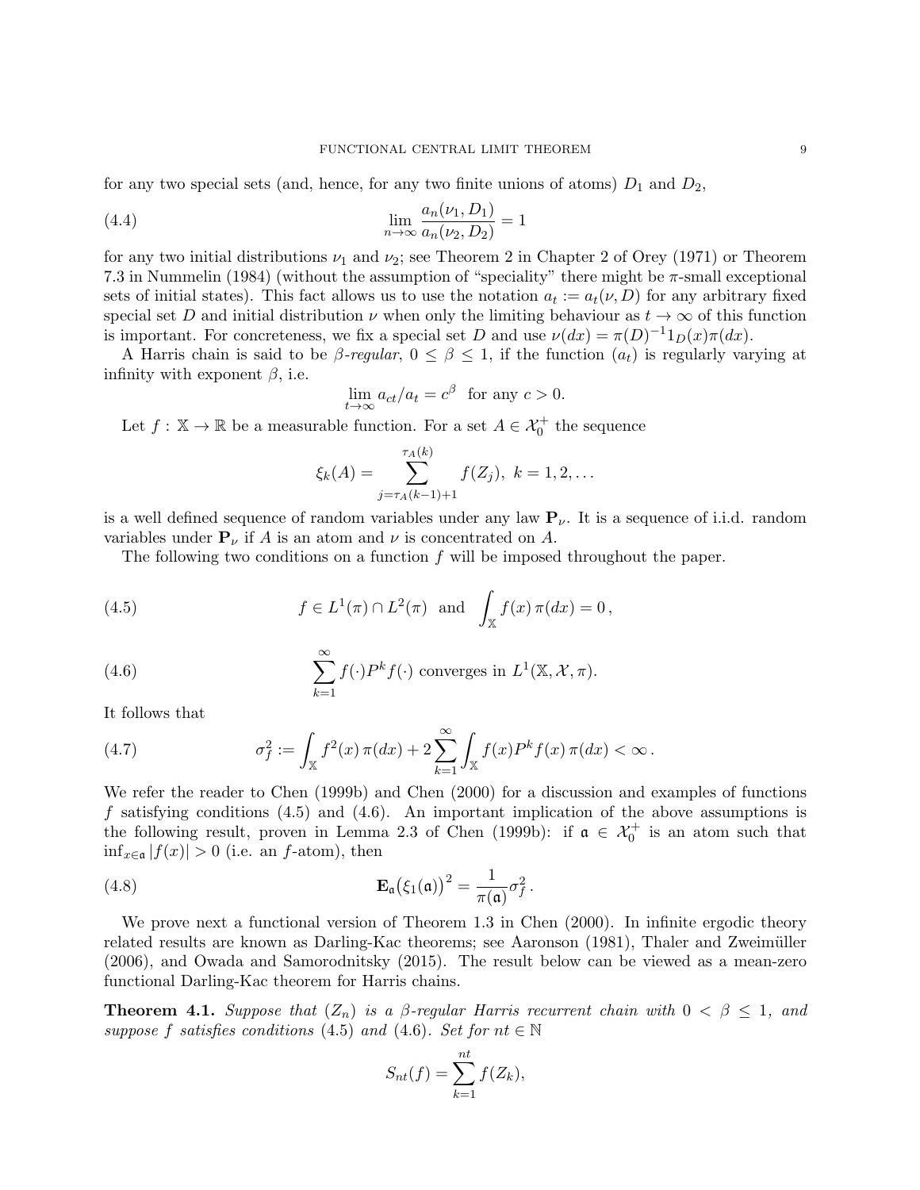for any two special sets (and, hence, for any two finite unions of atoms) $D_1$ and $D_2$,

$$\lim_{n\to\infty} \frac{a_n(\nu_1, D_1)}{a_n(\nu_2, D_2)} = 1 \tag{4.4}$$

for any two initial distributions $\nu_1$ and $\nu_2$; see Theorem 2 in Chapter 2 of Orey (1971) or Theorem 7.3 in Nummelin (1984) (without the assumption of "speciality" there might be $\pi$-small exceptional sets of initial states). This fact allows us to use the notation $a_t := a_t(\nu, D)$ for any arbitrary fixed special set $D$ and initial distribution $\nu$ when only the limiting behaviour as $t \to \infty$ of this function is important. For concreteness, we fix a special set $D$ and use $\nu(dx) = \pi(D)^{-1} 1_D(x)\pi(dx)$.

A Harris chain is said to be *$\beta$-regular*, $0 \le \beta \le 1$, if the function $(a_t)$ is regularly varying at infinity with exponent $\beta$, i.e.

$$\lim_{t\to\infty} a_{ct}/a_t = c^\beta \quad \text{for any } c > 0.$$

Let $f : \mathbb{X} \to \mathbb{R}$ be a measurable function. For a set $A \in \mathcal{X}_0^+$ the sequence

$$\xi_k(A) = \sum_{j=\tau_A(k-1)+1}^{\tau_A(k)} f(Z_j), \ k = 1, 2, \dots$$

is a well defined sequence of random variables under any law $\mathbf{P}_\nu$. It is a sequence of i.i.d. random variables under $\mathbf{P}_\nu$ if $A$ is an atom and $\nu$ is concentrated on $A$.

The following two conditions on a function $f$ will be imposed throughout the paper.

$$f \in L^1(\pi) \cap L^2(\pi) \ \text{ and } \ \int_{\mathbb{X}} f(x)\, \pi(dx) = 0\,, \tag{4.5}$$

$$\sum_{k=1}^{\infty} f(\cdot) P^k f(\cdot) \text{ converges in } L^1(\mathbb{X}, \mathcal{X}, \pi). \tag{4.6}$$

It follows that

$$\sigma_f^2 := \int_{\mathbb{X}} f^2(x)\, \pi(dx) + 2\sum_{k=1}^{\infty} \int_{\mathbb{X}} f(x) P^k f(x)\, \pi(dx) < \infty\,. \tag{4.7}$$

We refer the reader to Chen (1999b) and Chen (2000) for a discussion and examples of functions $f$ satisfying conditions (4.5) and (4.6). An important implication of the above assumptions is the following result, proven in Lemma 2.3 of Chen (1999b): if $\mathfrak{a} \in \mathcal{X}_0^+$ is an atom such that $\inf_{x\in\mathfrak{a}} |f(x)| > 0$ (i.e. an $f$-atom), then

$$\mathbf{E}_{\mathfrak{a}}\big(\xi_1(\mathfrak{a})\big)^2 = \frac{1}{\pi(\mathfrak{a})} \sigma_f^2\,. \tag{4.8}$$

We prove next a functional version of Theorem 1.3 in Chen (2000). In infinite ergodic theory related results are known as Darling-Kac theorems; see Aaronson (1981), Thaler and Zweimüller (2006), and Owada and Samorodnitsky (2015). The result below can be viewed as a mean-zero functional Darling-Kac theorem for Harris chains.

**Theorem 4.1.** *Suppose that $(Z_n)$ is a $\beta$-regular Harris recurrent chain with $0 < \beta \le 1$, and suppose $f$ satisfies conditions* (4.5) *and* (4.6)*. Set for $nt \in \mathbb{N}$*

$$S_{nt}(f) = \sum_{k=1}^{nt} f(Z_k),$$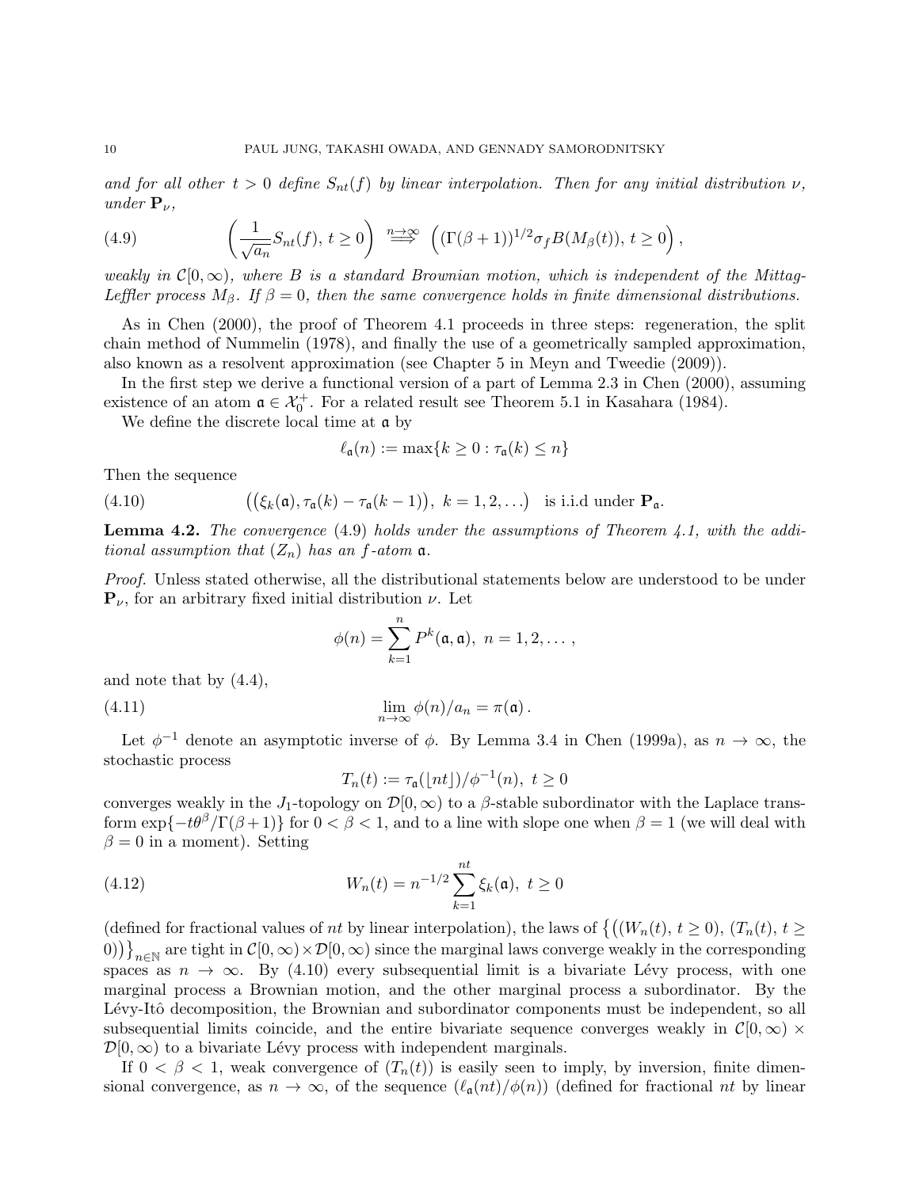*and for all other $t > 0$ define $S_{nt}(f)$ by linear interpolation. Then for any initial distribution $\nu$, under $\mathbf{P}_\nu$,*

$$\left(\frac{1}{\sqrt{a_n}} S_{nt}(f),\, t \geq 0\right) \overset{n\to\infty}{\Longrightarrow} \left((\Gamma(\beta+1))^{1/2}\sigma_f B(M_\beta(t)),\, t \geq 0\right), \tag{4.9}$$

*weakly in $\mathcal{C}[0,\infty)$, where $B$ is a standard Brownian motion, which is independent of the Mittag-Leffler process $M_\beta$. If $\beta = 0$, then the same convergence holds in finite dimensional distributions.*

As in Chen (2000), the proof of Theorem 4.1 proceeds in three steps: regeneration, the split chain method of Nummelin (1978), and finally the use of a geometrically sampled approximation, also known as a resolvent approximation (see Chapter 5 in Meyn and Tweedie (2009)).

In the first step we derive a functional version of a part of Lemma 2.3 in Chen (2000), assuming existence of an atom $\mathfrak{a} \in \mathcal{X}_0^+$. For a related result see Theorem 5.1 in Kasahara (1984).

We define the discrete local time at $\mathfrak{a}$ by

$$\ell_{\mathfrak{a}}(n) := \max\{k \geq 0 : \tau_{\mathfrak{a}}(k) \leq n\}$$

Then the sequence

$$\big(\big(\xi_k(\mathfrak{a}), \tau_{\mathfrak{a}}(k) - \tau_{\mathfrak{a}}(k-1)\big),\ k = 1, 2, \ldots\big) \quad \text{is i.i.d under } \mathbf{P}_{\mathfrak{a}}. \tag{4.10}$$

**Lemma 4.2.** *The convergence (4.9) holds under the assumptions of Theorem 4.1, with the additional assumption that $(Z_n)$ has an $f$-atom $\mathfrak{a}$.*

*Proof.* Unless stated otherwise, all the distributional statements below are understood to be under $\mathbf{P}_\nu$, for an arbitrary fixed initial distribution $\nu$. Let

$$\phi(n) = \sum_{k=1}^{n} P^k(\mathfrak{a}, \mathfrak{a}),\ n = 1, 2, \ldots,$$

and note that by (4.4),

$$\lim_{n\to\infty} \phi(n)/a_n = \pi(\mathfrak{a})\,. \tag{4.11}$$

Let $\phi^{-1}$ denote an asymptotic inverse of $\phi$. By Lemma 3.4 in Chen (1999a), as $n \to \infty$, the stochastic process

$$T_n(t) := \tau_{\mathfrak{a}}(\lfloor nt \rfloor)/\phi^{-1}(n),\ t \geq 0$$

converges weakly in the $J_1$-topology on $\mathcal{D}[0,\infty)$ to a $\beta$-stable subordinator with the Laplace transform $\exp\{-t\theta^\beta/\Gamma(\beta+1)\}$ for $0 < \beta < 1$, and to a line with slope one when $\beta = 1$ (we will deal with $\beta = 0$ in a moment). Setting

$$W_n(t) = n^{-1/2} \sum_{k=1}^{nt} \xi_k(\mathfrak{a}),\ t \geq 0 \tag{4.12}$$

(defined for fractional values of $nt$ by linear interpolation), the laws of $\big\{\big((W_n(t), t \geq 0), (T_n(t), t \geq 0)\big)\big\}_{n\in\mathbb{N}}$ are tight in $\mathcal{C}[0,\infty)\times\mathcal{D}[0,\infty)$ since the marginal laws converge weakly in the corresponding spaces as $n \to \infty$. By (4.10) every subsequential limit is a bivariate Lévy process, with one marginal process a Brownian motion, and the other marginal process a subordinator. By the Lévy-Itô decomposition, the Brownian and subordinator components must be independent, so all subsequential limits coincide, and the entire bivariate sequence converges weakly in $\mathcal{C}[0,\infty) \times \mathcal{D}[0,\infty)$ to a bivariate Lévy process with independent marginals.

If $0 < \beta < 1$, weak convergence of $(T_n(t))$ is easily seen to imply, by inversion, finite dimensional convergence, as $n \to \infty$, of the sequence $(\ell_{\mathfrak{a}}(nt)/\phi(n))$ (defined for fractional $nt$ by linear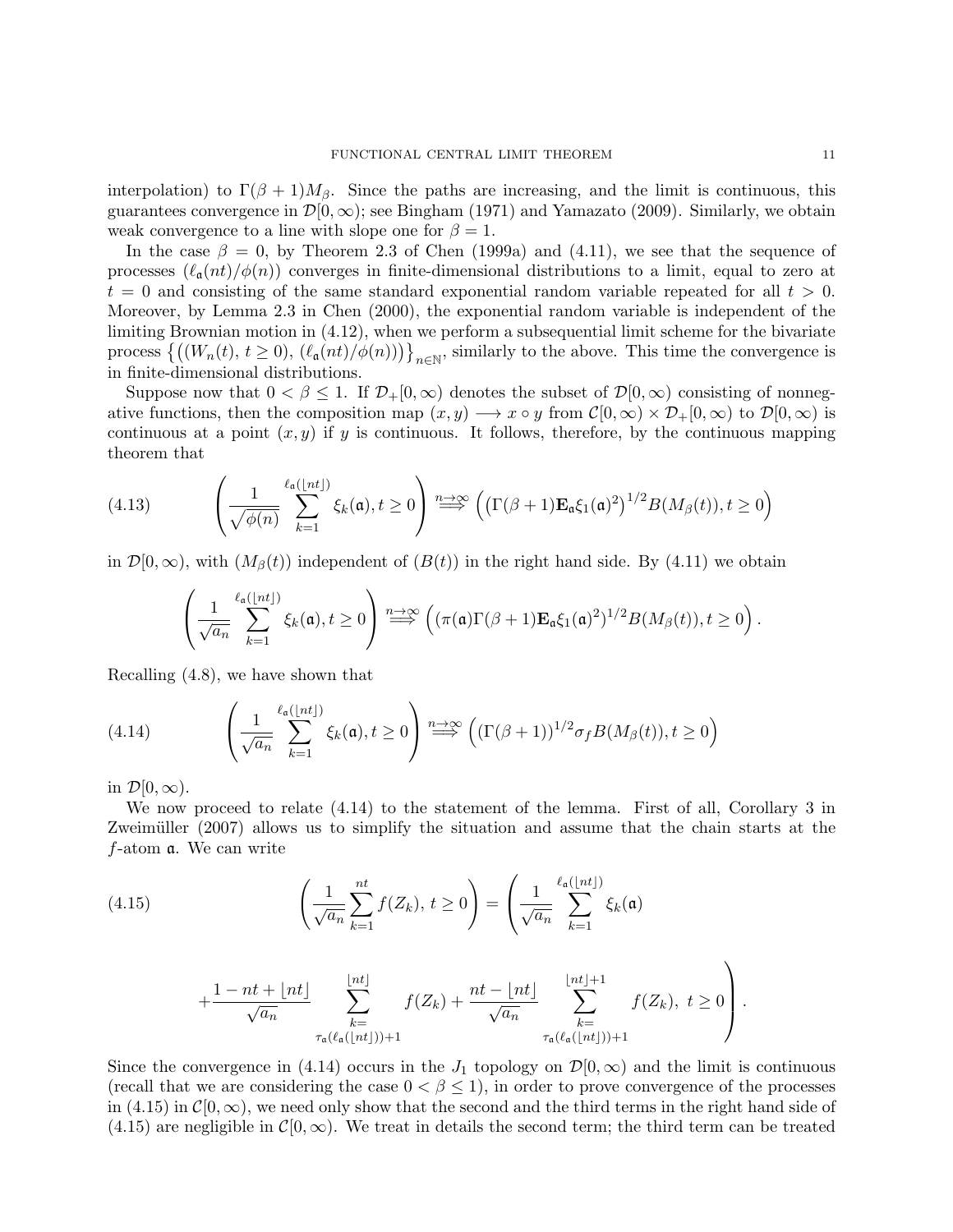interpolation) to $\Gamma(\beta+1)M_\beta$. Since the paths are increasing, and the limit is continuous, this guarantees convergence in $\mathcal{D}[0,\infty)$; see Bingham (1971) and Yamazato (2009). Similarly, we obtain weak convergence to a line with slope one for $\beta = 1$.

In the case $\beta = 0$, by Theorem 2.3 of Chen (1999a) and (4.11), we see that the sequence of processes $(\ell_{\mathfrak{a}}(nt)/\phi(n))$ converges in finite-dimensional distributions to a limit, equal to zero at $t = 0$ and consisting of the same standard exponential random variable repeated for all $t > 0$. Moreover, by Lemma 2.3 in Chen (2000), the exponential random variable is independent of the limiting Brownian motion in (4.12), when we perform a subsequential limit scheme for the bivariate process $\left\{\left((W_n(t),\, t \geq 0),\, (\ell_{\mathfrak{a}}(nt)/\phi(n))\right)\right\}_{n\in\mathbb{N}}$, similarly to the above. This time the convergence is in finite-dimensional distributions.

Suppose now that $0 < \beta \leq 1$. If $\mathcal{D}_+[0,\infty)$ denotes the subset of $\mathcal{D}[0,\infty)$ consisting of nonnegative functions, then the composition map $(x,y) \longrightarrow x \circ y$ from $\mathcal{C}[0,\infty) \times \mathcal{D}_+[0,\infty)$ to $\mathcal{D}[0,\infty)$ is continuous at a point $(x,y)$ if $y$ is continuous. It follows, therefore, by the continuous mapping theorem that

$$\left(\frac{1}{\sqrt{\phi(n)}} \sum_{k=1}^{\ell_{\mathfrak{a}}(\lfloor nt \rfloor)} \xi_k(\mathfrak{a}), t \geq 0\right) \overset{n\to\infty}{\Longrightarrow} \left(\left(\Gamma(\beta+1)\mathbf{E}_{\mathfrak{a}}\xi_1(\mathfrak{a})^2\right)^{1/2} B(M_\beta(t)), t \geq 0\right) \tag{4.13}$$

in $\mathcal{D}[0,\infty)$, with $(M_\beta(t))$ independent of $(B(t))$ in the right hand side. By (4.11) we obtain

$$\left(\frac{1}{\sqrt{a_n}} \sum_{k=1}^{\ell_{\mathfrak{a}}(\lfloor nt \rfloor)} \xi_k(\mathfrak{a}), t \geq 0\right) \overset{n\to\infty}{\Longrightarrow} \left((\pi(\mathfrak{a})\Gamma(\beta+1)\mathbf{E}_{\mathfrak{a}}\xi_1(\mathfrak{a})^2)^{1/2} B(M_\beta(t)), t \geq 0\right).$$

Recalling (4.8), we have shown that

$$\left(\frac{1}{\sqrt{a_n}} \sum_{k=1}^{\ell_{\mathfrak{a}}(\lfloor nt \rfloor)} \xi_k(\mathfrak{a}), t \geq 0\right) \overset{n\to\infty}{\Longrightarrow} \left((\Gamma(\beta+1))^{1/2}\sigma_f B(M_\beta(t)), t \geq 0\right) \tag{4.14}$$

in $\mathcal{D}[0,\infty)$.

We now proceed to relate (4.14) to the statement of the lemma. First of all, Corollary 3 in Zweimüller (2007) allows us to simplify the situation and assume that the chain starts at the $f$-atom $\mathfrak{a}$. We can write

$$\left(\frac{1}{\sqrt{a_n}} \sum_{k=1}^{nt} f(Z_k),\, t \geq 0\right) = \left(\frac{1}{\sqrt{a_n}} \sum_{k=1}^{\ell_{\mathfrak{a}}(\lfloor nt \rfloor)} \xi_k(\mathfrak{a}) \right. \tag{4.15}$$

$$\left. + \frac{1 - nt + \lfloor nt \rfloor}{\sqrt{a_n}} \sum_{k=\tau_{\mathfrak{a}}(\ell_{\mathfrak{a}}(\lfloor nt \rfloor))+1}^{\lfloor nt \rfloor} f(Z_k) + \frac{nt - \lfloor nt \rfloor}{\sqrt{a_n}} \sum_{k=\tau_{\mathfrak{a}}(\ell_{\mathfrak{a}}(\lfloor nt \rfloor))+1}^{\lfloor nt \rfloor + 1} f(Z_k),\ t \geq 0 \right).$$

Since the convergence in (4.14) occurs in the $J_1$ topology on $\mathcal{D}[0,\infty)$ and the limit is continuous (recall that we are considering the case $0 < \beta \leq 1$), in order to prove convergence of the processes in (4.15) in $\mathcal{C}[0,\infty)$, we need only show that the second and the third terms in the right hand side of (4.15) are negligible in $\mathcal{C}[0,\infty)$. We treat in details the second term; the third term can be treated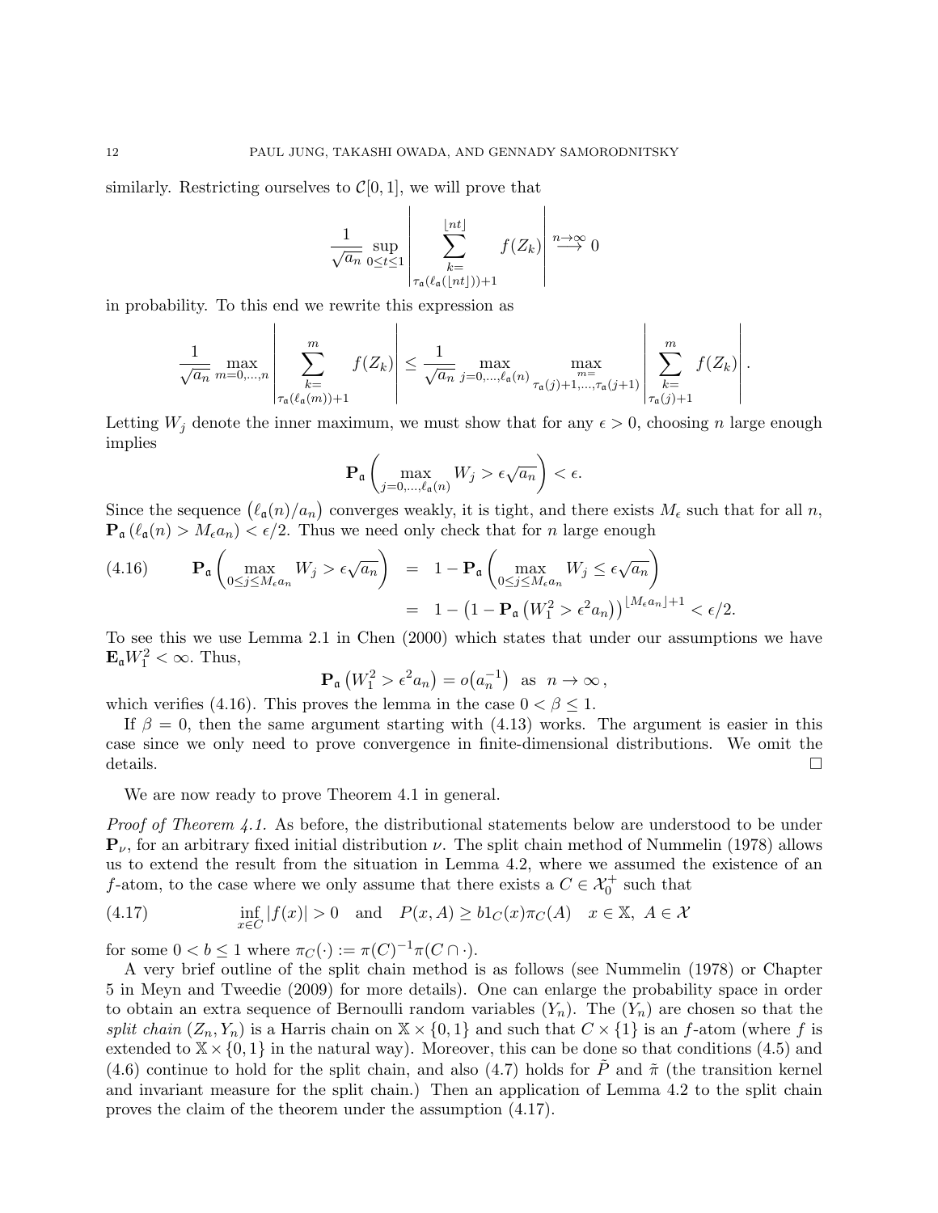similarly. Restricting ourselves to $\mathcal{C}[0,1]$, we will prove that

$$\frac{1}{\sqrt{a_n}} \sup_{0\le t\le 1} \left| \sum_{\substack{k= \\ \tau_{\mathfrak{a}}(\ell_{\mathfrak{a}}(\lfloor nt \rfloor))+1}}^{\lfloor nt \rfloor} f(Z_k) \right| \overset{n\to\infty}{\longrightarrow} 0$$

in probability. To this end we rewrite this expression as

$$\frac{1}{\sqrt{a_n}} \max_{m=0,\dots,n} \left| \sum_{\substack{k= \\ \tau_{\mathfrak{a}}(\ell_{\mathfrak{a}}(m))+1}}^{m} f(Z_k) \right| \le \frac{1}{\sqrt{a_n}} \max_{j=0,\dots,\ell_{\mathfrak{a}}(n)} \max_{\substack{m= \\ \tau_{\mathfrak{a}}(j)+1,\dots,\tau_{\mathfrak{a}}(j+1)}} \left| \sum_{\substack{k= \\ \tau_{\mathfrak{a}}(j)+1}}^{m} f(Z_k) \right|.$$

Letting $W_j$ denote the inner maximum, we must show that for any $\epsilon > 0$, choosing $n$ large enough implies

$$\mathbf{P}_{\mathfrak{a}}\left( \max_{j=0,\dots,\ell_{\mathfrak{a}}(n)} W_j > \epsilon\sqrt{a_n} \right) < \epsilon.$$

Since the sequence $\big(\ell_{\mathfrak{a}}(n)/a_n\big)$ converges weakly, it is tight, and there exists $M_\epsilon$ such that for all $n$, $\mathbf{P}_{\mathfrak{a}}\left(\ell_{\mathfrak{a}}(n) > M_\epsilon a_n\right) < \epsilon/2$. Thus we need only check that for $n$ large enough

$$\begin{aligned}
(4.16) \qquad \mathbf{P}_{\mathfrak{a}}\left( \max_{0\le j\le M_\epsilon a_n} W_j > \epsilon\sqrt{a_n} \right) &= 1 - \mathbf{P}_{\mathfrak{a}}\left( \max_{0\le j\le M_\epsilon a_n} W_j \le \epsilon\sqrt{a_n} \right) \\
&= 1 - \left(1 - \mathbf{P}_{\mathfrak{a}}\left(W_1^2 > \epsilon^2 a_n\right)\right)^{\lfloor M_\epsilon a_n \rfloor + 1} < \epsilon/2.
\end{aligned}$$

To see this we use Lemma 2.1 in Chen (2000) which states that under our assumptions we have $\mathbf{E}_{\mathfrak{a}} W_1^2 < \infty$. Thus,

$$\mathbf{P}_{\mathfrak{a}}\left(W_1^2 > \epsilon^2 a_n\right) = o\big(a_n^{-1}\big) \quad \text{as} \quad n \to \infty\,,$$

which verifies (4.16). This proves the lemma in the case $0 < \beta \le 1$.

If $\beta = 0$, then the same argument starting with (4.13) works. The argument is easier in this case since we only need to prove convergence in finite-dimensional distributions. We omit the details. $\square$

We are now ready to prove Theorem 4.1 in general.

*Proof of Theorem 4.1.* As before, the distributional statements below are understood to be under $\mathbf{P}_\nu$, for an arbitrary fixed initial distribution $\nu$. The split chain method of Nummelin (1978) allows us to extend the result from the situation in Lemma 4.2, where we assumed the existence of an $f$-atom, to the case where we only assume that there exists a $C \in \mathcal{X}_0^+$ such that

$$(4.17) \qquad \inf_{x\in C} |f(x)| > 0 \quad \text{and} \quad P(x, A) \ge b 1_C(x) \pi_C(A) \quad x \in \mathbb{X},\ A \in \mathcal{X}$$

for some $0 < b \le 1$ where $\pi_C(\cdot) := \pi(C)^{-1}\pi(C \cap \cdot)$.

A very brief outline of the split chain method is as follows (see Nummelin (1978) or Chapter 5 in Meyn and Tweedie (2009) for more details). One can enlarge the probability space in order to obtain an extra sequence of Bernoulli random variables $(Y_n)$. The $(Y_n)$ are chosen so that the *split chain* $(Z_n, Y_n)$ is a Harris chain on $\mathbb{X} \times \{0,1\}$ and such that $C \times \{1\}$ is an $f$-atom (where $f$ is extended to $\mathbb{X} \times \{0,1\}$ in the natural way). Moreover, this can be done so that conditions (4.5) and (4.6) continue to hold for the split chain, and also (4.7) holds for $\tilde{P}$ and $\tilde{\pi}$ (the transition kernel and invariant measure for the split chain.) Then an application of Lemma 4.2 to the split chain proves the claim of the theorem under the assumption (4.17).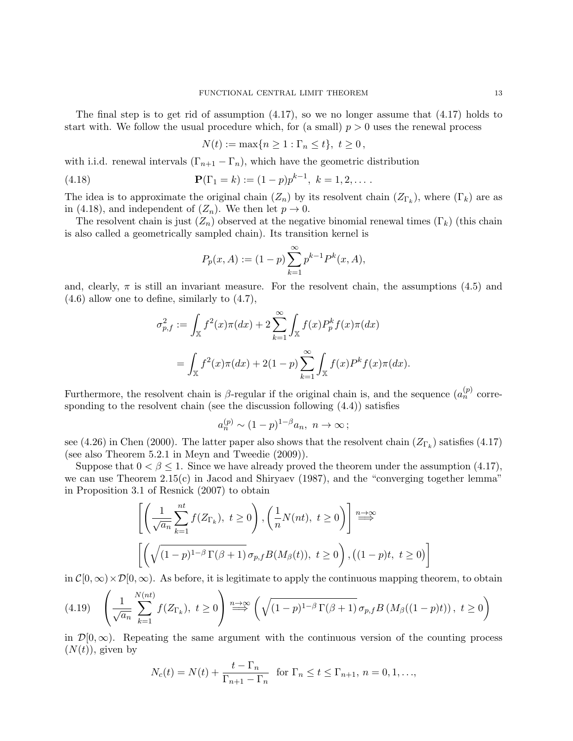The final step is to get rid of assumption (4.17), so we no longer assume that (4.17) holds to start with. We follow the usual procedure which, for (a small) $p > 0$ uses the renewal process

$$N(t) := \max\{n \geq 1 : \Gamma_n \leq t\},\ t \geq 0\,,$$

with i.i.d. renewal intervals $(\Gamma_{n+1} - \Gamma_n)$, which have the geometric distribution

$$\mathbf{P}(\Gamma_1 = k) := (1-p)p^{k-1},\ k = 1, 2, \ldots\,. \tag{4.18}$$

The idea is to approximate the original chain $(Z_n)$ by its resolvent chain $(Z_{\Gamma_k})$, where $(\Gamma_k)$ are as in (4.18), and independent of $(Z_n)$. We then let $p \to 0$.

The resolvent chain is just $(Z_n)$ observed at the negative binomial renewal times $(\Gamma_k)$ (this chain is also called a geometrically sampled chain). Its transition kernel is

$$P_p(x, A) := (1-p)\sum_{k=1}^{\infty} p^{k-1} P^k(x, A),$$

and, clearly, $\pi$ is still an invariant measure. For the resolvent chain, the assumptions (4.5) and (4.6) allow one to define, similarly to (4.7),

$$\begin{aligned}
\sigma_{p,f}^2 &:= \int_{\mathbb{X}} f^2(x)\pi(dx) + 2\sum_{k=1}^{\infty}\int_{\mathbb{X}} f(x)P_p^k f(x)\pi(dx) \\
&= \int_{\mathbb{X}} f^2(x)\pi(dx) + 2(1-p)\sum_{k=1}^{\infty}\int_{\mathbb{X}} f(x)P^k f(x)\pi(dx).
\end{aligned}$$

Furthermore, the resolvent chain is $\beta$-regular if the original chain is, and the sequence $(a_n^{(p)}$ corresponding to the resolvent chain (see the discussion following (4.4)) satisfies

$$a_n^{(p)} \sim (1-p)^{1-\beta} a_n,\ n \to \infty\,;$$

see (4.26) in Chen (2000). The latter paper also shows that the resolvent chain $(Z_{\Gamma_k})$ satisfies (4.17) (see also Theorem 5.2.1 in Meyn and Tweedie (2009)).

Suppose that $0 < \beta \leq 1$. Since we have already proved the theorem under the assumption (4.17), we can use Theorem 2.15(c) in Jacod and Shiryaev (1987), and the "converging together lemma" in Proposition 3.1 of Resnick (2007) to obtain

$$\left[\left(\frac{1}{\sqrt{a_n}}\sum_{k=1}^{nt} f(Z_{\Gamma_k}),\ t \geq 0\right), \left(\frac{1}{n}N(nt),\ t \geq 0\right)\right] \overset{n\to\infty}{\Longrightarrow}$$

$$\left[\left(\sqrt{(1-p)^{1-\beta}\,\Gamma(\beta+1)}\,\sigma_{p,f} B(M_\beta(t)),\ t \geq 0\right), \big((1-p)t,\ t \geq 0\big)\right]$$

in $\mathcal{C}[0,\infty) \times \mathcal{D}[0,\infty)$. As before, it is legitimate to apply the continuous mapping theorem, to obtain

$$\left(\frac{1}{\sqrt{a_n}}\sum_{k=1}^{N(nt)} f(Z_{\Gamma_k}),\ t \geq 0\right) \overset{n\to\infty}{\Longrightarrow} \left(\sqrt{(1-p)^{1-\beta}\,\Gamma(\beta+1)}\,\sigma_{p,f} B\left(M_\beta((1-p)t)\right),\ t \geq 0\right) \tag{4.19}$$

in $\mathcal{D}[0,\infty)$. Repeating the same argument with the continuous version of the counting process $(N(t))$, given by

$$N_c(t) = N(t) + \frac{t - \Gamma_n}{\Gamma_{n+1} - \Gamma_n} \ \text{ for } \Gamma_n \leq t \leq \Gamma_{n+1},\ n = 0, 1, \ldots,$$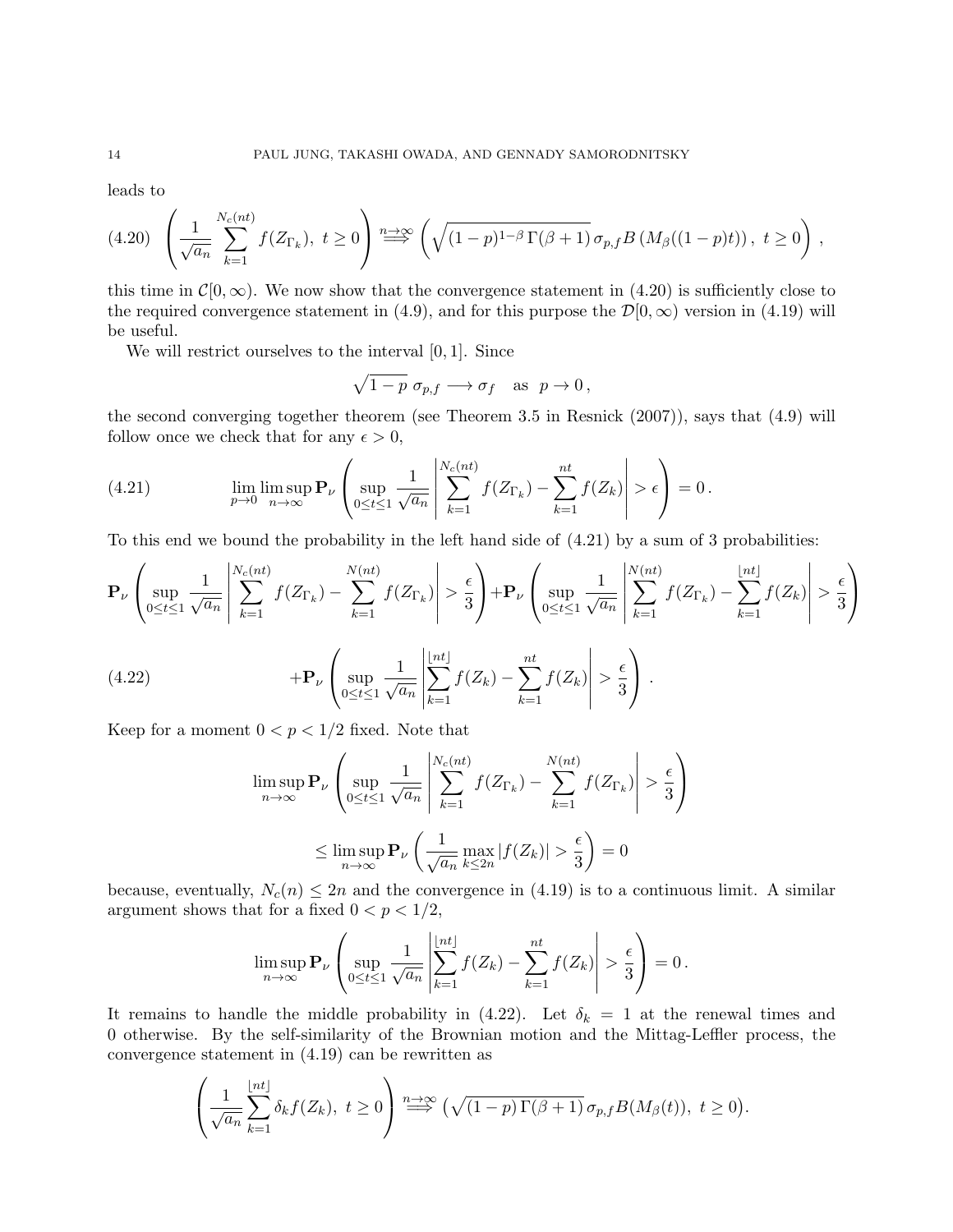leads to

$$
\left( \frac{1}{\sqrt{a_n}} \sum_{k=1}^{N_c(nt)} f(Z_{\Gamma_k}),\ t \geq 0 \right) \overset{n\to\infty}{\Longrightarrow} \left( \sqrt{(1-p)^{1-\beta}\,\Gamma(\beta+1)}\,\sigma_{p,f} B\left(M_\beta((1-p)t)\right),\ t \geq 0 \right), \tag{4.20}
$$

this time in $\mathcal{C}[0,\infty)$. We now show that the convergence statement in (4.20) is sufficiently close to the required convergence statement in (4.9), and for this purpose the $\mathcal{D}[0,\infty)$ version in (4.19) will be useful.

We will restrict ourselves to the interval $[0,1]$. Since

$$
\sqrt{1-p}\ \sigma_{p,f} \longrightarrow \sigma_f \quad \text{as} \ \ p \to 0\,,
$$

the second converging together theorem (see Theorem 3.5 in Resnick (2007)), says that (4.9) will follow once we check that for any $\epsilon > 0$,

$$
\lim_{p\to 0} \limsup_{n\to\infty} \mathbf{P}_\nu \left( \sup_{0\le t\le 1} \frac{1}{\sqrt{a_n}} \left| \sum_{k=1}^{N_c(nt)} f(Z_{\Gamma_k}) - \sum_{k=1}^{nt} f(Z_k) \right| > \epsilon \right) = 0\,. \tag{4.21}
$$

To this end we bound the probability in the left hand side of (4.21) by a sum of 3 probabilities:

$$
\mathbf{P}_\nu \left( \sup_{0\le t\le 1} \frac{1}{\sqrt{a_n}} \left| \sum_{k=1}^{N_c(nt)} f(Z_{\Gamma_k}) - \sum_{k=1}^{N(nt)} f(Z_{\Gamma_k}) \right| > \frac{\epsilon}{3} \right) + \mathbf{P}_\nu \left( \sup_{0\le t\le 1} \frac{1}{\sqrt{a_n}} \left| \sum_{k=1}^{N(nt)} f(Z_{\Gamma_k}) - \sum_{k=1}^{\lfloor nt \rfloor} f(Z_k) \right| > \frac{\epsilon}{3} \right)
$$

$$
+ \mathbf{P}_\nu \left( \sup_{0\le t\le 1} \frac{1}{\sqrt{a_n}} \left| \sum_{k=1}^{\lfloor nt \rfloor} f(Z_k) - \sum_{k=1}^{nt} f(Z_k) \right| > \frac{\epsilon}{3} \right). \tag{4.22}
$$

Keep for a moment $0 < p < 1/2$ fixed. Note that

$$
\limsup_{n\to\infty} \mathbf{P}_\nu \left( \sup_{0\le t\le 1} \frac{1}{\sqrt{a_n}} \left| \sum_{k=1}^{N_c(nt)} f(Z_{\Gamma_k}) - \sum_{k=1}^{N(nt)} f(Z_{\Gamma_k}) \right| > \frac{\epsilon}{3} \right)
$$

$$
\le \limsup_{n\to\infty} \mathbf{P}_\nu \left( \frac{1}{\sqrt{a_n}} \max_{k \le 2n} |f(Z_k)| > \frac{\epsilon}{3} \right) = 0
$$

because, eventually, $N_c(n) \le 2n$ and the convergence in (4.19) is to a continuous limit. A similar argument shows that for a fixed $0 < p < 1/2$,

$$
\limsup_{n\to\infty} \mathbf{P}_\nu \left( \sup_{0\le t\le 1} \frac{1}{\sqrt{a_n}} \left| \sum_{k=1}^{\lfloor nt \rfloor} f(Z_k) - \sum_{k=1}^{nt} f(Z_k) \right| > \frac{\epsilon}{3} \right) = 0\,.
$$

It remains to handle the middle probability in (4.22). Let $\delta_k = 1$ at the renewal times and 0 otherwise. By the self-similarity of the Brownian motion and the Mittag-Leffler process, the convergence statement in (4.19) can be rewritten as

$$
\left( \frac{1}{\sqrt{a_n}} \sum_{k=1}^{\lfloor nt \rfloor} \delta_k f(Z_k),\ t \geq 0 \right) \overset{n\to\infty}{\Longrightarrow} \left( \sqrt{(1-p)\,\Gamma(\beta+1)}\,\sigma_{p,f} B(M_\beta(t)),\ t \geq 0 \right).
$$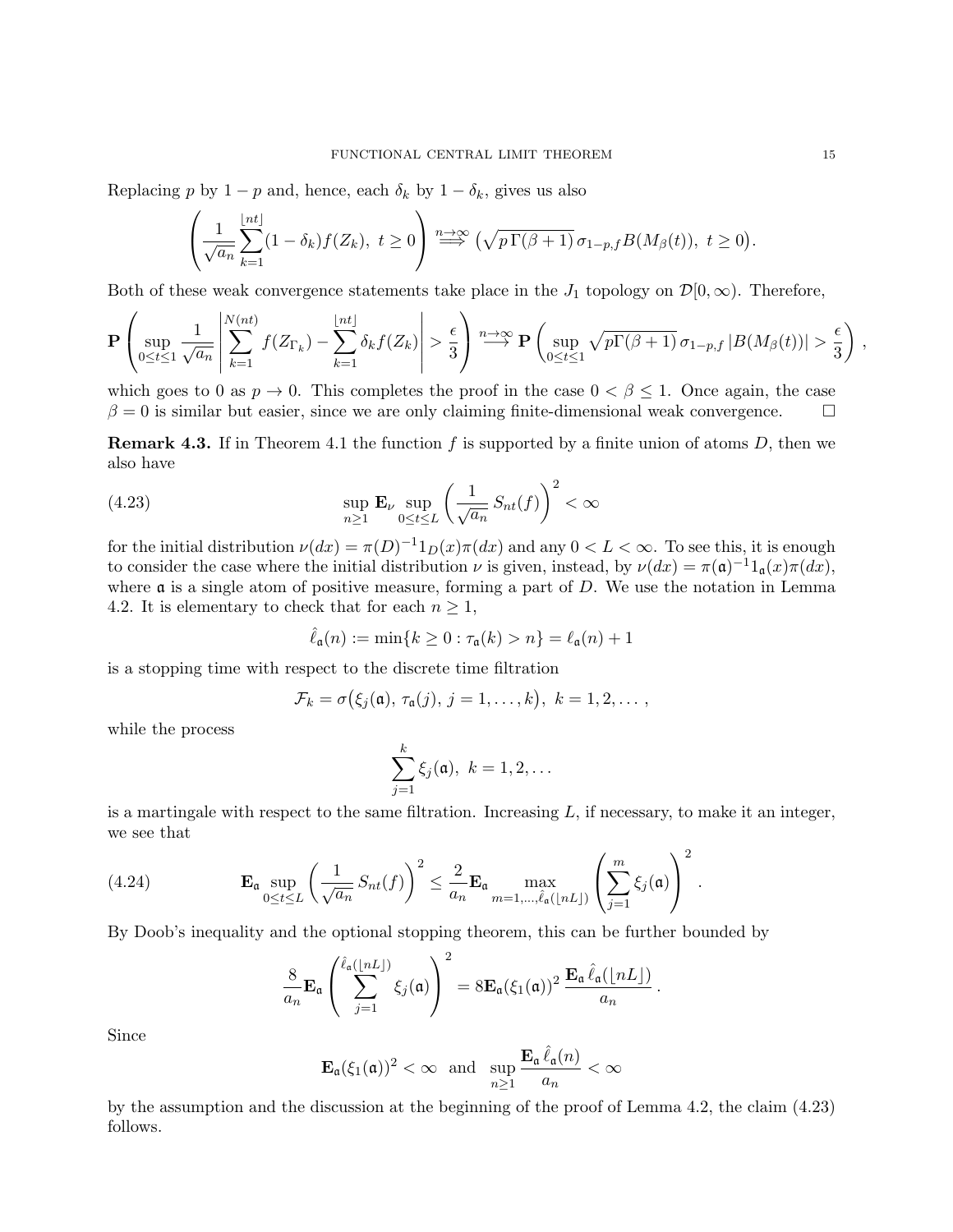Replacing $p$ by $1-p$ and, hence, each $\delta_k$ by $1-\delta_k$, gives us also

$$\left(\frac{1}{\sqrt{a_n}}\sum_{k=1}^{\lfloor nt\rfloor}(1-\delta_k)f(Z_k),\ t\geq 0\right)\overset{n\to\infty}{\Longrightarrow}\left(\sqrt{p\,\Gamma(\beta+1)}\,\sigma_{1-p,f}B(M_\beta(t)),\ t\geq 0\right).$$

Both of these weak convergence statements take place in the $J_1$ topology on $\mathcal{D}[0,\infty)$. Therefore,

$$\mathbf{P}\left(\sup_{0\leq t\leq 1}\frac{1}{\sqrt{a_n}}\left|\sum_{k=1}^{N(nt)}f(Z_{\Gamma_k})-\sum_{k=1}^{\lfloor nt\rfloor}\delta_k f(Z_k)\right|>\frac{\epsilon}{3}\right)\overset{n\to\infty}{\longrightarrow}\mathbf{P}\left(\sup_{0\leq t\leq 1}\sqrt{p\Gamma(\beta+1)}\,\sigma_{1-p,f}\,|B(M_\beta(t))|>\frac{\epsilon}{3}\right),$$

which goes to 0 as $p\to 0$. This completes the proof in the case $0<\beta\leq 1$. Once again, the case $\beta=0$ is similar but easier, since we are only claiming finite-dimensional weak convergence. $\square$

**Remark 4.3.** If in Theorem 4.1 the function $f$ is supported by a finite union of atoms $D$, then we also have

$$\sup_{n\geq 1}\mathbf{E}_\nu\sup_{0\leq t\leq L}\left(\frac{1}{\sqrt{a_n}}S_{nt}(f)\right)^2<\infty \tag{4.23}$$

for the initial distribution $\nu(dx)=\pi(D)^{-1}1_D(x)\pi(dx)$ and any $0<L<\infty$. To see this, it is enough to consider the case where the initial distribution $\nu$ is given, instead, by $\nu(dx)=\pi(\mathfrak{a})^{-1}1_{\mathfrak{a}}(x)\pi(dx)$, where $\mathfrak{a}$ is a single atom of positive measure, forming a part of $D$. We use the notation in Lemma 4.2. It is elementary to check that for each $n\geq 1$,

$$\hat{\ell}_{\mathfrak{a}}(n):=\min\{k\geq 0:\tau_{\mathfrak{a}}(k)>n\}=\ell_{\mathfrak{a}}(n)+1$$

is a stopping time with respect to the discrete time filtration

$$\mathcal{F}_k=\sigma\big(\xi_j(\mathfrak{a}),\,\tau_{\mathfrak{a}}(j),\,j=1,\ldots,k\big),\ k=1,2,\ldots,$$

while the process

$$\sum_{j=1}^{k}\xi_j(\mathfrak{a}),\ k=1,2,\ldots$$

is a martingale with respect to the same filtration. Increasing $L$, if necessary, to make it an integer, we see that

$$\mathbf{E}_{\mathfrak{a}}\sup_{0\leq t\leq L}\left(\frac{1}{\sqrt{a_n}}S_{nt}(f)\right)^2\leq\frac{2}{a_n}\mathbf{E}_{\mathfrak{a}}\max_{m=1,\ldots,\hat{\ell}_{\mathfrak{a}}(\lfloor nL\rfloor)}\left(\sum_{j=1}^{m}\xi_j(\mathfrak{a})\right)^2. \tag{4.24}$$

By Doob's inequality and the optional stopping theorem, this can be further bounded by

$$\frac{8}{a_n}\mathbf{E}_{\mathfrak{a}}\left(\sum_{j=1}^{\hat{\ell}_{\mathfrak{a}}(\lfloor nL\rfloor)}\xi_j(\mathfrak{a})\right)^2=8\mathbf{E}_{\mathfrak{a}}(\xi_1(\mathfrak{a}))^2\,\frac{\mathbf{E}_{\mathfrak{a}}\,\hat{\ell}_{\mathfrak{a}}(\lfloor nL\rfloor)}{a_n}.$$

Since

$$\mathbf{E}_{\mathfrak{a}}(\xi_1(\mathfrak{a}))^2<\infty\ \text{ and }\ \sup_{n\geq 1}\frac{\mathbf{E}_{\mathfrak{a}}\,\hat{\ell}_{\mathfrak{a}}(n)}{a_n}<\infty$$

by the assumption and the discussion at the beginning of the proof of Lemma 4.2, the claim (4.23) follows.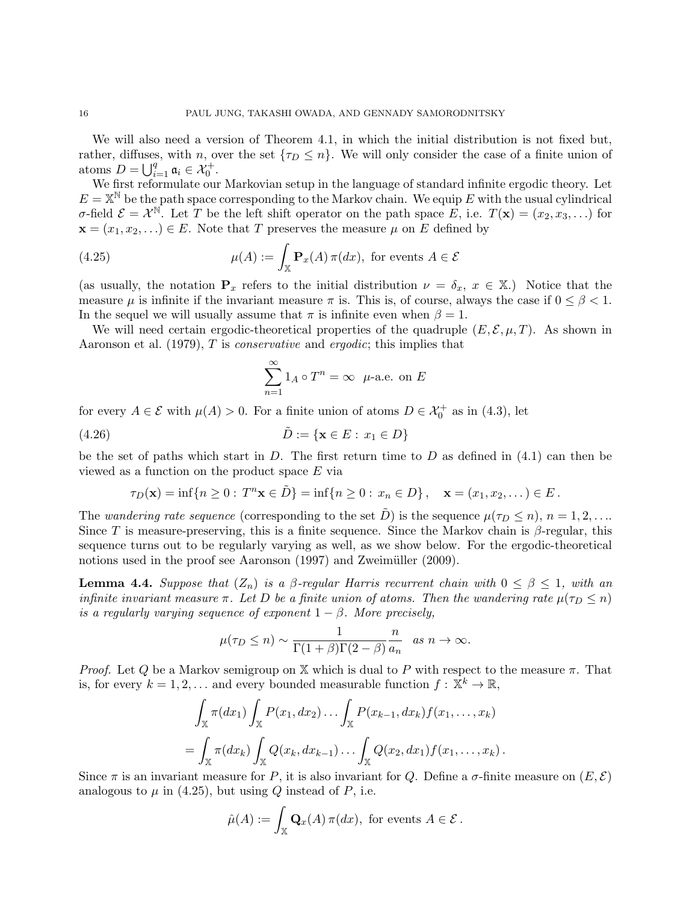We will also need a version of Theorem 4.1, in which the initial distribution is not fixed but, rather, diffuses, with $n$, over the set $\{\tau_D \le n\}$. We will only consider the case of a finite union of atoms $D = \bigcup_{i=1}^q \mathfrak{a}_i \in \mathcal{X}_0^+$.

We first reformulate our Markovian setup in the language of standard infinite ergodic theory. Let $E = \mathbb{X}^{\mathbb{N}}$ be the path space corresponding to the Markov chain. We equip $E$ with the usual cylindrical $\sigma$-field $\mathcal{E} = \mathcal{X}^{\mathbb{N}}$. Let $T$ be the left shift operator on the path space $E$, i.e. $T(\mathbf{x}) = (x_2, x_3, \dots)$ for $\mathbf{x} = (x_1, x_2, \dots) \in E$. Note that $T$ preserves the measure $\mu$ on $E$ defined by

$$
\mu(A) := \int_{\mathbb{X}} \mathbf{P}_x(A)\, \pi(dx), \text{ for events } A \in \mathcal{E} \tag{4.25}
$$

(as usually, the notation $\mathbf{P}_x$ refers to the initial distribution $\nu = \delta_x$, $x \in \mathbb{X}$.) Notice that the measure $\mu$ is infinite if the invariant measure $\pi$ is. This is, of course, always the case if $0 \le \beta < 1$. In the sequel we will usually assume that $\pi$ is infinite even when $\beta = 1$.

We will need certain ergodic-theoretical properties of the quadruple $(E, \mathcal{E}, \mu, T)$. As shown in Aaronson et al. (1979), $T$ is *conservative* and *ergodic*; this implies that

$$
\sum_{n=1}^{\infty} 1_A \circ T^n = \infty \quad \mu\text{-a.e. on } E
$$

for every $A \in \mathcal{E}$ with $\mu(A) > 0$. For a finite union of atoms $D \in \mathcal{X}_0^+$ as in (4.3), let

$$
\tilde{D} := \{\mathbf{x} \in E : x_1 \in D\} \tag{4.26}
$$

be the set of paths which start in $D$. The first return time to $D$ as defined in (4.1) can then be viewed as a function on the product space $E$ via

$$
\tau_D(\mathbf{x}) = \inf\{n \ge 0 : T^n \mathbf{x} \in \tilde{D}\} = \inf\{n \ge 0 : x_n \in D\}, \quad \mathbf{x} = (x_1, x_2, \dots) \in E\,.
$$

The *wandering rate sequence* (corresponding to the set $\tilde{D}$) is the sequence $\mu(\tau_D \le n)$, $n = 1, 2, \dots$. Since $T$ is measure-preserving, this is a finite sequence. Since the Markov chain is $\beta$-regular, this sequence turns out to be regularly varying as well, as we show below. For the ergodic-theoretical notions used in the proof see Aaronson (1997) and Zweimüller (2009).

**Lemma 4.4.** *Suppose that $(Z_n)$ is a $\beta$-regular Harris recurrent chain with $0 \le \beta \le 1$, with an infinite invariant measure $\pi$. Let $D$ be a finite union of atoms. Then the wandering rate $\mu(\tau_D \le n)$ is a regularly varying sequence of exponent $1 - \beta$. More precisely,*

$$
\mu(\tau_D \le n) \sim \frac{1}{\Gamma(1+\beta)\Gamma(2-\beta)} \frac{n}{a_n} \quad \text{as } n \to \infty.
$$

*Proof.* Let $Q$ be a Markov semigroup on $\mathbb{X}$ which is dual to $P$ with respect to the measure $\pi$. That is, for every $k = 1, 2, \dots$ and every bounded measurable function $f : \mathbb{X}^k \to \mathbb{R}$,

$$
\begin{aligned}
&\int_{\mathbb{X}} \pi(dx_1) \int_{\mathbb{X}} P(x_1, dx_2) \dots \int_{\mathbb{X}} P(x_{k-1}, dx_k) f(x_1, \dots, x_k) \\
&= \int_{\mathbb{X}} \pi(dx_k) \int_{\mathbb{X}} Q(x_k, dx_{k-1}) \dots \int_{\mathbb{X}} Q(x_2, dx_1) f(x_1, \dots, x_k)\,.
\end{aligned}
$$

Since $\pi$ is an invariant measure for $P$, it is also invariant for $Q$. Define a $\sigma$-finite measure on $(E, \mathcal{E})$ analogous to $\mu$ in (4.25), but using $Q$ instead of $P$, i.e.

$$
\hat{\mu}(A) := \int_{\mathbb{X}} \mathbf{Q}_x(A)\, \pi(dx), \text{ for events } A \in \mathcal{E}\,.
$$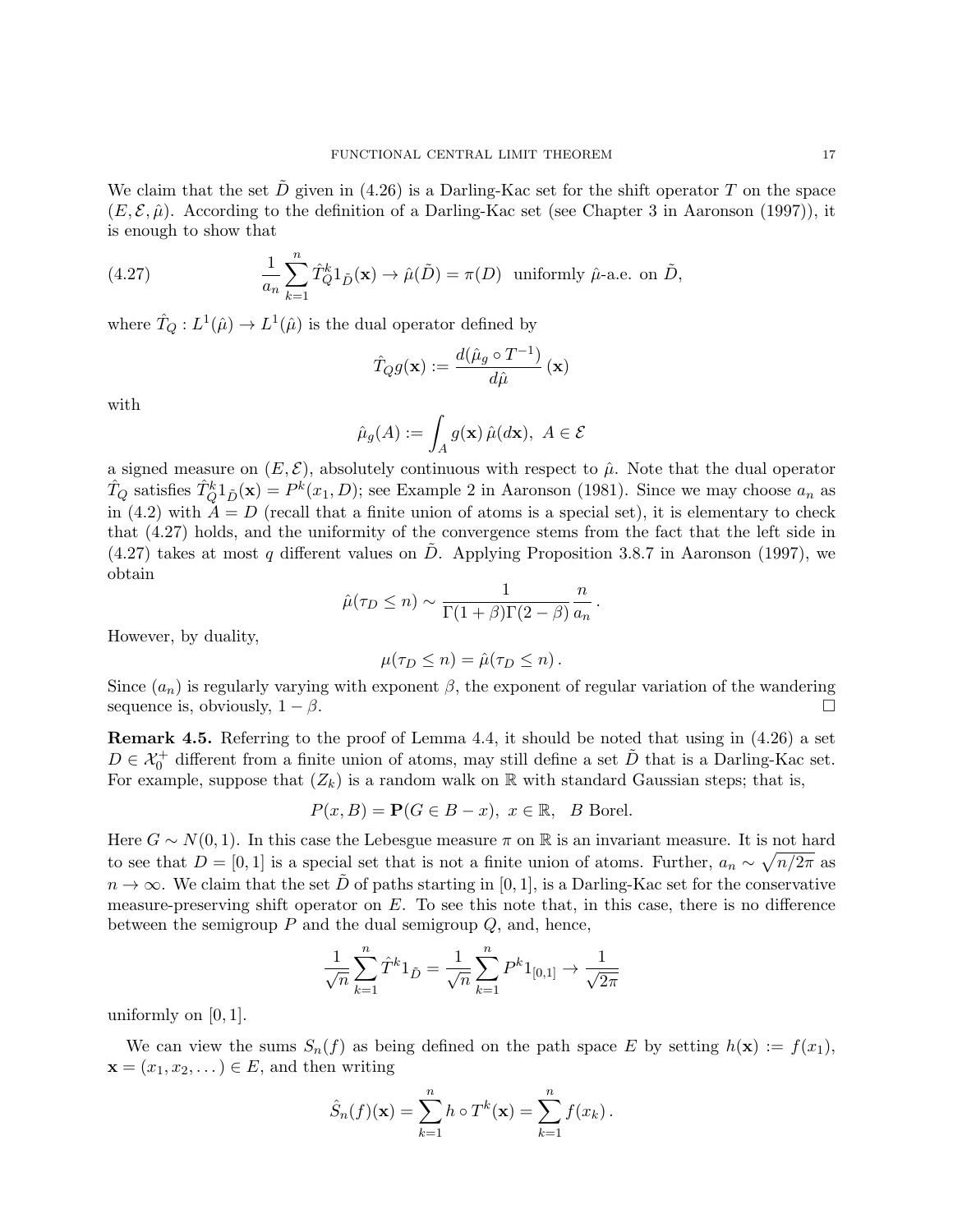We claim that the set $\tilde{D}$ given in (4.26) is a Darling-Kac set for the shift operator $T$ on the space $(E, \mathcal{E}, \hat{\mu})$. According to the definition of a Darling-Kac set (see Chapter 3 in Aaronson (1997)), it is enough to show that

$$\frac{1}{a_n} \sum_{k=1}^{n} \hat{T}_Q^k 1_{\tilde{D}}(\mathbf{x}) \to \hat{\mu}(\tilde{D}) = \pi(D) \text{ uniformly } \hat{\mu}\text{-a.e. on } \tilde{D}, \tag{4.27}$$

where $\hat{T}_Q : L^1(\hat{\mu}) \to L^1(\hat{\mu})$ is the dual operator defined by

$$\hat{T}_Q g(\mathbf{x}) := \frac{d(\hat{\mu}_g \circ T^{-1})}{d\hat{\mu}}(\mathbf{x})$$

with

$$\hat{\mu}_g(A) := \int_A g(\mathbf{x}) \, \hat{\mu}(d\mathbf{x}), \ A \in \mathcal{E}$$

a signed measure on $(E, \mathcal{E})$, absolutely continuous with respect to $\hat{\mu}$. Note that the dual operator $\hat{T}_Q$ satisfies $\hat{T}_Q^k 1_{\tilde{D}}(\mathbf{x}) = P^k(x_1, D)$; see Example 2 in Aaronson (1981). Since we may choose $a_n$ as in (4.2) with $A = D$ (recall that a finite union of atoms is a special set), it is elementary to check that (4.27) holds, and the uniformity of the convergence stems from the fact that the left side in (4.27) takes at most $q$ different values on $\tilde{D}$. Applying Proposition 3.8.7 in Aaronson (1997), we obtain

$$\hat{\mu}(\tau_D \leq n) \sim \frac{1}{\Gamma(1+\beta)\Gamma(2-\beta)} \frac{n}{a_n}.$$

However, by duality,

$$\mu(\tau_D \leq n) = \hat{\mu}(\tau_D \leq n).$$

Since $(a_n)$ is regularly varying with exponent $\beta$, the exponent of regular variation of the wandering sequence is, obviously, $1 - \beta$. $\square$

**Remark 4.5.** Referring to the proof of Lemma 4.4, it should be noted that using in (4.26) a set $D \in \mathcal{X}_0^+$ different from a finite union of atoms, may still define a set $\tilde{D}$ that is a Darling-Kac set. For example, suppose that $(Z_k)$ is a random walk on $\mathbb{R}$ with standard Gaussian steps; that is,

$$P(x, B) = \mathbf{P}(G \in B - x), \ x \in \mathbb{R}, \quad B \text{ Borel}.$$

Here $G \sim N(0, 1)$. In this case the Lebesgue measure $\pi$ on $\mathbb{R}$ is an invariant measure. It is not hard to see that $D = [0, 1]$ is a special set that is not a finite union of atoms. Further, $a_n \sim \sqrt{n/2\pi}$ as $n \to \infty$. We claim that the set $\tilde{D}$ of paths starting in $[0, 1]$, is a Darling-Kac set for the conservative measure-preserving shift operator on $E$. To see this note that, in this case, there is no difference between the semigroup $P$ and the dual semigroup $Q$, and, hence,

$$\frac{1}{\sqrt{n}} \sum_{k=1}^{n} \hat{T}^k 1_{\tilde{D}} = \frac{1}{\sqrt{n}} \sum_{k=1}^{n} P^k 1_{[0,1]} \to \frac{1}{\sqrt{2\pi}}$$

uniformly on $[0, 1]$.

We can view the sums $S_n(f)$ as being defined on the path space $E$ by setting $h(\mathbf{x}) := f(x_1)$, $\mathbf{x} = (x_1, x_2, \dots) \in E$, and then writing

$$\hat{S}_n(f)(\mathbf{x}) = \sum_{k=1}^{n} h \circ T^k(\mathbf{x}) = \sum_{k=1}^{n} f(x_k).$$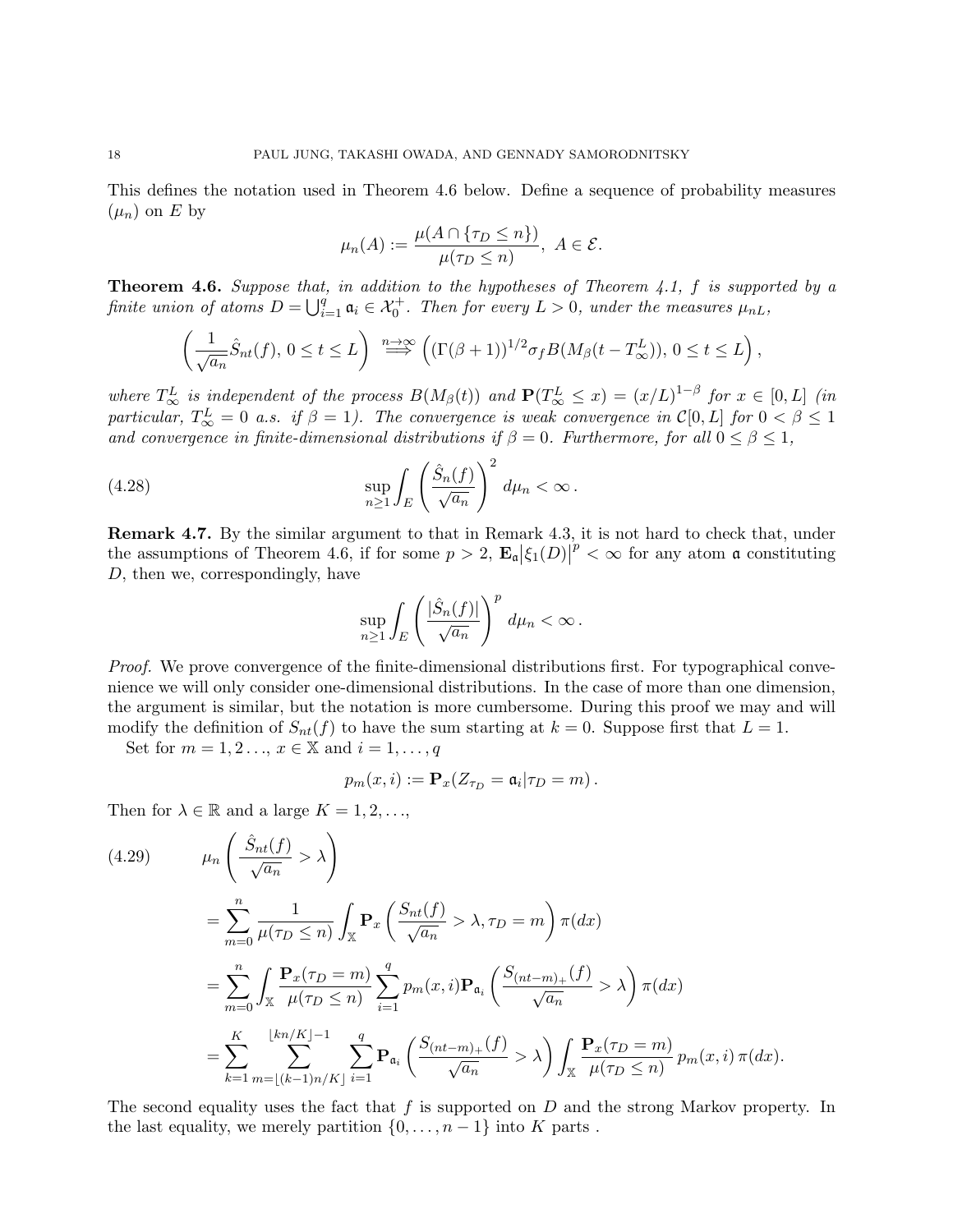This defines the notation used in Theorem 4.6 below. Define a sequence of probability measures $(\mu_n)$ on $E$ by

$$\mu_n(A) := \frac{\mu(A \cap \{\tau_D \leq n\})}{\mu(\tau_D \leq n)}, \ A \in \mathcal{E}.$$

**Theorem 4.6.** *Suppose that, in addition to the hypotheses of Theorem 4.1, $f$ is supported by a finite union of atoms $D = \bigcup_{i=1}^{q} \mathfrak{a}_i \in \mathcal{X}_0^+$. Then for every $L > 0$, under the measures $\mu_{nL}$,*

$$\left( \frac{1}{\sqrt{a_n}} \hat{S}_{nt}(f), \, 0 \leq t \leq L \right) \overset{n\to\infty}{\Longrightarrow} \left( (\Gamma(\beta+1))^{1/2} \sigma_f B(M_\beta(t - T_\infty^L)), \, 0 \leq t \leq L \right),$$

*where $T_\infty^L$ is independent of the process $B(M_\beta(t))$ and $\mathbf{P}(T_\infty^L \leq x) = (x/L)^{1-\beta}$ for $x \in [0, L]$ (in particular, $T_\infty^L = 0$ a.s. if $\beta = 1$). The convergence is weak convergence in $\mathcal{C}[0, L]$ for $0 < \beta \leq 1$ and convergence in finite-dimensional distributions if $\beta = 0$. Furthermore, for all $0 \leq \beta \leq 1$,*

$$\sup_{n \geq 1} \int_E \left( \frac{\hat{S}_n(f)}{\sqrt{a_n}} \right)^2 d\mu_n < \infty \, . \tag{4.28}$$

**Remark 4.7.** By the similar argument to that in Remark 4.3, it is not hard to check that, under the assumptions of Theorem 4.6, if for some $p > 2$, $\mathbf{E}_{\mathfrak{a}} \big| \xi_1(D) \big|^p < \infty$ for any atom $\mathfrak{a}$ constituting $D$, then we, correspondingly, have

$$\sup_{n \geq 1} \int_E \left( \frac{|\hat{S}_n(f)|}{\sqrt{a_n}} \right)^p d\mu_n < \infty \, .$$

*Proof.* We prove convergence of the finite-dimensional distributions first. For typographical convenience we will only consider one-dimensional distributions. In the case of more than one dimension, the argument is similar, but the notation is more cumbersome. During this proof we may and will modify the definition of $S_{nt}(f)$ to have the sum starting at $k = 0$. Suppose first that $L = 1$.

Set for $m = 1, 2 \ldots$, $x \in \mathbb{X}$ and $i = 1, \ldots, q$

$$p_m(x, i) := \mathbf{P}_x(Z_{\tau_D} = \mathfrak{a}_i | \tau_D = m) \, .$$

Then for $\lambda \in \mathbb{R}$ and a large $K = 1, 2, \ldots$,

$$\begin{aligned}
&\mu_n \left( \frac{\hat{S}_{nt}(f)}{\sqrt{a_n}} > \lambda \right) \\
&= \sum_{m=0}^{n} \frac{1}{\mu(\tau_D \leq n)} \int_{\mathbb{X}} \mathbf{P}_x \left( \frac{S_{nt}(f)}{\sqrt{a_n}} > \lambda, \tau_D = m \right) \pi(dx) \\
&= \sum_{m=0}^{n} \int_{\mathbb{X}} \frac{\mathbf{P}_x(\tau_D = m)}{\mu(\tau_D \leq n)} \sum_{i=1}^{q} p_m(x, i) \mathbf{P}_{\mathfrak{a}_i} \left( \frac{S_{(nt-m)_+}(f)}{\sqrt{a_n}} > \lambda \right) \pi(dx) \\
&= \sum_{k=1}^{K} \sum_{m=\lfloor (k-1)n/K \rfloor}^{\lfloor kn/K \rfloor - 1} \sum_{i=1}^{q} \mathbf{P}_{\mathfrak{a}_i} \left( \frac{S_{(nt-m)_+}(f)}{\sqrt{a_n}} > \lambda \right) \int_{\mathbb{X}} \frac{\mathbf{P}_x(\tau_D = m)}{\mu(\tau_D \leq n)} p_m(x, i) \, \pi(dx).
\end{aligned} \tag{4.29}$$

The second equality uses the fact that $f$ is supported on $D$ and the strong Markov property. In the last equality, we merely partition $\{0, \ldots, n-1\}$ into $K$ parts .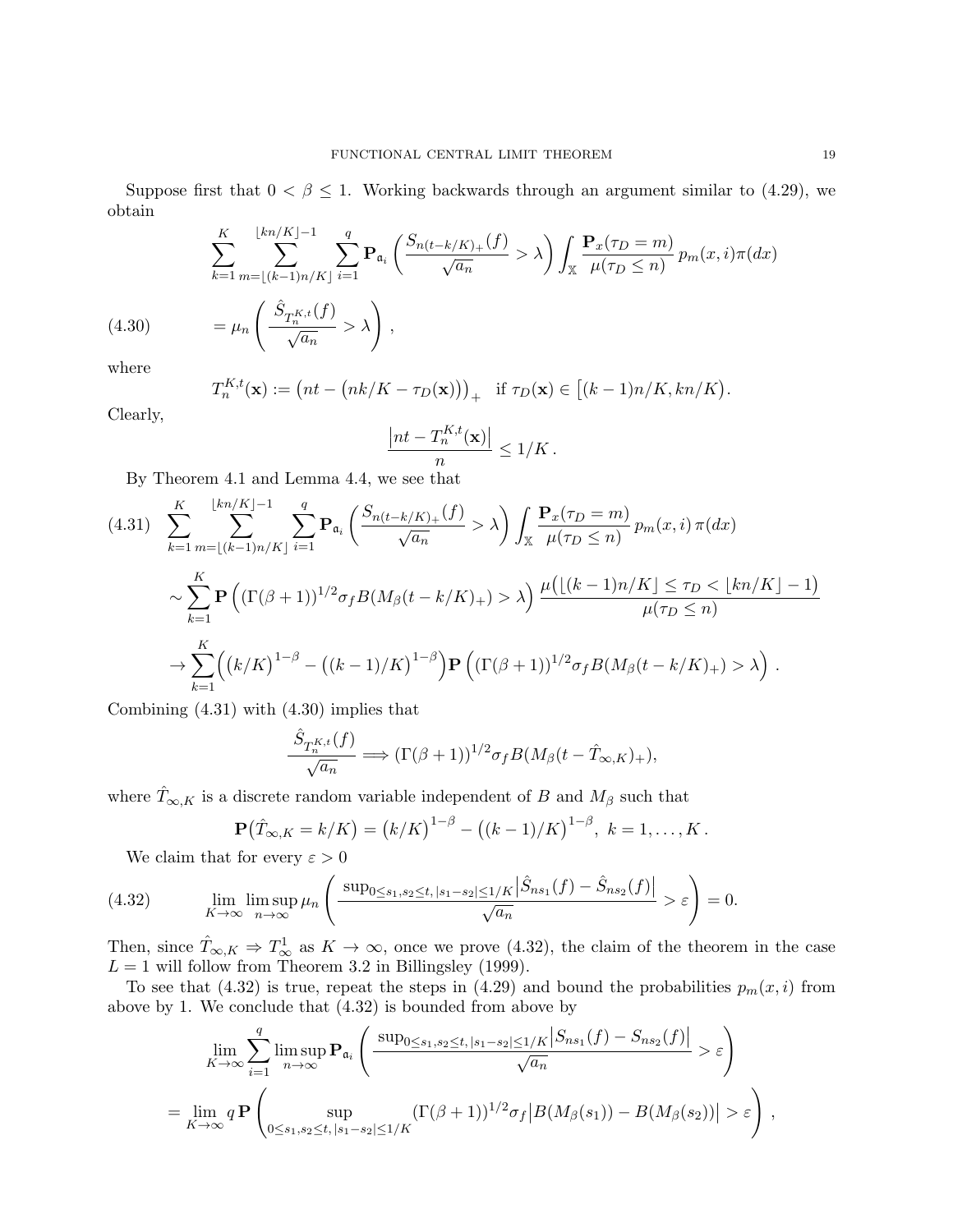Suppose first that $0 < \beta \le 1$. Working backwards through an argument similar to (4.29), we obtain

$$\sum_{k=1}^{K} \sum_{m=\lfloor (k-1)n/K \rfloor}^{\lfloor kn/K \rfloor -1} \sum_{i=1}^{q} \mathbf{P}_{\mathfrak{a}_i}\left( \frac{S_{n(t-k/K)_+}(f)}{\sqrt{a_n}} > \lambda \right) \int_{\mathbb{X}} \frac{\mathbf{P}_x(\tau_D = m)}{\mu(\tau_D \le n)}\, p_m(x,i)\pi(dx)$$

$$= \mu_n\left( \frac{\hat{S}_{T_n^{K,t}}(f)}{\sqrt{a_n}} > \lambda \right), \tag{4.30}$$

where

$$T_n^{K,t}(\mathbf{x}) := \big(nt - \big(nk/K - \tau_D(\mathbf{x})\big)\big)_+ \quad \text{if } \tau_D(\mathbf{x}) \in \big[(k-1)n/K, kn/K\big).$$

Clearly,

$$\frac{\big|nt - T_n^{K,t}(\mathbf{x})\big|}{n} \le 1/K\,.$$

By Theorem 4.1 and Lemma 4.4, we see that

$$\begin{aligned}
(4.31)\quad & \sum_{k=1}^{K} \sum_{m=\lfloor (k-1)n/K \rfloor}^{\lfloor kn/K \rfloor -1} \sum_{i=1}^{q} \mathbf{P}_{\mathfrak{a}_i}\left( \frac{S_{n(t-k/K)_+}(f)}{\sqrt{a_n}} > \lambda \right) \int_{\mathbb{X}} \frac{\mathbf{P}_x(\tau_D = m)}{\mu(\tau_D \le n)}\, p_m(x,i)\,\pi(dx) \\
&\sim \sum_{k=1}^{K} \mathbf{P}\left( (\Gamma(\beta+1))^{1/2}\sigma_f B(M_\beta(t-k/K)_+) > \lambda \right) \frac{\mu\big(\lfloor (k-1)n/K \rfloor \le \tau_D < \lfloor kn/K \rfloor - 1\big)}{\mu(\tau_D \le n)} \\
&\to \sum_{k=1}^{K} \Big( \big(k/K\big)^{1-\beta} - \big((k-1)/K\big)^{1-\beta} \Big) \mathbf{P}\left( (\Gamma(\beta+1))^{1/2}\sigma_f B(M_\beta(t-k/K)_+) > \lambda \right).
\end{aligned}$$

Combining (4.31) with (4.30) implies that

$$\frac{\hat{S}_{T_n^{K,t}}(f)}{\sqrt{a_n}} \Longrightarrow (\Gamma(\beta+1))^{1/2}\sigma_f B(M_\beta(t - \hat{T}_{\infty,K})_+),$$

where $\hat{T}_{\infty,K}$ is a discrete random variable independent of $B$ and $M_\beta$ such that

$$\mathbf{P}\big(\hat{T}_{\infty,K} = k/K\big) = \big(k/K\big)^{1-\beta} - \big((k-1)/K\big)^{1-\beta},\ k = 1, \dots, K\,.$$

We claim that for every $\varepsilon > 0$

$$\lim_{K\to\infty} \limsup_{n\to\infty} \mu_n\left( \frac{\sup_{0\le s_1,s_2\le t, |s_1-s_2|\le 1/K} \big|\hat{S}_{ns_1}(f) - \hat{S}_{ns_2}(f)\big|}{\sqrt{a_n}} > \varepsilon \right) = 0. \tag{4.32}$$

Then, since $\hat{T}_{\infty,K} \Rightarrow T_\infty^1$ as $K \to \infty$, once we prove (4.32), the claim of the theorem in the case $L = 1$ will follow from Theorem 3.2 in Billingsley (1999).

To see that (4.32) is true, repeat the steps in (4.29) and bound the probabilities $p_m(x,i)$ from above by 1. We conclude that (4.32) is bounded from above by

$$\begin{aligned}
&\lim_{K\to\infty} \sum_{i=1}^{q} \limsup_{n\to\infty} \mathbf{P}_{\mathfrak{a}_i}\left( \frac{\sup_{0\le s_1,s_2\le t, |s_1-s_2|\le 1/K} \big|S_{ns_1}(f) - S_{ns_2}(f)\big|}{\sqrt{a_n}} > \varepsilon \right) \\
&= \lim_{K\to\infty} q\,\mathbf{P}\left( \sup_{0\le s_1,s_2\le t, |s_1-s_2|\le 1/K} (\Gamma(\beta+1))^{1/2}\sigma_f \big|B(M_\beta(s_1)) - B(M_\beta(s_2))\big| > \varepsilon \right),
\end{aligned}$$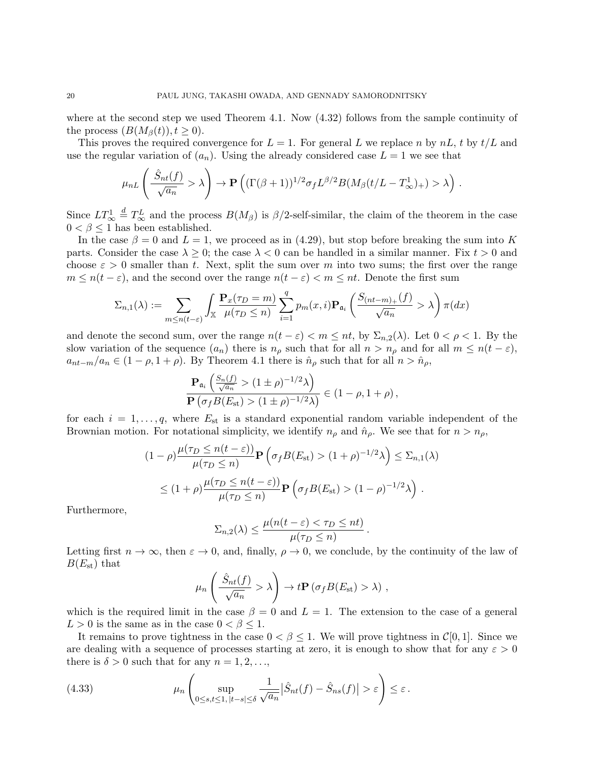where at the second step we used Theorem 4.1. Now (4.32) follows from the sample continuity of the process $(B(M_\beta(t)), t \geq 0)$.

This proves the required convergence for $L = 1$. For general $L$ we replace $n$ by $nL$, $t$ by $t/L$ and use the regular variation of $(a_n)$. Using the already considered case $L = 1$ we see that

$$\mu_{nL}\left(\frac{\hat{S}_{nt}(f)}{\sqrt{a_n}} > \lambda\right) \to \mathbf{P}\left((\Gamma(\beta+1))^{1/2}\sigma_f L^{\beta/2} B(M_\beta(t/L - T^1_\infty)_+) > \lambda\right).$$

Since $LT^1_\infty \stackrel{d}{=} T^L_\infty$ and the process $B(M_\beta)$ is $\beta/2$-self-similar, the claim of the theorem in the case $0 < \beta \leq 1$ has been established.

In the case $\beta = 0$ and $L = 1$, we proceed as in (4.29), but stop before breaking the sum into $K$ parts. Consider the case $\lambda \geq 0$; the case $\lambda < 0$ can be handled in a similar manner. Fix $t > 0$ and choose $\varepsilon > 0$ smaller than $t$. Next, split the sum over $m$ into two sums; the first over the range $m \leq n(t-\varepsilon)$, and the second over the range $n(t-\varepsilon) < m \leq nt$. Denote the first sum

$$\Sigma_{n,1}(\lambda) := \sum_{m \leq n(t-\varepsilon)} \int_{\mathbb{X}} \frac{\mathbf{P}_x(\tau_D = m)}{\mu(\tau_D \leq n)} \sum_{i=1}^q p_m(x,i) \mathbf{P}_{\mathfrak{a}_i}\left(\frac{S_{(nt-m)_+}(f)}{\sqrt{a_n}} > \lambda\right) \pi(dx)$$

and denote the second sum, over the range $n(t-\varepsilon) < m \leq nt$, by $\Sigma_{n,2}(\lambda)$. Let $0 < \rho < 1$. By the slow variation of the sequence $(a_n)$ there is $n_\rho$ such that for all $n > n_\rho$ and for all $m \leq n(t-\varepsilon)$, $a_{nt-m}/a_n \in (1-\rho, 1+\rho)$. By Theorem 4.1 there is $\hat{n}_\rho$ such that for all $n > \hat{n}_\rho$,

$$\frac{\mathbf{P}_{\mathfrak{a}_i}\left(\frac{S_n(f)}{\sqrt{a_n}} > (1\pm\rho)^{-1/2}\lambda\right)}{\mathbf{P}\left(\sigma_f B(E_{\text{st}}) > (1\pm\rho)^{-1/2}\lambda\right)} \in (1-\rho, 1+\rho),$$

for each $i = 1, \ldots, q$, where $E_{\text{st}}$ is a standard exponential random variable independent of the Brownian motion. For notational simplicity, we identify $n_\rho$ and $\hat{n}_\rho$. We see that for $n > n_\rho$,

$$(1-\rho)\frac{\mu(\tau_D \leq n(t-\varepsilon))}{\mu(\tau_D \leq n)} \mathbf{P}\left(\sigma_f B(E_{\text{st}}) > (1+\rho)^{-1/2}\lambda\right) \leq \Sigma_{n,1}(\lambda)$$

$$\leq (1+\rho)\frac{\mu(\tau_D \leq n(t-\varepsilon))}{\mu(\tau_D \leq n)} \mathbf{P}\left(\sigma_f B(E_{\text{st}}) > (1-\rho)^{-1/2}\lambda\right).$$

Furthermore,

$$\Sigma_{n,2}(\lambda) \leq \frac{\mu(n(t-\varepsilon) < \tau_D \leq nt)}{\mu(\tau_D \leq n)}.$$

Letting first $n \to \infty$, then $\varepsilon \to 0$, and, finally, $\rho \to 0$, we conclude, by the continuity of the law of $B(E_{\text{st}})$ that

$$\mu_n\left(\frac{\hat{S}_{nt}(f)}{\sqrt{a_n}} > \lambda\right) \to t\mathbf{P}\left(\sigma_f B(E_{\text{st}}) > \lambda\right),$$

which is the required limit in the case $\beta = 0$ and $L = 1$. The extension to the case of a general $L > 0$ is the same as in the case $0 < \beta \leq 1$.

It remains to prove tightness in the case $0 < \beta \leq 1$. We will prove tightness in $\mathcal{C}[0,1]$. Since we are dealing with a sequence of processes starting at zero, it is enough to show that for any $\varepsilon > 0$ there is $\delta > 0$ such that for any $n = 1, 2, \ldots$,

$$\mu_n\left(\sup_{0\leq s,t\leq 1, |t-s|\leq\delta} \frac{1}{\sqrt{a_n}}\left|\hat{S}_{nt}(f) - \hat{S}_{ns}(f)\right| > \varepsilon\right) \leq \varepsilon. \tag{4.33}$$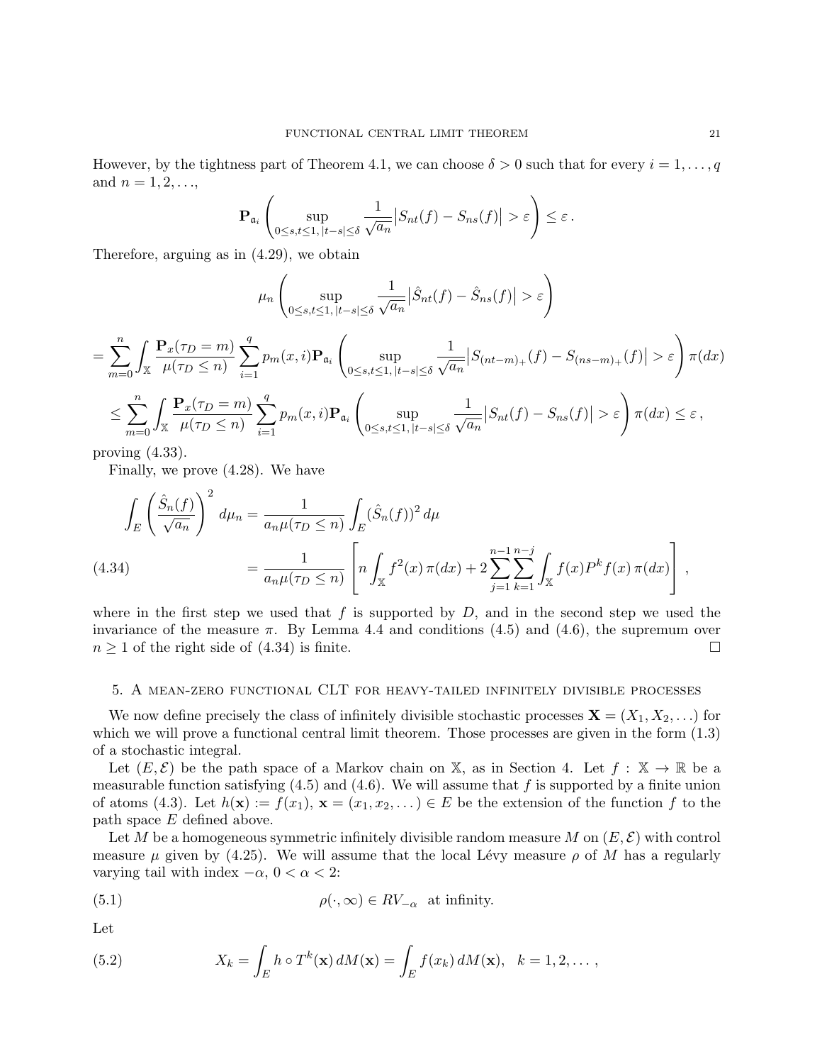However, by the tightness part of Theorem 4.1, we can choose $\delta > 0$ such that for every $i = 1, \ldots, q$ and $n = 1, 2, \ldots$,

$$\mathbf{P}_{\mathfrak{a}_i}\left(\sup_{0\le s,t\le 1,\, |t-s|\le\delta} \frac{1}{\sqrt{a_n}}\big|S_{nt}(f) - S_{ns}(f)\big| > \varepsilon\right) \le \varepsilon\,.$$

Therefore, arguing as in (4.29), we obtain

$$\mu_n\left(\sup_{0\le s,t\le 1,\, |t-s|\le\delta} \frac{1}{\sqrt{a_n}}\big|\hat{S}_{nt}(f) - \hat{S}_{ns}(f)\big| > \varepsilon\right)$$

$$= \sum_{m=0}^{n} \int_{\mathbb{X}} \frac{\mathbf{P}_x(\tau_D = m)}{\mu(\tau_D \le n)} \sum_{i=1}^{q} p_m(x,i)\mathbf{P}_{\mathfrak{a}_i}\left(\sup_{0\le s,t\le 1,\, |t-s|\le\delta} \frac{1}{\sqrt{a_n}}\big|S_{(nt-m)_+}(f) - S_{(ns-m)_+}(f)\big| > \varepsilon\right)\pi(dx)$$

$$\le \sum_{m=0}^{n} \int_{\mathbb{X}} \frac{\mathbf{P}_x(\tau_D = m)}{\mu(\tau_D \le n)} \sum_{i=1}^{q} p_m(x,i)\mathbf{P}_{\mathfrak{a}_i}\left(\sup_{0\le s,t\le 1,\, |t-s|\le\delta} \frac{1}{\sqrt{a_n}}\big|S_{nt}(f) - S_{ns}(f)\big| > \varepsilon\right)\pi(dx) \le \varepsilon\,,$$

proving (4.33).

Finally, we prove (4.28). We have

$$\int_E \left(\frac{\hat{S}_n(f)}{\sqrt{a_n}}\right)^2 d\mu_n = \frac{1}{a_n\mu(\tau_D \le n)} \int_E (\hat{S}_n(f))^2\, d\mu$$

$$= \frac{1}{a_n\mu(\tau_D \le n)} \left[ n\int_{\mathbb{X}} f^2(x)\,\pi(dx) + 2\sum_{j=1}^{n-1}\sum_{k=1}^{n-j} \int_{\mathbb{X}} f(x)P^k f(x)\,\pi(dx)\right], \tag{4.34}$$

where in the first step we used that $f$ is supported by $D$, and in the second step we used the invariance of the measure $\pi$. By Lemma 4.4 and conditions (4.5) and (4.6), the supremum over $n \ge 1$ of the right side of (4.34) is finite. □

## 5. A mean-zero functional CLT for heavy-tailed infinitely divisible processes

We now define precisely the class of infinitely divisible stochastic processes $\mathbf{X} = (X_1, X_2, \ldots)$ for which we will prove a functional central limit theorem. Those processes are given in the form (1.3) of a stochastic integral.

Let $(E, \mathcal{E})$ be the path space of a Markov chain on $\mathbb{X}$, as in Section 4. Let $f : \mathbb{X} \to \mathbb{R}$ be a measurable function satisfying (4.5) and (4.6). We will assume that $f$ is supported by a finite union of atoms (4.3). Let $h(\mathbf{x}) := f(x_1)$, $\mathbf{x} = (x_1, x_2, \ldots) \in E$ be the extension of the function $f$ to the path space $E$ defined above.

Let $M$ be a homogeneous symmetric infinitely divisible random measure $M$ on $(E, \mathcal{E})$ with control measure $\mu$ given by (4.25). We will assume that the local Lévy measure $\rho$ of $M$ has a regularly varying tail with index $-\alpha$, $0 < \alpha < 2$:

$$\rho(\cdot, \infty) \in RV_{-\alpha} \ \text{ at infinity.} \tag{5.1}$$

Let

$$X_k = \int_E h \circ T^k(\mathbf{x})\, dM(\mathbf{x}) = \int_E f(x_k)\, dM(\mathbf{x}), \quad k = 1, 2, \ldots\,, \tag{5.2}$$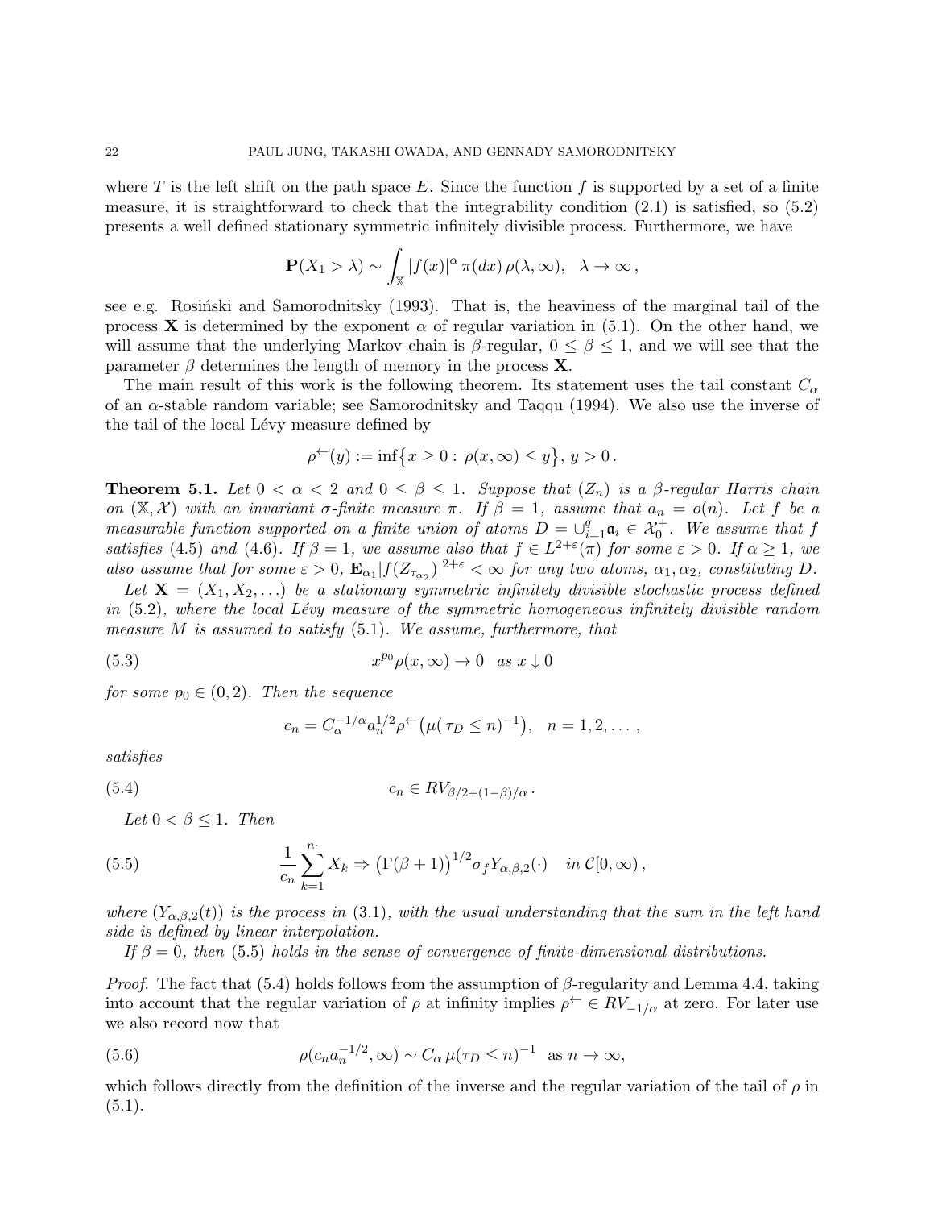where $T$ is the left shift on the path space $E$. Since the function $f$ is supported by a set of a finite measure, it is straightforward to check that the integrability condition (2.1) is satisfied, so (5.2) presents a well defined stationary symmetric infinitely divisible process. Furthermore, we have

$$\mathbf{P}(X_1 > \lambda) \sim \int_{\mathbb{X}} |f(x)|^\alpha \, \pi(dx) \, \rho(\lambda, \infty), \quad \lambda \to \infty \,,$$

see e.g. Rosiński and Samorodnitsky (1993). That is, the heaviness of the marginal tail of the process $\mathbf{X}$ is determined by the exponent $\alpha$ of regular variation in (5.1). On the other hand, we will assume that the underlying Markov chain is $\beta$-regular, $0 \leq \beta \leq 1$, and we will see that the parameter $\beta$ determines the length of memory in the process $\mathbf{X}$.

The main result of this work is the following theorem. Its statement uses the tail constant $C_\alpha$ of an $\alpha$-stable random variable; see Samorodnitsky and Taqqu (1994). We also use the inverse of the tail of the local Lévy measure defined by

$$\rho^{\leftarrow}(y) := \inf\{x \geq 0 : \, \rho(x, \infty) \leq y\}, \, y > 0 \,.$$

**Theorem 5.1.** *Let $0 < \alpha < 2$ and $0 \leq \beta \leq 1$. Suppose that $(Z_n)$ is a $\beta$-regular Harris chain on $(\mathbb{X}, \mathcal{X})$ with an invariant $\sigma$-finite measure $\pi$. If $\beta = 1$, assume that $a_n = o(n)$. Let $f$ be a measurable function supported on a finite union of atoms $D = \cup_{i=1}^q \mathfrak{a}_i \in \mathcal{X}_0^+$. We assume that $f$ satisfies (4.5) and (4.6). If $\beta = 1$, we assume also that $f \in L^{2+\varepsilon}(\pi)$ for some $\varepsilon > 0$. If $\alpha \geq 1$, we also assume that for some $\varepsilon > 0$, $\mathbf{E}_{\alpha_1} |f(Z_{\tau_{\alpha_2}})|^{2+\varepsilon} < \infty$ for any two atoms, $\alpha_1, \alpha_2$, constituting $D$.*

*Let $\mathbf{X} = (X_1, X_2, \dots)$ be a stationary symmetric infinitely divisible stochastic process defined in (5.2), where the local Lévy measure of the symmetric homogeneous infinitely divisible random measure $M$ is assumed to satisfy (5.1). We assume, furthermore, that*

$$x^{p_0} \rho(x, \infty) \to 0 \quad \text{as } x \downarrow 0 \tag{5.3}$$

*for some $p_0 \in (0, 2)$. Then the sequence*

$$c_n = C_\alpha^{-1/\alpha} a_n^{1/2} \rho^{\leftarrow}\big(\mu(\tau_D \leq n)^{-1}\big), \quad n = 1, 2, \dots \,,$$

*satisfies*

$$c_n \in RV_{\beta/2 + (1-\beta)/\alpha} \,. \tag{5.4}$$

*Let $0 < \beta \leq 1$. Then*

$$\frac{1}{c_n} \sum_{k=1}^{n\cdot} X_k \Rightarrow \big(\Gamma(\beta+1)\big)^{1/2} \sigma_f Y_{\alpha,\beta,2}(\cdot) \quad \text{in } \mathcal{C}[0, \infty) \,, \tag{5.5}$$

*where $(Y_{\alpha,\beta,2}(t))$ is the process in (3.1), with the usual understanding that the sum in the left hand side is defined by linear interpolation.*

*If $\beta = 0$, then (5.5) holds in the sense of convergence of finite-dimensional distributions.*

*Proof.* The fact that (5.4) holds follows from the assumption of $\beta$-regularity and Lemma 4.4, taking into account that the regular variation of $\rho$ at infinity implies $\rho^{\leftarrow} \in RV_{-1/\alpha}$ at zero. For later use we also record now that

$$\rho(c_n a_n^{-1/2}, \infty) \sim C_\alpha \, \mu(\tau_D \leq n)^{-1} \quad \text{as } n \to \infty, \tag{5.6}$$

which follows directly from the definition of the inverse and the regular variation of the tail of $\rho$ in (5.1).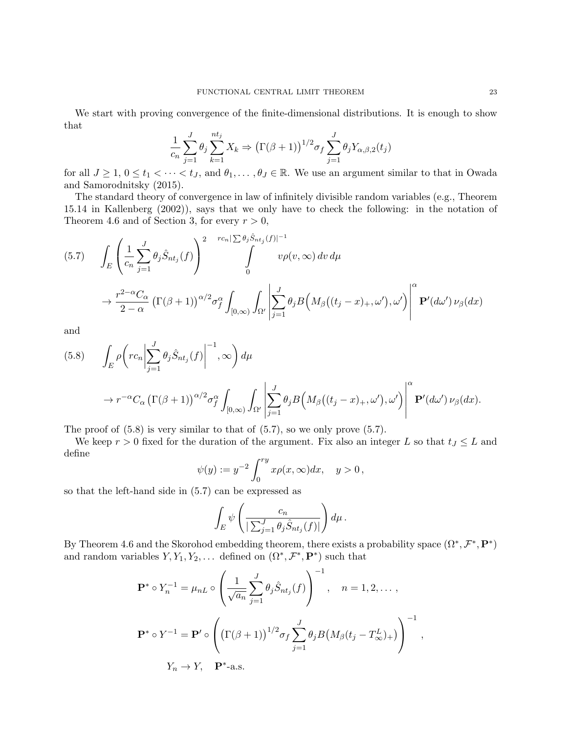We start with proving convergence of the finite-dimensional distributions. It is enough to show that

$$\frac{1}{c_n}\sum_{j=1}^{J}\theta_j\sum_{k=1}^{nt_j}X_k \Rightarrow \big(\Gamma(\beta+1)\big)^{1/2}\sigma_f\sum_{j=1}^{J}\theta_j Y_{\alpha,\beta,2}(t_j)$$

for all $J\geq 1$, $0\leq t_1<\cdots<t_J$, and $\theta_1,\dots,\theta_J\in\mathbb{R}$. We use an argument similar to that in Owada and Samorodnitsky (2015).

The standard theory of convergence in law of infinitely divisible random variables (e.g., Theorem 15.14 in Kallenberg (2002)), says that we only have to check the following: in the notation of Theorem 4.6 and of Section 3, for every $r>0$,

$$\int_E\left(\frac{1}{c_n}\sum_{j=1}^{J}\theta_j\hat{S}_{nt_j}(f)\right)^2\int_0^{rc_n|\sum\theta_j\hat{S}_{nt_j}(f)|^{-1}}v\rho(v,\infty)\,dv\,d\mu \tag{5.7}$$

$$\to \frac{r^{2-\alpha}C_\alpha}{2-\alpha}\big(\Gamma(\beta+1)\big)^{\alpha/2}\sigma_f^\alpha\int_{[0,\infty)}\int_{\Omega'}\left|\sum_{j=1}^{J}\theta_jB\Big(M_\beta\big((t_j-x)_+,\omega'\big),\omega'\Big)\right|^\alpha\mathbf{P}'(d\omega')\,\nu_\beta(dx)$$

and

$$\int_E\rho\bigg(rc_n\bigg|\sum_{j=1}^{J}\theta_j\hat{S}_{nt_j}(f)\bigg|^{-1},\infty\bigg)\,d\mu \tag{5.8}$$

$$\to r^{-\alpha}C_\alpha\big(\Gamma(\beta+1)\big)^{\alpha/2}\sigma_f^\alpha\int_{[0,\infty)}\int_{\Omega'}\left|\sum_{j=1}^{J}\theta_jB\Big(M_\beta\big((t_j-x)_+,\omega'\big),\omega'\Big)\right|^\alpha\mathbf{P}'(d\omega')\,\nu_\beta(dx).$$

The proof of (5.8) is very similar to that of (5.7), so we only prove (5.7).

We keep $r>0$ fixed for the duration of the argument. Fix also an integer $L$ so that $t_J\leq L$ and define

$$\psi(y):=y^{-2}\int_0^{ry}x\rho(x,\infty)dx,\quad y>0\,,$$

so that the left-hand side in (5.7) can be expressed as

$$\int_E\psi\left(\frac{c_n}{|\sum_{j=1}^{J}\theta_j\hat{S}_{nt_j}(f)|}\right)d\mu\,.$$

By Theorem 4.6 and the Skorohod embedding theorem, there exists a probability space $(\Omega^*,\mathcal{F}^*,\mathbf{P}^*)$ and random variables $Y,Y_1,Y_2,\dots$ defined on $(\Omega^*,\mathcal{F}^*,\mathbf{P}^*)$ such that

$$\mathbf{P}^*\circ Y_n^{-1}=\mu_{nL}\circ\left(\frac{1}{\sqrt{a_n}}\sum_{j=1}^{J}\theta_j\hat{S}_{nt_j}(f)\right)^{-1},\quad n=1,2,\dots,$$

$$\mathbf{P}^*\circ Y^{-1}=\mathbf{P}'\circ\left(\big(\Gamma(\beta+1)\big)^{1/2}\sigma_f\sum_{j=1}^{J}\theta_jB\big(M_\beta(t_j-T_\infty^L)_+\big)\right)^{-1},$$

$$Y_n\to Y,\quad \mathbf{P}^*\text{-a.s.}$$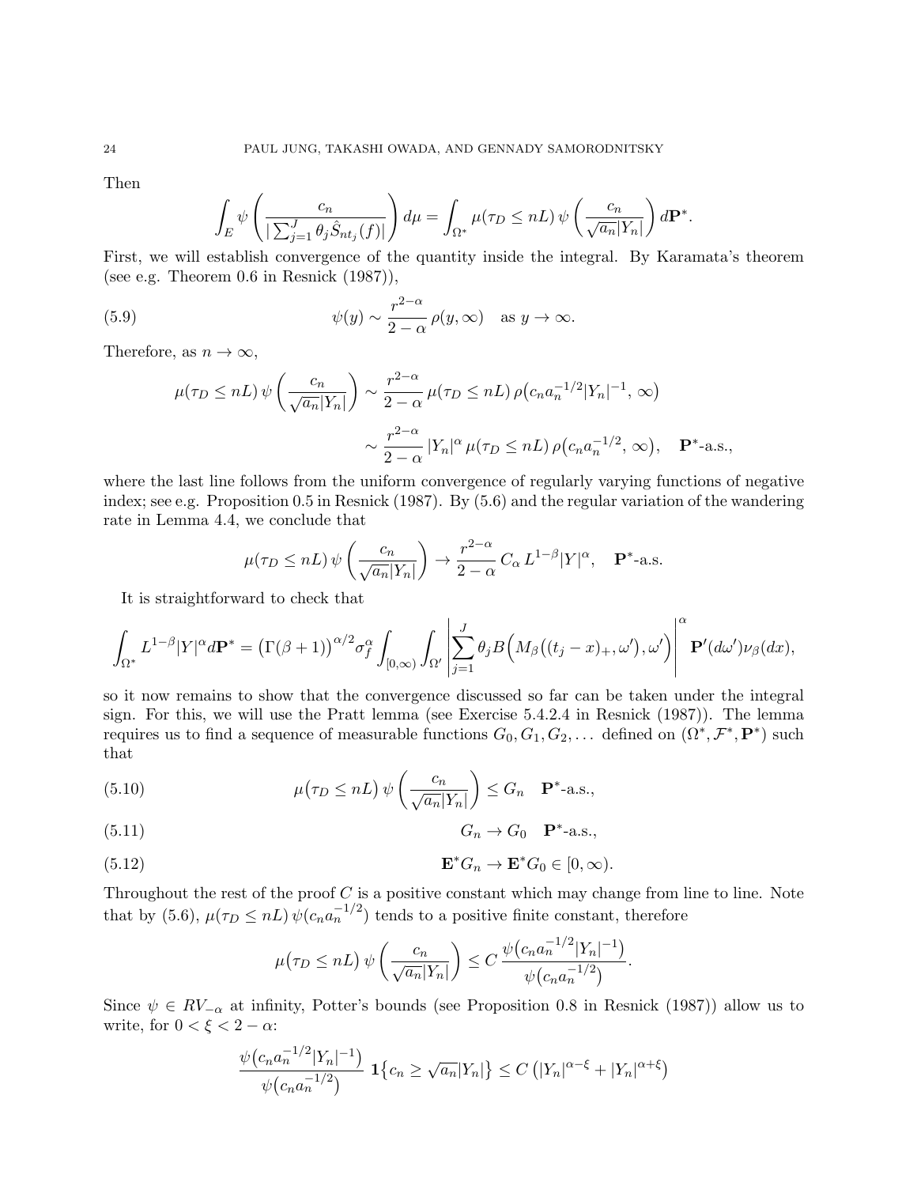Then

$$\int_E \psi\left(\frac{c_n}{|\sum_{j=1}^J \theta_j \hat{S}_{nt_j}(f)|}\right) d\mu = \int_{\Omega^*} \mu(\tau_D \le nL)\, \psi\left(\frac{c_n}{\sqrt{a_n}|Y_n|}\right) d\mathbf{P}^*.$$

First, we will establish convergence of the quantity inside the integral. By Karamata's theorem (see e.g. Theorem 0.6 in Resnick (1987)),

$$\psi(y) \sim \frac{r^{2-\alpha}}{2-\alpha}\, \rho(y,\infty) \quad \text{as } y \to \infty. \tag{5.9}$$

Therefore, as $n \to \infty$,

$$\begin{aligned}
\mu(\tau_D \le nL)\, \psi\left(\frac{c_n}{\sqrt{a_n}|Y_n|}\right) &\sim \frac{r^{2-\alpha}}{2-\alpha}\, \mu(\tau_D \le nL)\, \rho\big(c_n a_n^{-1/2}|Y_n|^{-1},\, \infty\big) \\
&\sim \frac{r^{2-\alpha}}{2-\alpha}\, |Y_n|^\alpha\, \mu(\tau_D \le nL)\, \rho\big(c_n a_n^{-1/2},\, \infty\big), \quad \mathbf{P}^*\text{-a.s.},
\end{aligned}$$

where the last line follows from the uniform convergence of regularly varying functions of negative index; see e.g. Proposition 0.5 in Resnick (1987). By (5.6) and the regular variation of the wandering rate in Lemma 4.4, we conclude that

$$\mu(\tau_D \le nL)\, \psi\left(\frac{c_n}{\sqrt{a_n}|Y_n|}\right) \to \frac{r^{2-\alpha}}{2-\alpha}\, C_\alpha\, L^{1-\beta}|Y|^\alpha, \quad \mathbf{P}^*\text{-a.s.}$$

It is straightforward to check that

$$\int_{\Omega^*} L^{1-\beta}|Y|^\alpha d\mathbf{P}^* = \big(\Gamma(\beta+1)\big)^{\alpha/2} \sigma_f^\alpha \int_{[0,\infty)} \int_{\Omega'} \left| \sum_{j=1}^J \theta_j B\Big(M_\beta\big((t_j - x)_+, \omega'\big), \omega'\Big) \right|^\alpha \mathbf{P}'(d\omega')\nu_\beta(dx),$$

so it now remains to show that the convergence discussed so far can be taken under the integral sign. For this, we will use the Pratt lemma (see Exercise 5.4.2.4 in Resnick (1987)). The lemma requires us to find a sequence of measurable functions $G_0, G_1, G_2, \dots$ defined on $(\Omega^*, \mathcal{F}^*, \mathbf{P}^*)$ such that

$$\mu\big(\tau_D \le nL\big)\, \psi\left(\frac{c_n}{\sqrt{a_n}|Y_n|}\right) \le G_n \quad \mathbf{P}^*\text{-a.s.}, \tag{5.10}$$

$$G_n \to G_0 \quad \mathbf{P}^*\text{-a.s.}, \tag{5.11}$$

$$\mathbf{E}^* G_n \to \mathbf{E}^* G_0 \in [0,\infty). \tag{5.12}$$

Throughout the rest of the proof $C$ is a positive constant which may change from line to line. Note that by (5.6), $\mu(\tau_D \le nL)\, \psi(c_n a_n^{-1/2})$ tends to a positive finite constant, therefore

$$\mu\big(\tau_D \le nL\big)\, \psi\left(\frac{c_n}{\sqrt{a_n}|Y_n|}\right) \le C\, \frac{\psi\big(c_n a_n^{-1/2}|Y_n|^{-1}\big)}{\psi\big(c_n a_n^{-1/2}\big)}.$$

Since $\psi \in RV_{-\alpha}$ at infinity, Potter's bounds (see Proposition 0.8 in Resnick (1987)) allow us to write, for $0 < \xi < 2-\alpha$:

$$\frac{\psi\big(c_n a_n^{-1/2}|Y_n|^{-1}\big)}{\psi\big(c_n a_n^{-1/2}\big)}\, \mathbf{1}\big\{c_n \ge \sqrt{a_n}|Y_n|\big\} \le C\left(|Y_n|^{\alpha-\xi} + |Y_n|^{\alpha+\xi}\right)$$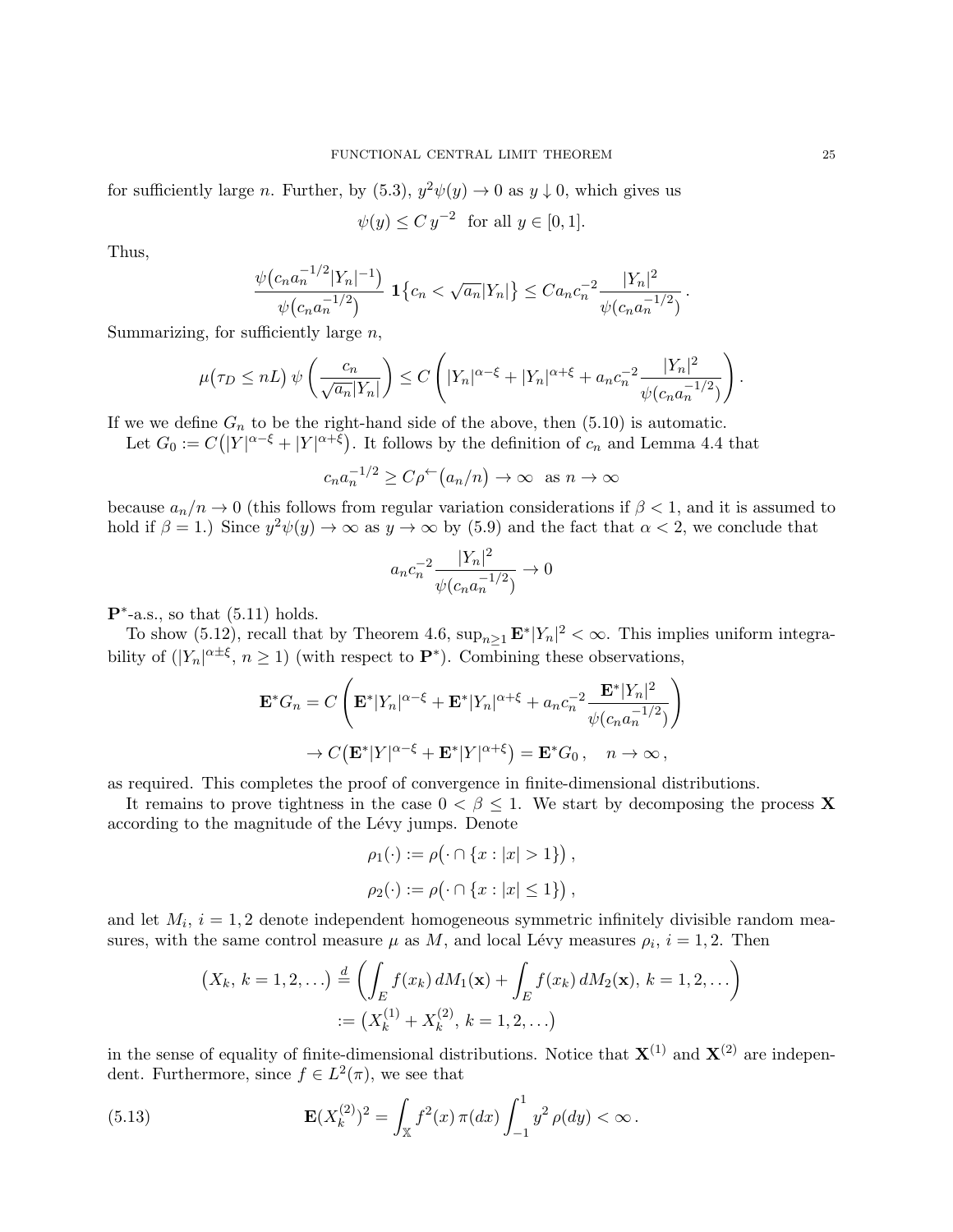for sufficiently large $n$. Further, by (5.3), $y^2\psi(y) \to 0$ as $y \downarrow 0$, which gives us

$$\psi(y) \le C\, y^{-2} \ \text{ for all } y \in [0,1].$$

Thus,

$$\frac{\psi\big(c_n a_n^{-1/2}|Y_n|^{-1}\big)}{\psi\big(c_n a_n^{-1/2}\big)}\ \mathbf{1}\big\{c_n < \sqrt{a_n}|Y_n|\big\} \le C a_n c_n^{-2} \frac{|Y_n|^2}{\psi(c_n a_n^{-1/2})}\,.$$

Summarizing, for sufficiently large $n$,

$$\mu\big(\tau_D \le nL\big)\, \psi\left(\frac{c_n}{\sqrt{a_n}|Y_n|}\right) \le C\left(|Y_n|^{\alpha-\xi} + |Y_n|^{\alpha+\xi} + a_n c_n^{-2}\frac{|Y_n|^2}{\psi(c_n a_n^{-1/2})}\right).$$

If we we define $G_n$ to be the right-hand side of the above, then (5.10) is automatic.

Let $G_0 := C\big(|Y|^{\alpha-\xi} + |Y|^{\alpha+\xi}\big)$. It follows by the definition of $c_n$ and Lemma 4.4 that

$$c_n a_n^{-1/2} \ge C\rho^{\leftarrow}\big(a_n/n\big) \to \infty \ \text{ as } n \to \infty$$

because $a_n/n \to 0$ (this follows from regular variation considerations if $\beta < 1$, and it is assumed to hold if $\beta = 1$.) Since $y^2\psi(y) \to \infty$ as $y \to \infty$ by (5.9) and the fact that $\alpha < 2$, we conclude that

$$a_n c_n^{-2}\frac{|Y_n|^2}{\psi(c_n a_n^{-1/2})} \to 0$$

$\mathbf{P}^*$-a.s., so that (5.11) holds.

To show (5.12), recall that by Theorem 4.6, $\sup_{n\ge 1}\mathbf{E}^*|Y_n|^2 < \infty$. This implies uniform integrability of $(|Y_n|^{\alpha\pm\xi},\, n \ge 1)$ (with respect to $\mathbf{P}^*$). Combining these observations,

$$\mathbf{E}^* G_n = C\left(\mathbf{E}^*|Y_n|^{\alpha-\xi} + \mathbf{E}^*|Y_n|^{\alpha+\xi} + a_n c_n^{-2}\frac{\mathbf{E}^*|Y_n|^2}{\psi(c_n a_n^{-1/2})}\right)$$

$$\to C\big(\mathbf{E}^*|Y|^{\alpha-\xi} + \mathbf{E}^*|Y|^{\alpha+\xi}\big) = \mathbf{E}^* G_0\,, \quad n \to \infty\,,$$

as required. This completes the proof of convergence in finite-dimensional distributions.

It remains to prove tightness in the case $0 < \beta \le 1$. We start by decomposing the process $\mathbf{X}$ according to the magnitude of the Lévy jumps. Denote

$$\rho_1(\cdot) := \rho\big(\cdot \cap \{x : |x| > 1\}\big)\,,$$

$$\rho_2(\cdot) := \rho\big(\cdot \cap \{x : |x| \le 1\}\big)\,,$$

and let $M_i$, $i = 1, 2$ denote independent homogeneous symmetric infinitely divisible random measures, with the same control measure $\mu$ as $M$, and local Lévy measures $\rho_i$, $i = 1, 2$. Then

$$\big(X_k,\, k = 1, 2, \dots\big) \stackrel{d}{=} \left(\int_E f(x_k)\, dM_1(\mathbf{x}) + \int_E f(x_k)\, dM_2(\mathbf{x}),\, k = 1, 2, \dots\right)$$

$$:= \big(X_k^{(1)} + X_k^{(2)},\, k = 1, 2, \dots\big)$$

in the sense of equality of finite-dimensional distributions. Notice that $\mathbf{X}^{(1)}$ and $\mathbf{X}^{(2)}$ are independent. Furthermore, since $f \in L^2(\pi)$, we see that

$$\mathbf{E}(X_k^{(2)})^2 = \int_{\mathbb{X}} f^2(x)\, \pi(dx) \int_{-1}^{1} y^2\, \rho(dy) < \infty\,. \tag{5.13}$$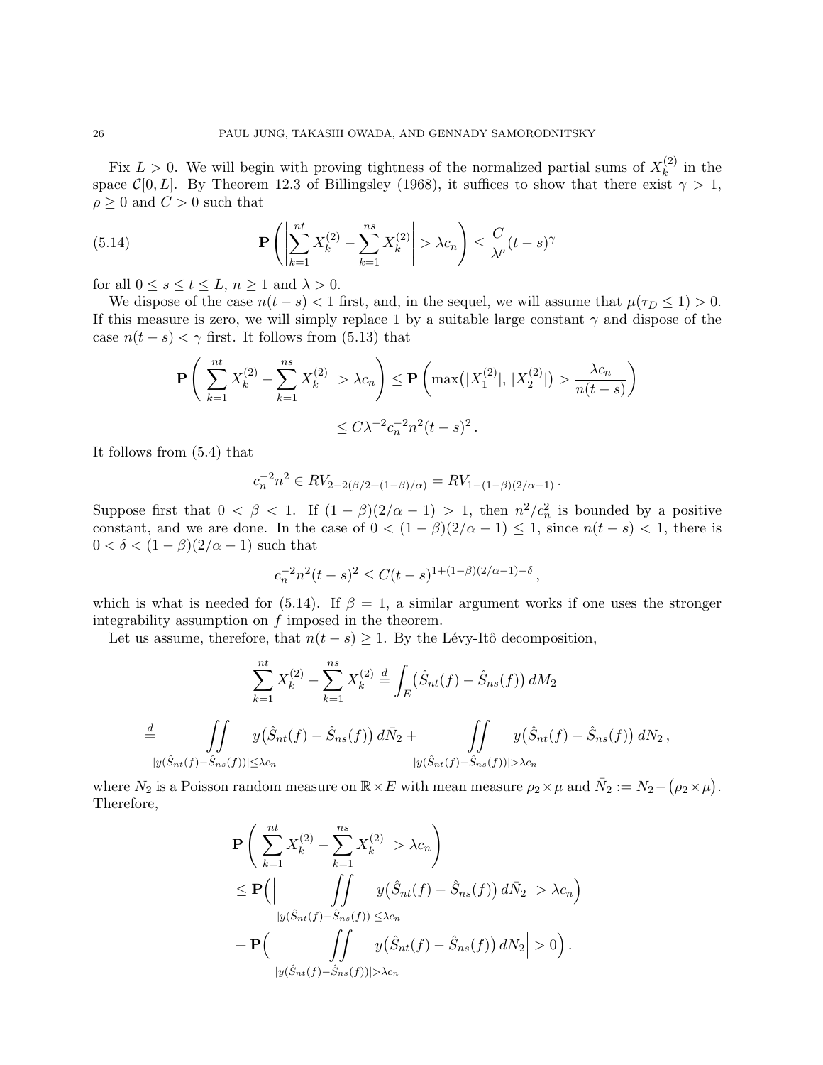Fix $L > 0$. We will begin with proving tightness of the normalized partial sums of $X_k^{(2)}$ in the space $\mathcal{C}[0, L]$. By Theorem 12.3 of Billingsley (1968), it suffices to show that there exist $\gamma > 1$, $\rho \geq 0$ and $C > 0$ such that

$$
\mathbf{P}\left( \left| \sum_{k=1}^{nt} X_k^{(2)} - \sum_{k=1}^{ns} X_k^{(2)} \right| > \lambda c_n \right) \leq \frac{C}{\lambda^\rho} (t-s)^\gamma \tag{5.14}
$$

for all $0 \leq s \leq t \leq L$, $n \geq 1$ and $\lambda > 0$.

We dispose of the case $n(t-s) < 1$ first, and, in the sequel, we will assume that $\mu(\tau_D \leq 1) > 0$. If this measure is zero, we will simply replace 1 by a suitable large constant $\gamma$ and dispose of the case $n(t-s) < \gamma$ first. It follows from (5.13) that

$$
\mathbf{P}\left( \left| \sum_{k=1}^{nt} X_k^{(2)} - \sum_{k=1}^{ns} X_k^{(2)} \right| > \lambda c_n \right) \leq \mathbf{P}\left( \max\big(|X_1^{(2)}|, \, |X_2^{(2)}|\big) > \frac{\lambda c_n}{n(t-s)} \right)
$$

$$
\leq C \lambda^{-2} c_n^{-2} n^2 (t-s)^2 \, .
$$

It follows from (5.4) that

$$
c_n^{-2} n^2 \in RV_{2 - 2(\beta/2 + (1-\beta)/\alpha)} = RV_{1 - (1-\beta)(2/\alpha - 1)} \, .
$$

Suppose first that $0 < \beta < 1$. If $(1-\beta)(2/\alpha - 1) > 1$, then $n^2/c_n^2$ is bounded by a positive constant, and we are done. In the case of $0 < (1-\beta)(2/\alpha - 1) \leq 1$, since $n(t-s) < 1$, there is $0 < \delta < (1-\beta)(2/\alpha - 1)$ such that

$$
c_n^{-2} n^2 (t-s)^2 \leq C (t-s)^{1 + (1-\beta)(2/\alpha - 1) - \delta} \, ,
$$

which is what is needed for (5.14). If $\beta = 1$, a similar argument works if one uses the stronger integrability assumption on $f$ imposed in the theorem.

Let us assume, therefore, that $n(t-s) \geq 1$. By the Lévy-Itô decomposition,

$$
\sum_{k=1}^{nt} X_k^{(2)} - \sum_{k=1}^{ns} X_k^{(2)} \overset{d}{=} \int_E \big( \hat{S}_{nt}(f) - \hat{S}_{ns}(f) \big) \, dM_2
$$

$$
\overset{d}{=} \iint_{|y(\hat{S}_{nt}(f) - \hat{S}_{ns}(f))| \leq \lambda c_n} y\big(\hat{S}_{nt}(f) - \hat{S}_{ns}(f)\big) \, d\bar{N}_2 + \iint_{|y(\hat{S}_{nt}(f) - \hat{S}_{ns}(f))| > \lambda c_n} y\big(\hat{S}_{nt}(f) - \hat{S}_{ns}(f)\big) \, dN_2 \, ,
$$

where $N_2$ is a Poisson random measure on $\mathbb{R} \times E$ with mean measure $\rho_2 \times \mu$ and $\bar{N}_2 := N_2 - \big(\rho_2 \times \mu\big)$. Therefore,

$$
\begin{aligned}
&\mathbf{P}\left( \left| \sum_{k=1}^{nt} X_k^{(2)} - \sum_{k=1}^{ns} X_k^{(2)} \right| > \lambda c_n \right) \\
&\leq \mathbf{P}\Big( \Big| \iint_{|y(\hat{S}_{nt}(f) - \hat{S}_{ns}(f))| \leq \lambda c_n} y\big(\hat{S}_{nt}(f) - \hat{S}_{ns}(f)\big) \, d\bar{N}_2 \Big| > \lambda c_n \Big) \\
&+ \mathbf{P}\Big( \Big| \iint_{|y(\hat{S}_{nt}(f) - \hat{S}_{ns}(f))| > \lambda c_n} y\big(\hat{S}_{nt}(f) - \hat{S}_{ns}(f)\big) \, dN_2 \Big| > 0 \Big) \, .
\end{aligned}
$$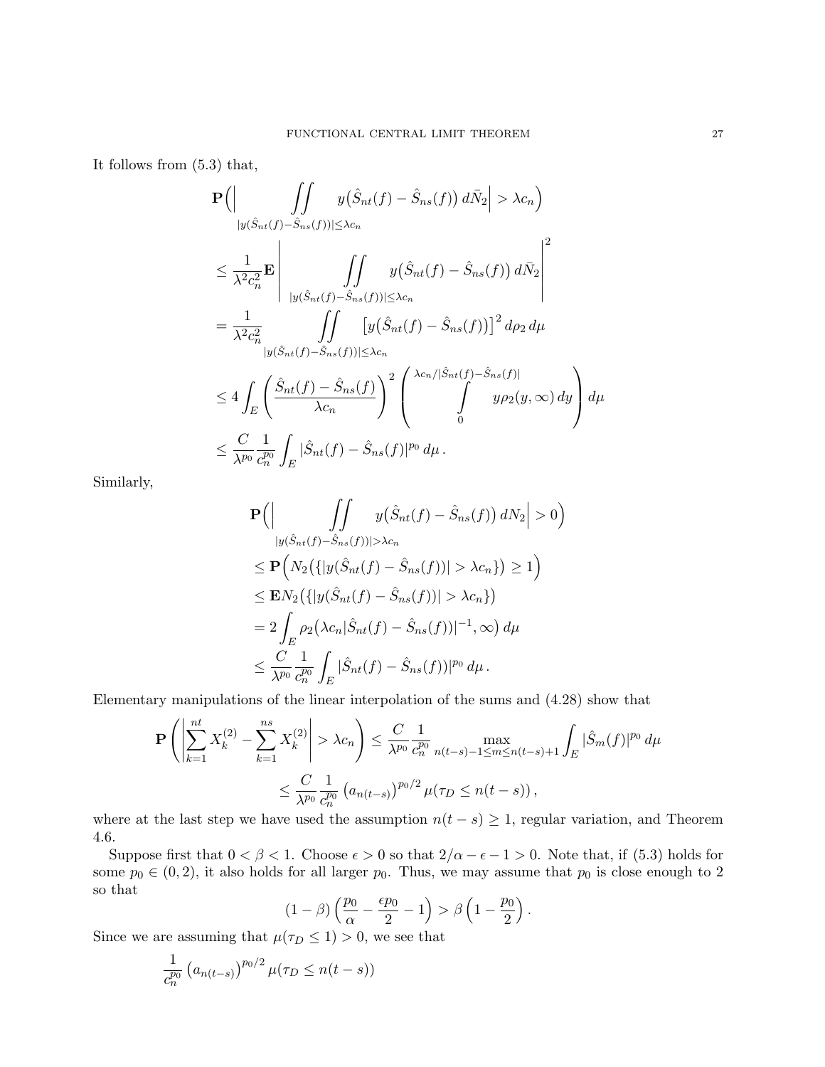It follows from (5.3) that,

$$
\begin{aligned}
&\mathbf{P}\Big(\Big| \iint\limits_{|y(\hat{S}_{nt}(f)-\hat{S}_{ns}(f))|\le \lambda c_n} y\big(\hat{S}_{nt}(f)-\hat{S}_{ns}(f)\big)\, d\bar{N}_2\Big| > \lambda c_n\Big) \\
&\le \frac{1}{\lambda^2 c_n^2}\mathbf{E}\left| \iint\limits_{|y(\hat{S}_{nt}(f)-\hat{S}_{ns}(f))|\le \lambda c_n} y\big(\hat{S}_{nt}(f)-\hat{S}_{ns}(f)\big)\, d\bar{N}_2\right|^2 \\
&= \frac{1}{\lambda^2 c_n^2} \iint\limits_{|y(\hat{S}_{nt}(f)-\hat{S}_{ns}(f))|\le \lambda c_n} \big[y\big(\hat{S}_{nt}(f)-\hat{S}_{ns}(f)\big)\big]^2\, d\rho_2\, d\mu \\
&\le 4\int_E \left(\frac{\hat{S}_{nt}(f)-\hat{S}_{ns}(f)}{\lambda c_n}\right)^2 \left(\int_0^{\lambda c_n/|\hat{S}_{nt}(f)-\hat{S}_{ns}(f)|} y\rho_2(y,\infty)\, dy\right) d\mu \\
&\le \frac{C}{\lambda^{p_0}}\frac{1}{c_n^{p_0}}\int_E |\hat{S}_{nt}(f)-\hat{S}_{ns}(f)|^{p_0}\, d\mu\,.
\end{aligned}
$$

Similarly,

$$
\begin{aligned}
&\mathbf{P}\Big(\Big| \iint\limits_{|y(\hat{S}_{nt}(f)-\hat{S}_{ns}(f))|> \lambda c_n} y\big(\hat{S}_{nt}(f)-\hat{S}_{ns}(f)\big)\, dN_2\Big| > 0\Big) \\
&\le \mathbf{P}\Big(N_2\big(\{|y(\hat{S}_{nt}(f)-\hat{S}_{ns}(f))|>\lambda c_n\}\big)\ge 1\Big) \\
&\le \mathbf{E}N_2\big(\{|y(\hat{S}_{nt}(f)-\hat{S}_{ns}(f))|>\lambda c_n\}\big) \\
&= 2\int_E \rho_2\big(\lambda c_n|\hat{S}_{nt}(f)-\hat{S}_{ns}(f))|^{-1},\infty\big)\, d\mu \\
&\le \frac{C}{\lambda^{p_0}}\frac{1}{c_n^{p_0}}\int_E |\hat{S}_{nt}(f)-\hat{S}_{ns}(f))|^{p_0}\, d\mu\,.
\end{aligned}
$$

Elementary manipulations of the linear interpolation of the sums and (4.28) show that

$$
\begin{aligned}
\mathbf{P}\left(\left|\sum_{k=1}^{nt} X_k^{(2)} - \sum_{k=1}^{ns} X_k^{(2)}\right| > \lambda c_n\right) &\le \frac{C}{\lambda^{p_0}}\frac{1}{c_n^{p_0}} \max_{n(t-s)-1\le m\le n(t-s)+1}\int_E |\hat{S}_m(f)|^{p_0}\, d\mu \\
&\le \frac{C}{\lambda^{p_0}}\frac{1}{c_n^{p_0}}\left(a_{n(t-s)}\right)^{p_0/2}\mu(\tau_D\le n(t-s))\,,
\end{aligned}
$$

where at the last step we have used the assumption $n(t-s)\ge 1$, regular variation, and Theorem 4.6.

Suppose first that $0<\beta<1$. Choose $\epsilon>0$ so that $2/\alpha-\epsilon-1>0$. Note that, if (5.3) holds for some $p_0\in(0,2)$, it also holds for all larger $p_0$. Thus, we may assume that $p_0$ is close enough to 2 so that

$$
(1-\beta)\left(\frac{p_0}{\alpha}-\frac{\epsilon p_0}{2}-1\right) > \beta\left(1-\frac{p_0}{2}\right).
$$

Since we are assuming that $\mu(\tau_D\le 1)>0$, we see that

$$
\frac{1}{c_n^{p_0}}\left(a_{n(t-s)}\right)^{p_0/2}\mu(\tau_D\le n(t-s))
$$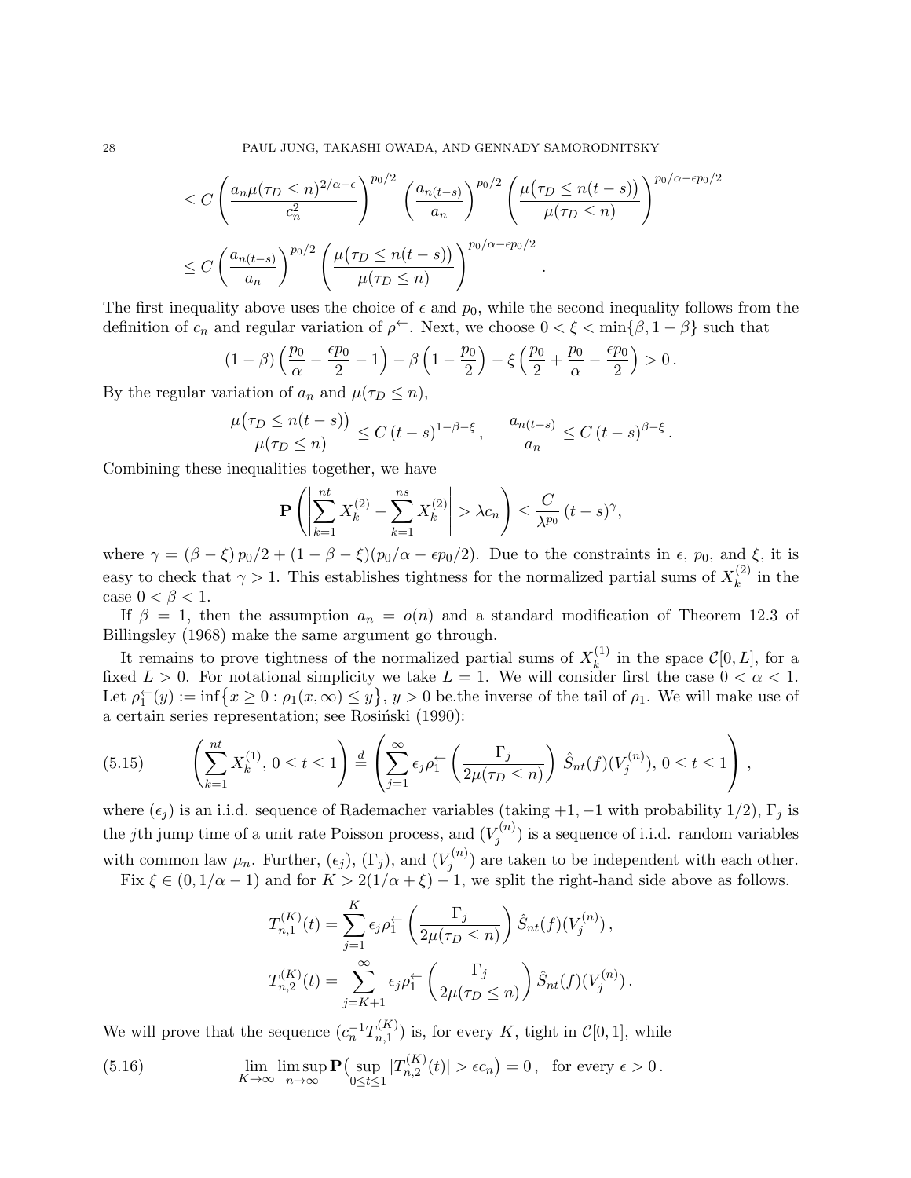$$\leq C\left(\frac{a_n \mu(\tau_D \leq n)^{2/\alpha-\epsilon}}{c_n^2}\right)^{p_0/2}\left(\frac{a_{n(t-s)}}{a_n}\right)^{p_0/2}\left(\frac{\mu\big(\tau_D \leq n(t-s)\big)}{\mu(\tau_D \leq n)}\right)^{p_0/\alpha-\epsilon p_0/2}$$

$$\leq C\left(\frac{a_{n(t-s)}}{a_n}\right)^{p_0/2}\left(\frac{\mu\big(\tau_D \leq n(t-s)\big)}{\mu(\tau_D \leq n)}\right)^{p_0/\alpha-\epsilon p_0/2}.$$

The first inequality above uses the choice of $\epsilon$ and $p_0$, while the second inequality follows from the definition of $c_n$ and regular variation of $\rho^{\leftarrow}$. Next, we choose $0<\xi<\min\{\beta, 1-\beta\}$ such that

$$(1-\beta)\left(\frac{p_0}{\alpha}-\frac{\epsilon p_0}{2}-1\right)-\beta\left(1-\frac{p_0}{2}\right)-\xi\left(\frac{p_0}{2}+\frac{p_0}{\alpha}-\frac{\epsilon p_0}{2}\right)>0\,.$$

By the regular variation of $a_n$ and $\mu(\tau_D \leq n)$,

$$\frac{\mu\big(\tau_D \leq n(t-s)\big)}{\mu(\tau_D \leq n)} \leq C\,(t-s)^{1-\beta-\xi}\,, \qquad \frac{a_{n(t-s)}}{a_n} \leq C\,(t-s)^{\beta-\xi}\,.$$

Combining these inequalities together, we have

$$\mathbf{P}\left(\left|\sum_{k=1}^{nt} X_k^{(2)}-\sum_{k=1}^{ns} X_k^{(2)}\right|>\lambda c_n\right) \leq \frac{C}{\lambda^{p_0}}\,(t-s)^{\gamma},$$

where $\gamma=(\beta-\xi)\,p_0/2+(1-\beta-\xi)(p_0/\alpha-\epsilon p_0/2)$. Due to the constraints in $\epsilon$, $p_0$, and $\xi$, it is easy to check that $\gamma>1$. This establishes tightness for the normalized partial sums of $X_k^{(2)}$ in the case $0<\beta<1$.

If $\beta=1$, then the assumption $a_n=o(n)$ and a standard modification of Theorem 12.3 of Billingsley (1968) make the same argument go through.

It remains to prove tightness of the normalized partial sums of $X_k^{(1)}$ in the space $\mathcal{C}[0,L]$, for a fixed $L>0$. For notational simplicity we take $L=1$. We will consider first the case $0<\alpha<1$. Let $\rho_1^{\leftarrow}(y):=\inf\{x \geq 0: \rho_1(x,\infty) \leq y\}$, $y>0$ be.the inverse of the tail of $\rho_1$. We will make use of a certain series representation; see Rosiński (1990):

$$\left(\sum_{k=1}^{nt} X_k^{(1)},\, 0 \leq t \leq 1\right) \stackrel{d}{=} \left(\sum_{j=1}^{\infty} \epsilon_j \rho_1^{\leftarrow}\left(\frac{\Gamma_j}{2\mu(\tau_D \leq n)}\right)\hat{S}_{nt}(f)(V_j^{(n)}),\, 0 \leq t \leq 1\right)\,, \tag{5.15}$$

where $(\epsilon_j)$ is an i.i.d. sequence of Rademacher variables (taking $+1,-1$ with probability $1/2$), $\Gamma_j$ is the $j$th jump time of a unit rate Poisson process, and $(V_j^{(n)})$ is a sequence of i.i.d. random variables with common law $\mu_n$. Further, $(\epsilon_j)$, $(\Gamma_j)$, and $(V_j^{(n)})$ are taken to be independent with each other.

Fix $\xi \in (0,1/\alpha-1)$ and for $K>2(1/\alpha+\xi)-1$, we split the right-hand side above as follows.

$$T_{n,1}^{(K)}(t)=\sum_{j=1}^{K} \epsilon_j \rho_1^{\leftarrow}\left(\frac{\Gamma_j}{2\mu(\tau_D \leq n)}\right)\hat{S}_{nt}(f)(V_j^{(n)})\,,$$

$$T_{n,2}^{(K)}(t)=\sum_{j=K+1}^{\infty} \epsilon_j \rho_1^{\leftarrow}\left(\frac{\Gamma_j}{2\mu(\tau_D \leq n)}\right)\hat{S}_{nt}(f)(V_j^{(n)})\,.$$

We will prove that the sequence $(c_n^{-1}T_{n,1}^{(K)})$ is, for every $K$, tight in $\mathcal{C}[0,1]$, while

$$\lim_{K\to\infty}\limsup_{n\to\infty}\mathbf{P}\big(\sup_{0\leq t\leq 1}|T_{n,2}^{(K)}(t)|>\epsilon c_n\big)=0\,, \quad \text{for every } \epsilon>0\,. \tag{5.16}$$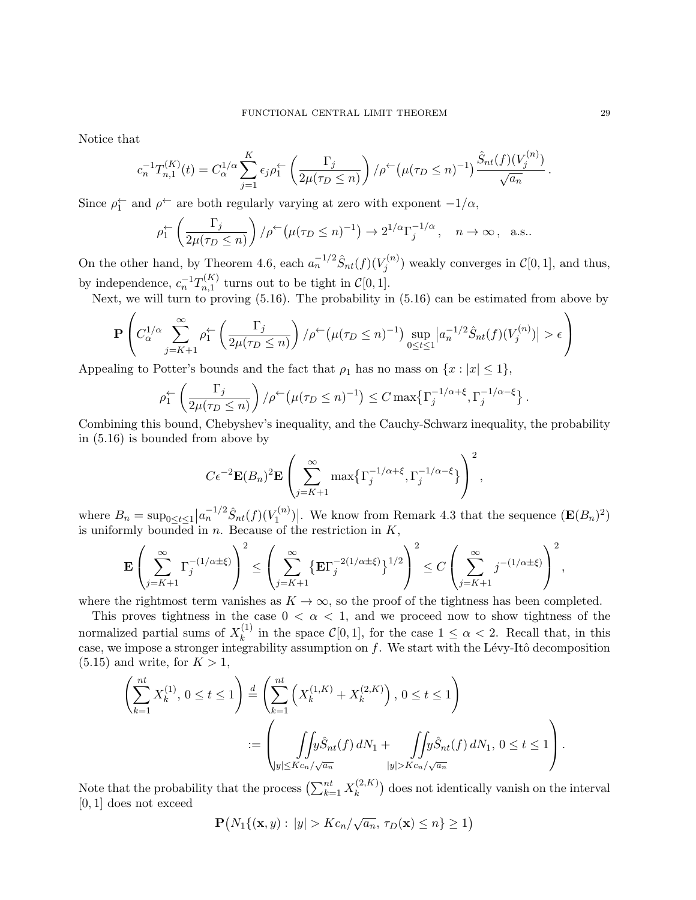Notice that

$$c_n^{-1} T_{n,1}^{(K)}(t) = C_\alpha^{1/\alpha} \sum_{j=1}^K \epsilon_j \rho_1^{\leftarrow}\left( \frac{\Gamma_j}{2\mu(\tau_D \le n)} \right) / \rho^{\leftarrow}\big(\mu(\tau_D \le n)^{-1}\big) \frac{\hat{S}_{nt}(f)(V_j^{(n)})}{\sqrt{a_n}} \, .$$

Since $\rho_1^{\leftarrow}$ and $\rho^{\leftarrow}$ are both regularly varying at zero with exponent $-1/\alpha$,

$$\rho_1^{\leftarrow}\left( \frac{\Gamma_j}{2\mu(\tau_D \le n)} \right) / \rho^{\leftarrow}\big(\mu(\tau_D \le n)^{-1}\big) \to 2^{1/\alpha} \Gamma_j^{-1/\alpha} \, , \quad n \to \infty \, , \ \text{ a.s..}$$

On the other hand, by Theorem 4.6, each $a_n^{-1/2} \hat{S}_{nt}(f)(V_j^{(n)})$ weakly converges in $\mathcal{C}[0,1]$, and thus, by independence, $c_n^{-1} T_{n,1}^{(K)}$ turns out to be tight in $\mathcal{C}[0,1]$.

Next, we will turn to proving (5.16). The probability in (5.16) can be estimated from above by

$$\mathbf{P}\left( C_\alpha^{1/\alpha} \sum_{j=K+1}^\infty \rho_1^{\leftarrow}\left( \frac{\Gamma_j}{2\mu(\tau_D \le n)} \right) / \rho^{\leftarrow}\big(\mu(\tau_D \le n)^{-1}\big) \sup_{0 \le t \le 1} \big| a_n^{-1/2} \hat{S}_{nt}(f)(V_j^{(n)}) \big| > \epsilon \right)$$

Appealing to Potter's bounds and the fact that $\rho_1$ has no mass on $\{x : |x| \le 1\}$,

$$\rho_1^{\leftarrow}\left( \frac{\Gamma_j}{2\mu(\tau_D \le n)} \right) / \rho^{\leftarrow}\big(\mu(\tau_D \le n)^{-1}\big) \le C \max\big\{ \Gamma_j^{-1/\alpha+\xi}, \Gamma_j^{-1/\alpha-\xi} \big\} \, .$$

Combining this bound, Chebyshev's inequality, and the Cauchy-Schwarz inequality, the probability in (5.16) is bounded from above by

$$C\epsilon^{-2} \mathbf{E}(B_n)^2 \mathbf{E}\left( \sum_{j=K+1}^\infty \max\big\{ \Gamma_j^{-1/\alpha+\xi}, \Gamma_j^{-1/\alpha-\xi} \big\} \right)^2 ,$$

where $B_n = \sup_{0 \le t \le 1} \big| a_n^{-1/2} \hat{S}_{nt}(f)(V_1^{(n)}) \big|$. We know from Remark 4.3 that the sequence $(\mathbf{E}(B_n)^2)$ is uniformly bounded in $n$. Because of the restriction in $K$,

$$\mathbf{E}\left( \sum_{j=K+1}^\infty \Gamma_j^{-(1/\alpha \pm \xi)} \right)^2 \le \left( \sum_{j=K+1}^\infty \big\{ \mathbf{E}\Gamma_j^{-2(1/\alpha \pm \xi)} \big\}^{1/2} \right)^2 \le C \left( \sum_{j=K+1}^\infty j^{-(1/\alpha \pm \xi)} \right)^2 ,$$

where the rightmost term vanishes as $K \to \infty$, so the proof of the tightness has been completed.

This proves tightness in the case $0 < \alpha < 1$, and we proceed now to show tightness of the normalized partial sums of $X_k^{(1)}$ in the space $\mathcal{C}[0,1]$, for the case $1 \le \alpha < 2$. Recall that, in this case, we impose a stronger integrability assumption on $f$. We start with the Lévy-Itô decomposition (5.15) and write, for $K > 1$,

$$\begin{aligned} \left( \sum_{k=1}^{nt} X_k^{(1)}, \, 0 \le t \le 1 \right) &\overset{d}{=} \left( \sum_{k=1}^{nt} \Big( X_k^{(1,K)} + X_k^{(2,K)} \Big) \, , \, 0 \le t \le 1 \right) \\ &:= \left( \iint\limits_{|y| \le Kc_n/\sqrt{a_n}} y \hat{S}_{nt}(f) \, dN_1 + \iint\limits_{|y| > Kc_n/\sqrt{a_n}} y \hat{S}_{nt}(f) \, dN_1, \, 0 \le t \le 1 \right) . \end{aligned}$$

Note that the probability that the process $\big( \sum_{k=1}^{nt} X_k^{(2,K)} \big)$ does not identically vanish on the interval $[0,1]$ does not exceed

$$\mathbf{P}\big( N_1\{(\mathbf{x}, y) : \, |y| > Kc_n/\sqrt{a_n}, \, \tau_D(\mathbf{x}) \le n\} \ge 1 \big)$$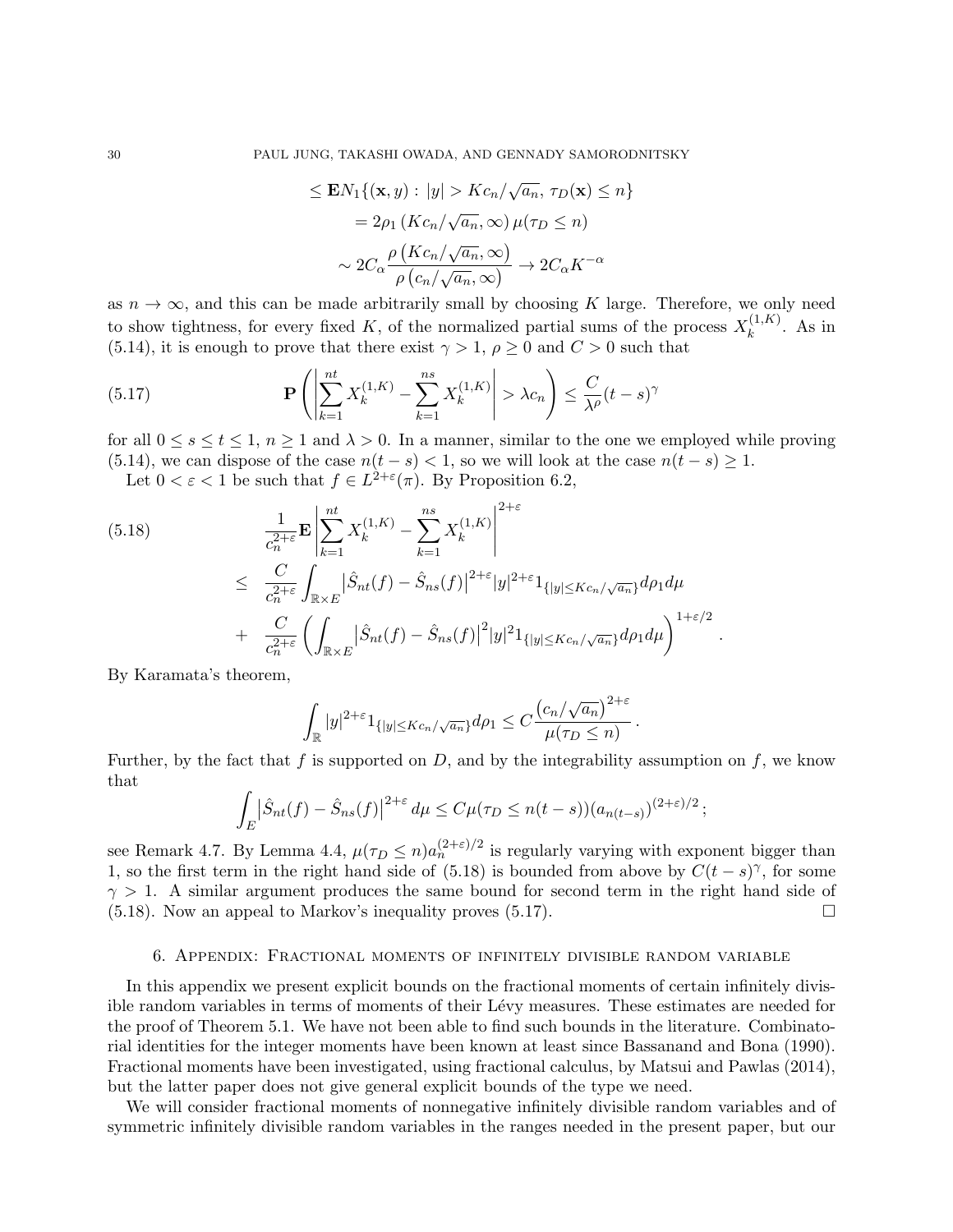$$
\begin{aligned}
&\le \mathbf{E}N_1\{(\mathbf{x},y):\,|y|>Kc_n/\sqrt{a_n},\,\tau_D(\mathbf{x})\le n\}\\
&= 2\rho_1\left(Kc_n/\sqrt{a_n},\infty\right)\mu(\tau_D\le n)\\
&\sim 2C_\alpha\frac{\rho\left(Kc_n/\sqrt{a_n},\infty\right)}{\rho\left(c_n/\sqrt{a_n},\infty\right)}\to 2C_\alpha K^{-\alpha}
\end{aligned}
$$

as $n\to\infty$, and this can be made arbitrarily small by choosing $K$ large. Therefore, we only need to show tightness, for every fixed $K$, of the normalized partial sums of the process $X_k^{(1,K)}$. As in (5.14), it is enough to prove that there exist $\gamma>1$, $\rho\ge 0$ and $C>0$ such that

$$
\mathbf{P}\left(\left|\sum_{k=1}^{nt}X_k^{(1,K)}-\sum_{k=1}^{ns}X_k^{(1,K)}\right|>\lambda c_n\right)\le\frac{C}{\lambda^\rho}(t-s)^\gamma \tag{5.17}
$$

for all $0\le s\le t\le 1$, $n\ge 1$ and $\lambda>0$. In a manner, similar to the one we employed while proving (5.14), we can dispose of the case $n(t-s)<1$, so we will look at the case $n(t-s)\ge 1$.

Let $0<\varepsilon<1$ be such that $f\in L^{2+\varepsilon}(\pi)$. By Proposition 6.2,

$$
\begin{aligned}
&\frac{1}{c_n^{2+\varepsilon}}\mathbf{E}\left|\sum_{k=1}^{nt}X_k^{(1,K)}-\sum_{k=1}^{ns}X_k^{(1,K)}\right|^{2+\varepsilon} \\
\le\;& \frac{C}{c_n^{2+\varepsilon}}\int_{\mathbb{R}\times E}\left|\hat S_{nt}(f)-\hat S_{ns}(f)\right|^{2+\varepsilon}|y|^{2+\varepsilon}\mathbf{1}_{\{|y|\le Kc_n/\sqrt{a_n}\}}d\rho_1 d\mu\\
+\;& \frac{C}{c_n^{2+\varepsilon}}\left(\int_{\mathbb{R}\times E}\left|\hat S_{nt}(f)-\hat S_{ns}(f)\right|^{2}|y|^{2}\mathbf{1}_{\{|y|\le Kc_n/\sqrt{a_n}\}}d\rho_1 d\mu\right)^{1+\varepsilon/2}.
\end{aligned} \tag{5.18}
$$

By Karamata's theorem,

$$
\int_{\mathbb{R}}|y|^{2+\varepsilon}\mathbf{1}_{\{|y|\le Kc_n/\sqrt{a_n}\}}d\rho_1\le C\frac{\left(c_n/\sqrt{a_n}\right)^{2+\varepsilon}}{\mu(\tau_D\le n)}.
$$

Further, by the fact that $f$ is supported on $D$, and by the integrability assumption on $f$, we know that

$$
\int_E\left|\hat S_{nt}(f)-\hat S_{ns}(f)\right|^{2+\varepsilon}d\mu\le C\mu(\tau_D\le n(t-s))(a_{n(t-s)})^{(2+\varepsilon)/2};
$$

see Remark 4.7. By Lemma 4.4, $\mu(\tau_D\le n)a_n^{(2+\varepsilon)/2}$ is regularly varying with exponent bigger than 1, so the first term in the right hand side of (5.18) is bounded from above by $C(t-s)^\gamma$, for some $\gamma>1$. A similar argument produces the same bound for second term in the right hand side of (5.18). Now an appeal to Markov's inequality proves (5.17). $\square$

## 6. Appendix: Fractional moments of infinitely divisible random variable

In this appendix we present explicit bounds on the fractional moments of certain infinitely divisible random variables in terms of moments of their Lévy measures. These estimates are needed for the proof of Theorem 5.1. We have not been able to find such bounds in the literature. Combinatorial identities for the integer moments have been known at least since Bassanand and Bona (1990). Fractional moments have been investigated, using fractional calculus, by Matsui and Pawlas (2014), but the latter paper does not give general explicit bounds of the type we need.

We will consider fractional moments of nonnegative infinitely divisible random variables and of symmetric infinitely divisible random variables in the ranges needed in the present paper, but our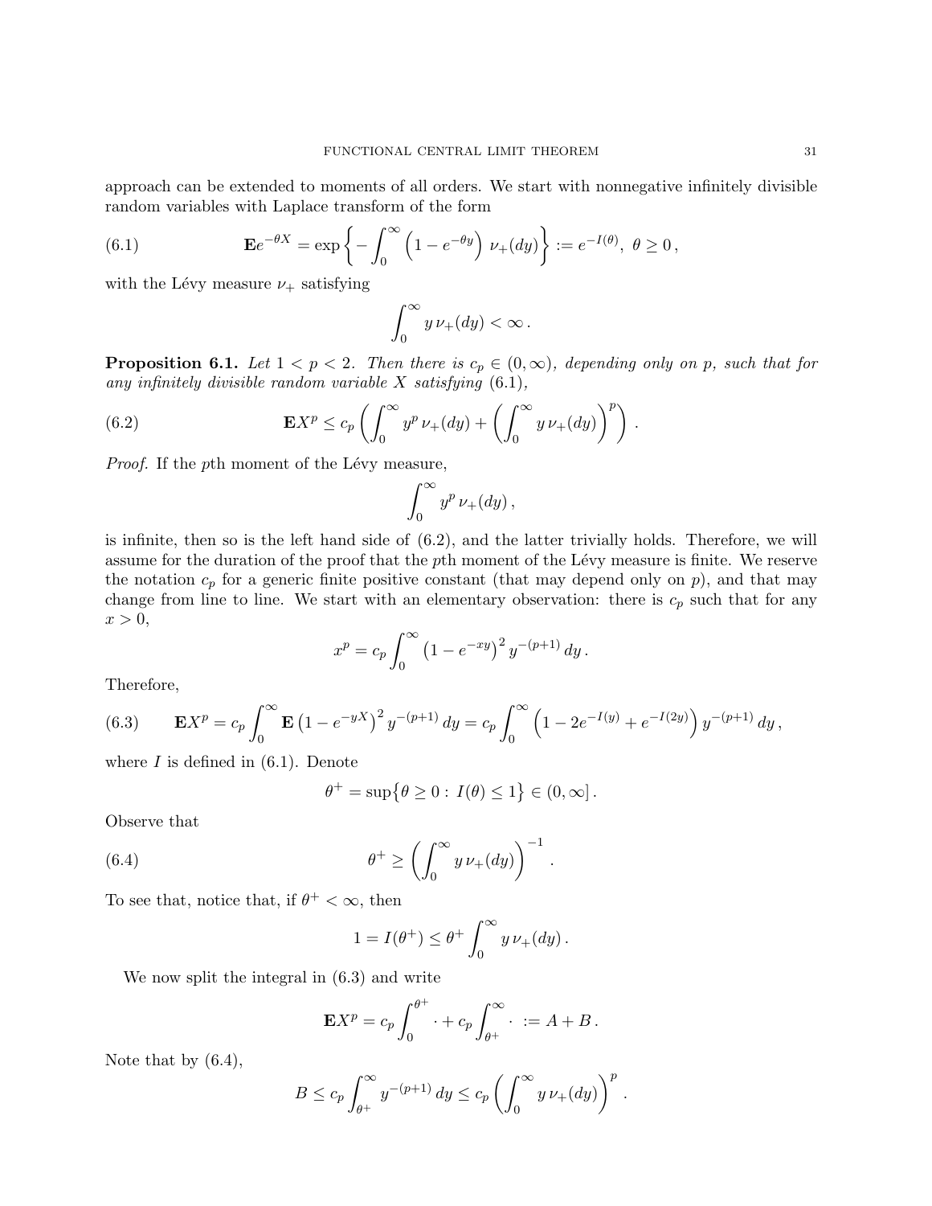approach can be extended to moments of all orders. We start with nonnegative infinitely divisible random variables with Laplace transform of the form

$$
\mathbf{E}e^{-\theta X} = \exp\left\{ -\int_0^\infty \left(1 - e^{-\theta y}\right) \nu_+(dy) \right\} := e^{-I(\theta)}, \ \theta \geq 0 \,, \tag{6.1}
$$

with the Lévy measure $\nu_+$ satisfying

$$
\int_0^\infty y \, \nu_+(dy) < \infty \,.
$$

**Proposition 6.1.** *Let $1 < p < 2$. Then there is $c_p \in (0, \infty)$, depending only on $p$, such that for any infinitely divisible random variable $X$ satisfying* (6.1)*,*

$$
\mathbf{E}X^p \leq c_p \left( \int_0^\infty y^p \, \nu_+(dy) + \left( \int_0^\infty y \, \nu_+(dy) \right)^p \right) . \tag{6.2}
$$

*Proof.* If the $p$th moment of the Lévy measure,

$$
\int_0^\infty y^p \, \nu_+(dy) \,,
$$

is infinite, then so is the left hand side of (6.2), and the latter trivially holds. Therefore, we will assume for the duration of the proof that the $p$th moment of the Lévy measure is finite. We reserve the notation $c_p$ for a generic finite positive constant (that may depend only on $p$), and that may change from line to line. We start with an elementary observation: there is $c_p$ such that for any $x > 0$,

$$
x^p = c_p \int_0^\infty \left(1 - e^{-xy}\right)^2 y^{-(p+1)} \, dy \,.
$$

Therefore,

$$
\mathbf{E}X^p = c_p \int_0^\infty \mathbf{E}\left(1 - e^{-yX}\right)^2 y^{-(p+1)} \, dy = c_p \int_0^\infty \left(1 - 2e^{-I(y)} + e^{-I(2y)}\right) y^{-(p+1)} \, dy \,, \tag{6.3}
$$

where $I$ is defined in (6.1). Denote

$$
\theta^+ = \sup\left\{\theta \geq 0 : \, I(\theta) \leq 1\right\} \in (0, \infty] \,.
$$

Observe that

$$
\theta^+ \geq \left( \int_0^\infty y \, \nu_+(dy) \right)^{-1} . \tag{6.4}
$$

To see that, notice that, if $\theta^+ < \infty$, then

$$
1 = I(\theta^+) \leq \theta^+ \int_0^\infty y \, \nu_+(dy) \,.
$$

We now split the integral in (6.3) and write

$$
\mathbf{E}X^p = c_p \int_0^{\theta^+} \cdot + c_p \int_{\theta^+}^\infty \cdot \ := A + B \,.
$$

Note that by (6.4),

$$
B \leq c_p \int_{\theta^+}^\infty y^{-(p+1)} \, dy \leq c_p \left( \int_0^\infty y \, \nu_+(dy) \right)^p .
$$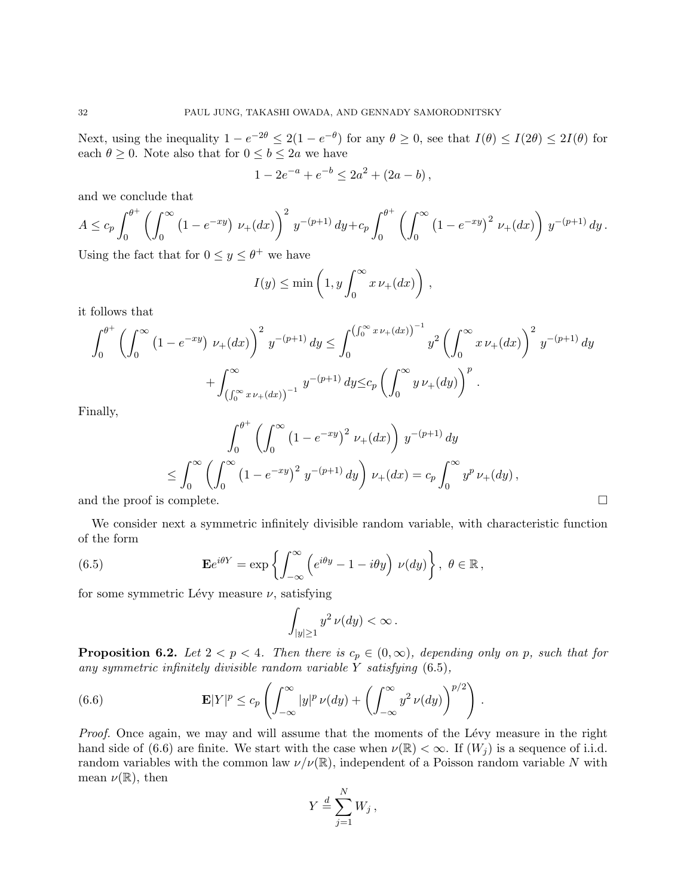Next, using the inequality $1 - e^{-2\theta} \le 2(1 - e^{-\theta})$ for any $\theta \ge 0$, see that $I(\theta) \le I(2\theta) \le 2I(\theta)$ for each $\theta \ge 0$. Note also that for $0 \le b \le 2a$ we have

$$1 - 2e^{-a} + e^{-b} \le 2a^2 + (2a - b)\,,$$

and we conclude that

$$A \le c_p \int_0^{\theta^+} \left( \int_0^\infty \left(1 - e^{-xy}\right) \nu_+(dx) \right)^2 y^{-(p+1)}\, dy + c_p \int_0^{\theta^+} \left( \int_0^\infty \left(1 - e^{-xy}\right)^2 \nu_+(dx) \right) y^{-(p+1)}\, dy\,.$$

Using the fact that for $0 \le y \le \theta^+$ we have

$$I(y) \le \min\left(1, y \int_0^\infty x\, \nu_+(dx)\right)\,,$$

it follows that

$$\int_0^{\theta^+} \left( \int_0^\infty \left(1 - e^{-xy}\right) \nu_+(dx) \right)^2 y^{-(p+1)}\, dy \le \int_0^{\left(\int_0^\infty x\,\nu_+(dx)\right)^{-1}} y^2 \left( \int_0^\infty x\, \nu_+(dx) \right)^2 y^{-(p+1)}\, dy$$

$$+ \int_{\left(\int_0^\infty x\,\nu_+(dx)\right)^{-1}}^\infty y^{-(p+1)}\, dy \le c_p \left( \int_0^\infty y\, \nu_+(dy) \right)^p\,.$$

Finally,

$$\int_0^{\theta^+} \left( \int_0^\infty \left(1 - e^{-xy}\right)^2 \nu_+(dx) \right) y^{-(p+1)}\, dy$$

$$\le \int_0^\infty \left( \int_0^\infty \left(1 - e^{-xy}\right)^2 y^{-(p+1)}\, dy \right) \nu_+(dx) = c_p \int_0^\infty y^p\, \nu_+(dy)\,,$$

and the proof is complete. $\square$

We consider next a symmetric infinitely divisible random variable, with characteristic function of the form

$$\mathbf{E} e^{i\theta Y} = \exp\left\{ \int_{-\infty}^\infty \left(e^{i\theta y} - 1 - i\theta y\right) \nu(dy) \right\},\ \theta \in \mathbb{R}\,, \tag{6.5}$$

for some symmetric Lévy measure $\nu$, satisfying

$$\int_{|y|\ge 1} y^2\, \nu(dy) < \infty\,.$$

**Proposition 6.2.** *Let $2 < p < 4$. Then there is $c_p \in (0, \infty)$, depending only on $p$, such that for any symmetric infinitely divisible random variable $Y$ satisfying (6.5),*

$$\mathbf{E}|Y|^p \le c_p \left( \int_{-\infty}^\infty |y|^p\, \nu(dy) + \left( \int_{-\infty}^\infty y^2\, \nu(dy) \right)^{p/2} \right)\,. \tag{6.6}$$

*Proof.* Once again, we may and will assume that the moments of the Lévy measure in the right hand side of (6.6) are finite. We start with the case when $\nu(\mathbb{R}) < \infty$. If $(W_j)$ is a sequence of i.i.d. random variables with the common law $\nu/\nu(\mathbb{R})$, independent of a Poisson random variable $N$ with mean $\nu(\mathbb{R})$, then

$$Y \stackrel{d}{=} \sum_{j=1}^N W_j\,,$$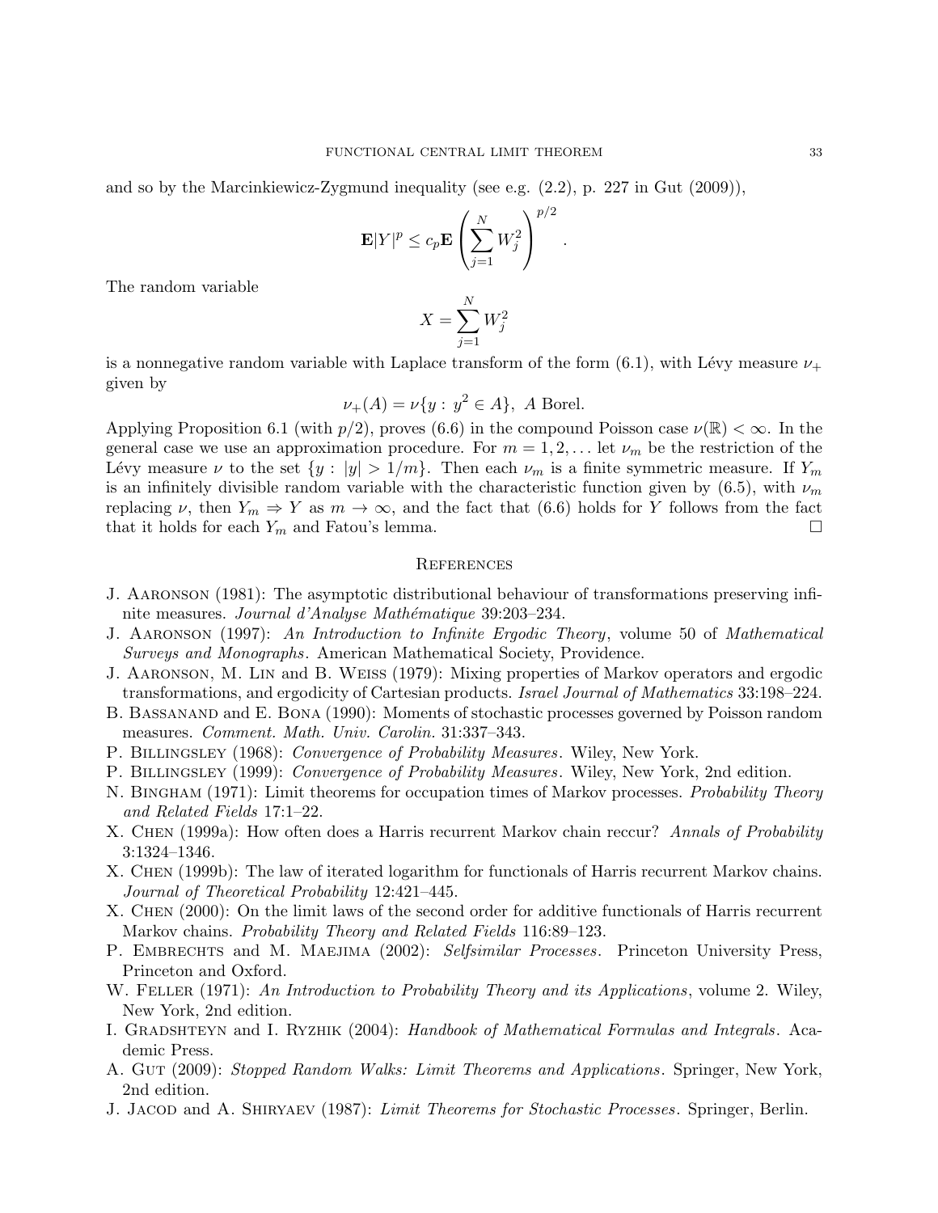and so by the Marcinkiewicz-Zygmund inequality (see e.g. (2.2), p. 227 in Gut (2009)),

$$\mathbf{E}|Y|^p \le c_p \mathbf{E}\left(\sum_{j=1}^N W_j^2\right)^{p/2} .$$

The random variable

$$X = \sum_{j=1}^N W_j^2$$

is a nonnegative random variable with Laplace transform of the form (6.1), with Lévy measure $\nu_+$ given by

$$\nu_+(A) = \nu\{y : \, y^2 \in A\}, \ A \text{ Borel}.$$

Applying Proposition 6.1 (with $p/2$), proves (6.6) in the compound Poisson case $\nu(\mathbb{R}) < \infty$. In the general case we use an approximation procedure. For $m = 1, 2, \ldots$ let $\nu_m$ be the restriction of the Lévy measure $\nu$ to the set $\{y : \, |y| > 1/m\}$. Then each $\nu_m$ is a finite symmetric measure. If $Y_m$ is an infinitely divisible random variable with the characteristic function given by (6.5), with $\nu_m$ replacing $\nu$, then $Y_m \Rightarrow Y$ as $m \to \infty$, and the fact that (6.6) holds for $Y$ follows from the fact that it holds for each $Y_m$ and Fatou's lemma. □

## References

J. Aaronson (1981): The asymptotic distributional behaviour of transformations preserving infinite measures. *Journal d'Analyse Mathématique* 39:203–234.

J. Aaronson (1997): *An Introduction to Infinite Ergodic Theory*, volume 50 of *Mathematical Surveys and Monographs*. American Mathematical Society, Providence.

J. Aaronson, M. Lin and B. Weiss (1979): Mixing properties of Markov operators and ergodic transformations, and ergodicity of Cartesian products. *Israel Journal of Mathematics* 33:198–224.

B. Bassanand and E. Bona (1990): Moments of stochastic processes governed by Poisson random measures. *Comment. Math. Univ. Carolin.* 31:337–343.

P. Billingsley (1968): *Convergence of Probability Measures*. Wiley, New York.

P. Billingsley (1999): *Convergence of Probability Measures*. Wiley, New York, 2nd edition.

N. Bingham (1971): Limit theorems for occupation times of Markov processes. *Probability Theory and Related Fields* 17:1–22.

X. Chen (1999a): How often does a Harris recurrent Markov chain reccur? *Annals of Probability* 3:1324–1346.

X. Chen (1999b): The law of iterated logarithm for functionals of Harris recurrent Markov chains. *Journal of Theoretical Probability* 12:421–445.

X. Chen (2000): On the limit laws of the second order for additive functionals of Harris recurrent Markov chains. *Probability Theory and Related Fields* 116:89–123.

P. Embrechts and M. Maejima (2002): *Selfsimilar Processes*. Princeton University Press, Princeton and Oxford.

W. Feller (1971): *An Introduction to Probability Theory and its Applications*, volume 2. Wiley, New York, 2nd edition.

I. Gradshteyn and I. Ryzhik (2004): *Handbook of Mathematical Formulas and Integrals*. Academic Press.

A. Gut (2009): *Stopped Random Walks: Limit Theorems and Applications*. Springer, New York, 2nd edition.

J. Jacod and A. Shiryaev (1987): *Limit Theorems for Stochastic Processes*. Springer, Berlin.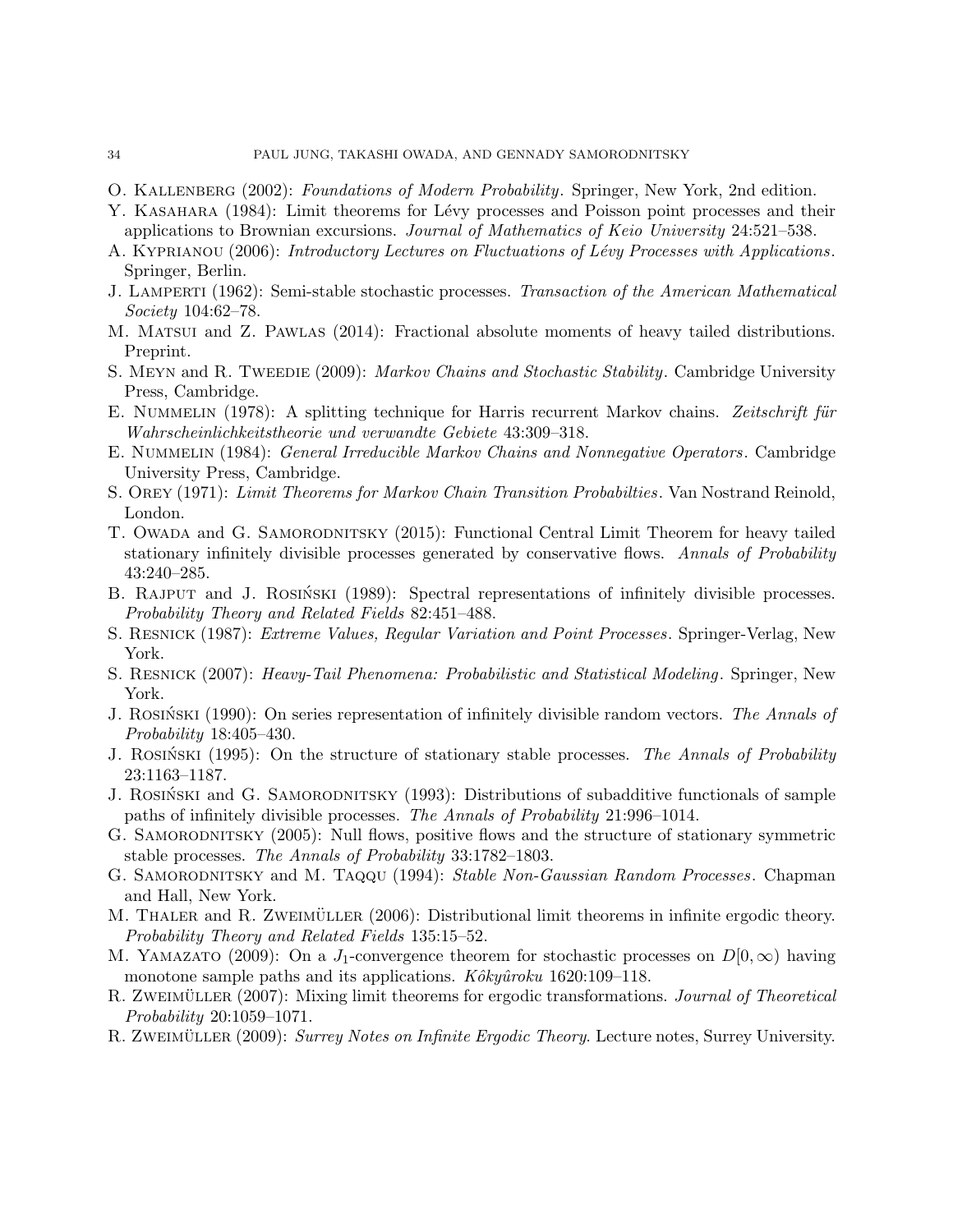O. Kallenberg (2002): *Foundations of Modern Probability*. Springer, New York, 2nd edition.

Y. Kasahara (1984): Limit theorems for Lévy processes and Poisson point processes and their applications to Brownian excursions. *Journal of Mathematics of Keio University* 24:521–538.

A. Kyprianou (2006): *Introductory Lectures on Fluctuations of Lévy Processes with Applications*. Springer, Berlin.

J. Lamperti (1962): Semi-stable stochastic processes. *Transaction of the American Mathematical Society* 104:62–78.

M. Matsui and Z. Pawlas (2014): Fractional absolute moments of heavy tailed distributions. Preprint.

S. Meyn and R. Tweedie (2009): *Markov Chains and Stochastic Stability*. Cambridge University Press, Cambridge.

E. Nummelin (1978): A splitting technique for Harris recurrent Markov chains. *Zeitschrift für Wahrscheinlichkeitstheorie und verwandte Gebiete* 43:309–318.

E. Nummelin (1984): *General Irreducible Markov Chains and Nonnegative Operators*. Cambridge University Press, Cambridge.

S. Orey (1971): *Limit Theorems for Markov Chain Transition Probabilties*. Van Nostrand Reinold, London.

T. Owada and G. Samorodnitsky (2015): Functional Central Limit Theorem for heavy tailed stationary infinitely divisible processes generated by conservative flows. *Annals of Probability* 43:240–285.

B. Rajput and J. Rosiński (1989): Spectral representations of infinitely divisible processes. *Probability Theory and Related Fields* 82:451–488.

S. Resnick (1987): *Extreme Values, Regular Variation and Point Processes*. Springer-Verlag, New York.

S. Resnick (2007): *Heavy-Tail Phenomena: Probabilistic and Statistical Modeling*. Springer, New York.

J. Rosiński (1990): On series representation of infinitely divisible random vectors. *The Annals of Probability* 18:405–430.

J. Rosiński (1995): On the structure of stationary stable processes. *The Annals of Probability* 23:1163–1187.

J. Rosiński and G. Samorodnitsky (1993): Distributions of subadditive functionals of sample paths of infinitely divisible processes. *The Annals of Probability* 21:996–1014.

G. Samorodnitsky (2005): Null flows, positive flows and the structure of stationary symmetric stable processes. *The Annals of Probability* 33:1782–1803.

G. Samorodnitsky and M. Taqqu (1994): *Stable Non-Gaussian Random Processes*. Chapman and Hall, New York.

M. Thaler and R. Zweimüller (2006): Distributional limit theorems in infinite ergodic theory. *Probability Theory and Related Fields* 135:15–52.

M. Yamazato (2009): On a $J_1$-convergence theorem for stochastic processes on $D[0,\infty)$ having monotone sample paths and its applications. *Kôkyûroku* 1620:109–118.

R. Zweimüller (2007): Mixing limit theorems for ergodic transformations. *Journal of Theoretical Probability* 20:1059–1071.

R. Zweimüller (2009): *Surrey Notes on Infinite Ergodic Theory*. Lecture notes, Surrey University.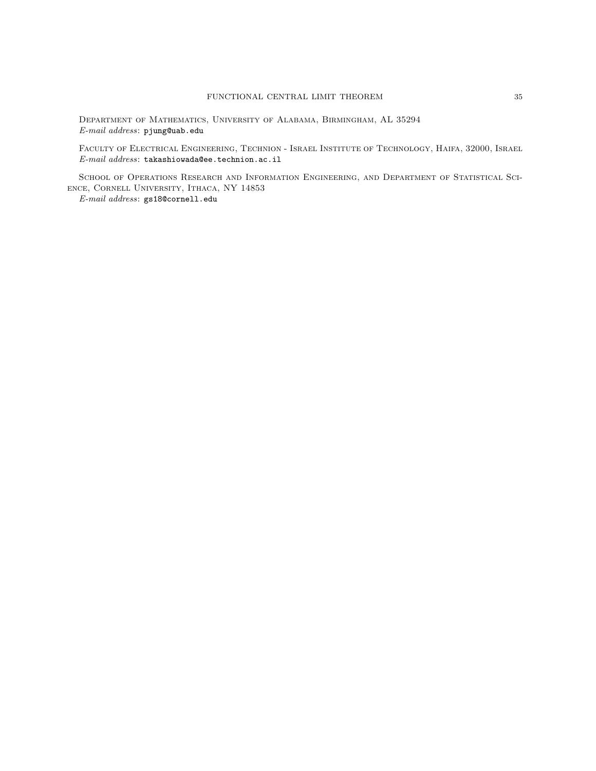Department of Mathematics, University of Alabama, Birmingham, AL 35294
*E-mail address*: pjung@uab.edu

Faculty of Electrical Engineering, Technion - Israel Institute of Technology, Haifa, 32000, Israel
*E-mail address*: takashiowada@ee.technion.ac.il

School of Operations Research and Information Engineering, and Department of Statistical Science, Cornell University, Ithaca, NY 14853
*E-mail address*: gs18@cornell.edu